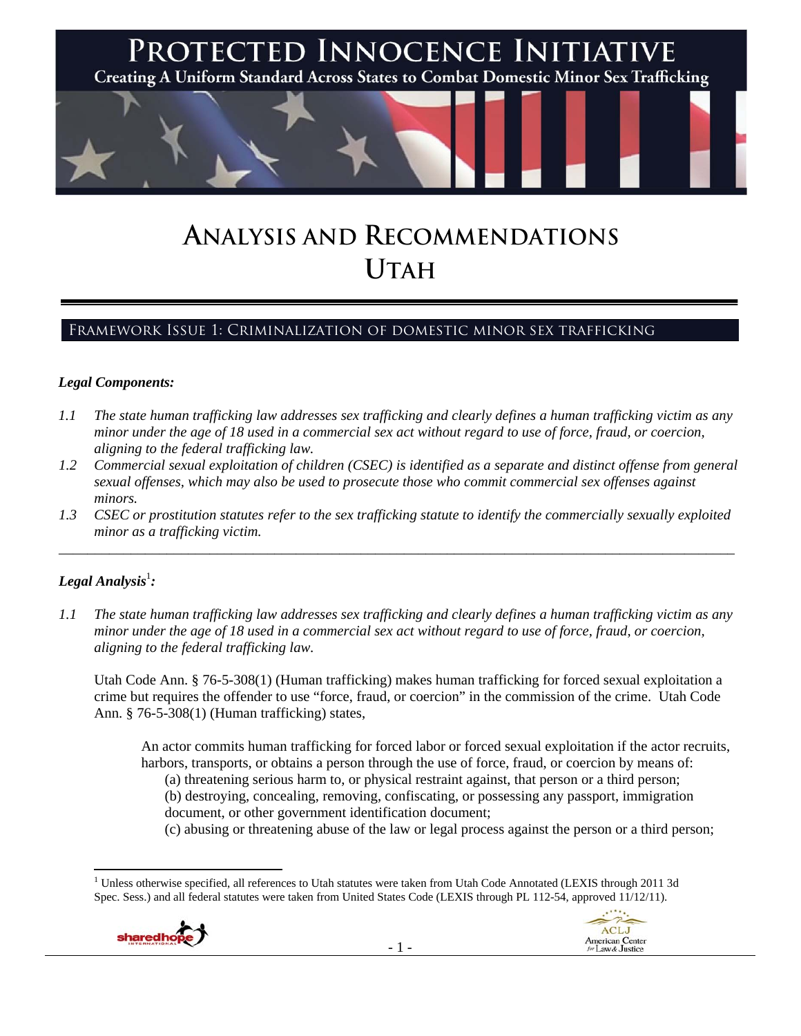# PROTECTED INNOCENCE INITIATIVE

**Creating A Uniform Standard Across States to Combat Domestic Minor Sex Trafficking**

# ANALYSIS AND RECOMMENDATIONS
# UTAH

## FRAMEWORK ISSUE 1: CRIMINALIZATION OF DOMESTIC MINOR SEX TRAFFICKING

### *Legal Components:*

*1.1 The state human trafficking law addresses sex trafficking and clearly defines a human trafficking victim as any minor under the age of 18 used in a commercial sex act without regard to use of force, fraud, or coercion, aligning to the federal trafficking law.*

*1.2 Commercial sexual exploitation of children (CSEC) is identified as a separate and distinct offense from general sexual offenses, which may also be used to prosecute those who commit commercial sex offenses against minors.*

*1.3 CSEC or prostitution statutes refer to the sex trafficking statute to identify the commercially sexually exploited minor as a trafficking victim.*

---

### *Legal Analysis*[1]*:*

*1.1 The state human trafficking law addresses sex trafficking and clearly defines a human trafficking victim as any minor under the age of 18 used in a commercial sex act without regard to use of force, fraud, or coercion, aligning to the federal trafficking law.*

Utah Code Ann. § 76-5-308(1) (Human trafficking) makes human trafficking for forced sexual exploitation a crime but requires the offender to use "force, fraud, or coercion" in the commission of the crime. Utah Code Ann. § 76-5-308(1) (Human trafficking) states,

> An actor commits human trafficking for forced labor or forced sexual exploitation if the actor recruits, harbors, transports, or obtains a person through the use of force, fraud, or coercion by means of:
>
> (a) threatening serious harm to, or physical restraint against, that person or a third person;
>
> (b) destroying, concealing, removing, confiscating, or possessing any passport, immigration document, or other government identification document;
>
> (c) abusing or threatening abuse of the law or legal process against the person or a third person;

---

[1] Unless otherwise specified, all references to Utah statutes were taken from Utah Code Annotated (LEXIS through 2011 3d Spec. Sess.) and all federal statutes were taken from United States Code (LEXIS through PL 112-54, approved 11/12/11).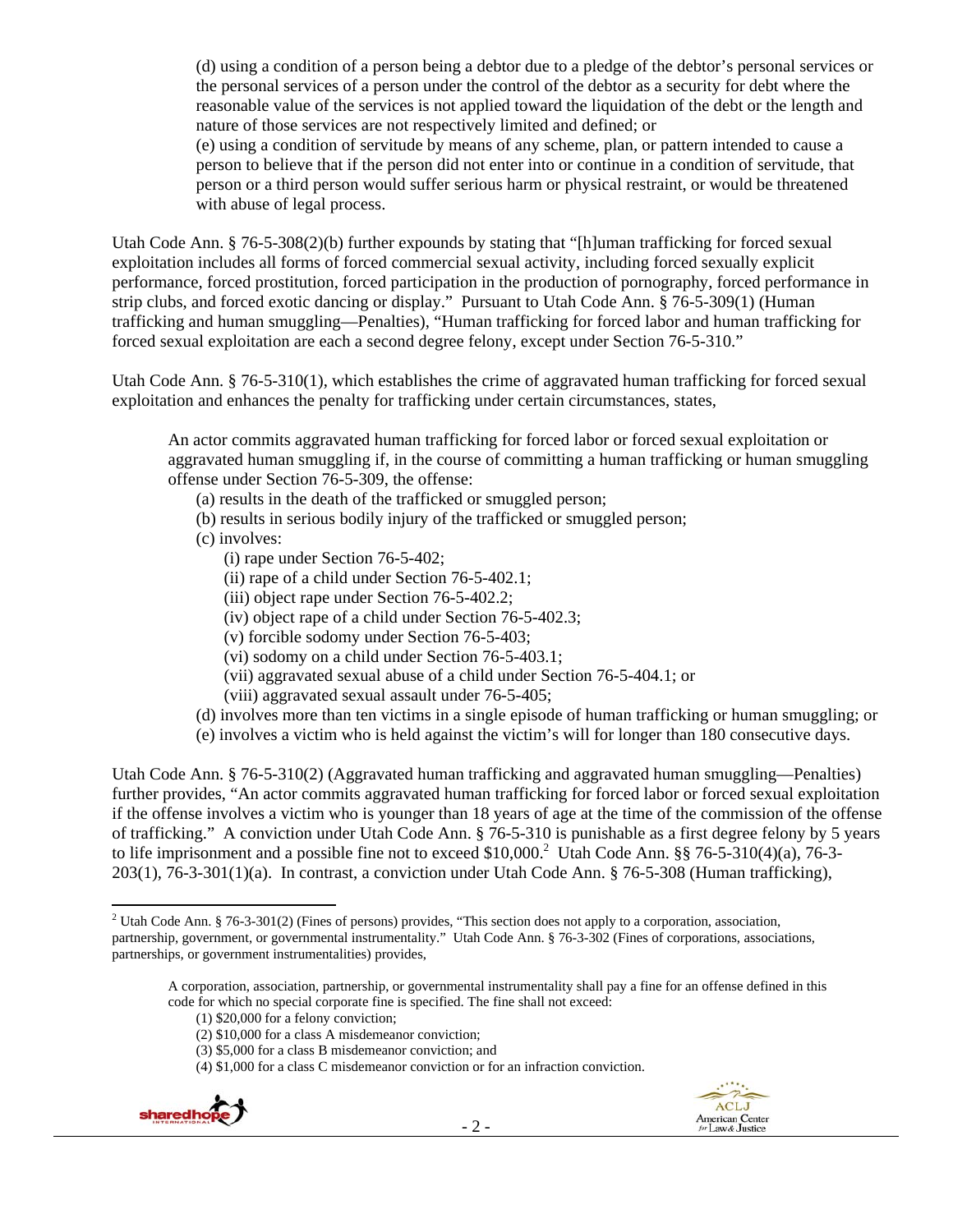> (d) using a condition of a person being a debtor due to a pledge of the debtor's personal services or the personal services of a person under the control of the debtor as a security for debt where the reasonable value of the services is not applied toward the liquidation of the debt or the length and nature of those services are not respectively limited and defined; or
> (e) using a condition of servitude by means of any scheme, plan, or pattern intended to cause a person to believe that if the person did not enter into or continue in a condition of servitude, that person or a third person would suffer serious harm or physical restraint, or would be threatened with abuse of legal process.

Utah Code Ann. § 76-5-308(2)(b) further expounds by stating that "[h]uman trafficking for forced sexual exploitation includes all forms of forced commercial sexual activity, including forced sexually explicit performance, forced prostitution, forced participation in the production of pornography, forced performance in strip clubs, and forced exotic dancing or display." Pursuant to Utah Code Ann. § 76-5-309(1) (Human trafficking and human smuggling—Penalties), "Human trafficking for forced labor and human trafficking for forced sexual exploitation are each a second degree felony, except under Section 76-5-310."

Utah Code Ann. § 76-5-310(1), which establishes the crime of aggravated human trafficking for forced sexual exploitation and enhances the penalty for trafficking under certain circumstances, states,

> An actor commits aggravated human trafficking for forced labor or forced sexual exploitation or aggravated human smuggling if, in the course of committing a human trafficking or human smuggling offense under Section 76-5-309, the offense:
> (a) results in the death of the trafficked or smuggled person;
> (b) results in serious bodily injury of the trafficked or smuggled person;
> (c) involves:
> (i) rape under Section 76-5-402;
> (ii) rape of a child under Section 76-5-402.1;
> (iii) object rape under Section 76-5-402.2;
> (iv) object rape of a child under Section 76-5-402.3;
> (v) forcible sodomy under Section 76-5-403;
> (vi) sodomy on a child under Section 76-5-403.1;
> (vii) aggravated sexual abuse of a child under Section 76-5-404.1; or
> (viii) aggravated sexual assault under 76-5-405;
> (d) involves more than ten victims in a single episode of human trafficking or human smuggling; or
> (e) involves a victim who is held against the victim's will for longer than 180 consecutive days.

Utah Code Ann. § 76-5-310(2) (Aggravated human trafficking and aggravated human smuggling—Penalties) further provides, "An actor commits aggravated human trafficking for forced labor or forced sexual exploitation if the offense involves a victim who is younger than 18 years of age at the time of the commission of the offense of trafficking." A conviction under Utah Code Ann. § 76-5-310 is punishable as a first degree felony by 5 years to life imprisonment and a possible fine not to exceed $10,000.[2] Utah Code Ann. §§ 76-5-310(4)(a), 76-3-203(1), 76-3-301(1)(a). In contrast, a conviction under Utah Code Ann. § 76-5-308 (Human trafficking),

---

[2] Utah Code Ann. § 76-3-301(2) (Fines of persons) provides, "This section does not apply to a corporation, association, partnership, government, or governmental instrumentality." Utah Code Ann. § 76-3-302 (Fines of corporations, associations, partnerships, or government instrumentalities) provides,

> A corporation, association, partnership, or governmental instrumentality shall pay a fine for an offense defined in this code for which no special corporate fine is specified. The fine shall not exceed:
> (1) $20,000 for a felony conviction;
> (2) $10,000 for a class A misdemeanor conviction;
> (3) $5,000 for a class B misdemeanor conviction; and
> (4) $1,000 for a class C misdemeanor conviction or for an infraction conviction.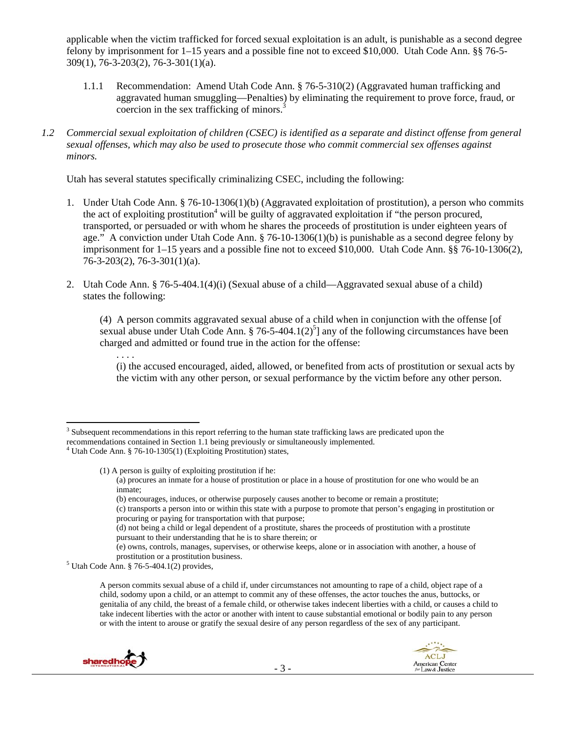applicable when the victim trafficked for forced sexual exploitation is an adult, is punishable as a second degree felony by imprisonment for 1–15 years and a possible fine not to exceed $10,000. Utah Code Ann. §§ 76-5-309(1), 76-3-203(2), 76-3-301(1)(a).

1.1.1 Recommendation: Amend Utah Code Ann. § 76-5-310(2) (Aggravated human trafficking and aggravated human smuggling—Penalties) by eliminating the requirement to prove force, fraud, or coercion in the sex trafficking of minors.[3]

*1.2 Commercial sexual exploitation of children (CSEC) is identified as a separate and distinct offense from general sexual offenses, which may also be used to prosecute those who commit commercial sex offenses against minors.*

Utah has several statutes specifically criminalizing CSEC, including the following:

1. Under Utah Code Ann. § 76-10-1306(1)(b) (Aggravated exploitation of prostitution), a person who commits the act of exploiting prostitution[4] will be guilty of aggravated exploitation if "the person procured, transported, or persuaded or with whom he shares the proceeds of prostitution is under eighteen years of age." A conviction under Utah Code Ann. § 76-10-1306(1)(b) is punishable as a second degree felony by imprisonment for 1–15 years and a possible fine not to exceed $10,000. Utah Code Ann. §§ 76-10-1306(2), 76-3-203(2), 76-3-301(1)(a).

2. Utah Code Ann. § 76-5-404.1(4)(i) (Sexual abuse of a child—Aggravated sexual abuse of a child) states the following:

   > (4) A person commits aggravated sexual abuse of a child when in conjunction with the offense [of sexual abuse under Utah Code Ann. § 76-5-404.1(2)[5]] any of the following circumstances have been charged and admitted or found true in the action for the offense:
   >
   > . . . .
   >
   > (i) the accused encouraged, aided, allowed, or benefited from acts of prostitution or sexual acts by the victim with any other person, or sexual performance by the victim before any other person.

---

[3] Subsequent recommendations in this report referring to the human state trafficking laws are predicated upon the recommendations contained in Section 1.1 being previously or simultaneously implemented.

[4] Utah Code Ann. § 76-10-1305(1) (Exploiting Prostitution) states,

> (1) A person is guilty of exploiting prostitution if he:
>
> (a) procures an inmate for a house of prostitution or place in a house of prostitution for one who would be an inmate;
>
> (b) encourages, induces, or otherwise purposely causes another to become or remain a prostitute;
>
> (c) transports a person into or within this state with a purpose to promote that person's engaging in prostitution or procuring or paying for transportation with that purpose;
>
> (d) not being a child or legal dependent of a prostitute, shares the proceeds of prostitution with a prostitute pursuant to their understanding that he is to share therein; or
>
> (e) owns, controls, manages, supervises, or otherwise keeps, alone or in association with another, a house of prostitution or a prostitution business.

[5] Utah Code Ann. § 76-5-404.1(2) provides,

> A person commits sexual abuse of a child if, under circumstances not amounting to rape of a child, object rape of a child, sodomy upon a child, or an attempt to commit any of these offenses, the actor touches the anus, buttocks, or genitalia of any child, the breast of a female child, or otherwise takes indecent liberties with a child, or causes a child to take indecent liberties with the actor or another with intent to cause substantial emotional or bodily pain to any person or with the intent to arouse or gratify the sexual desire of any person regardless of the sex of any participant.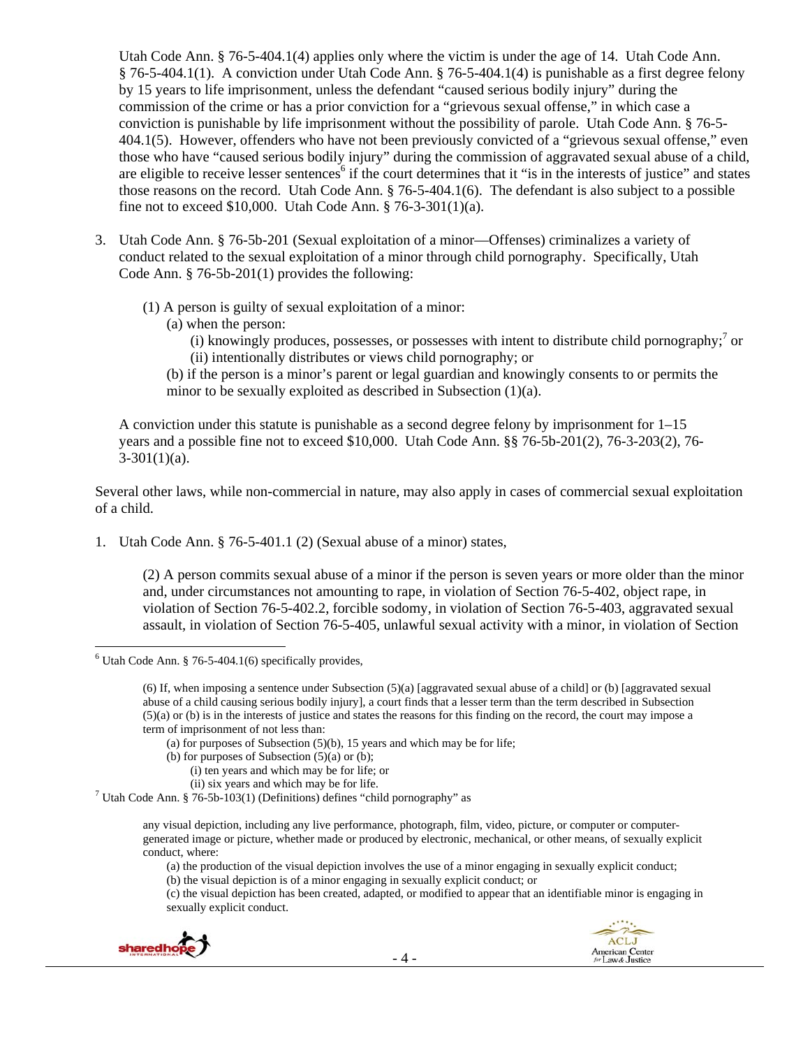Utah Code Ann. § 76-5-404.1(4) applies only where the victim is under the age of 14. Utah Code Ann. § 76-5-404.1(1). A conviction under Utah Code Ann. § 76-5-404.1(4) is punishable as a first degree felony by 15 years to life imprisonment, unless the defendant "caused serious bodily injury" during the commission of the crime or has a prior conviction for a "grievous sexual offense," in which case a conviction is punishable by life imprisonment without the possibility of parole. Utah Code Ann. § 76-5-404.1(5). However, offenders who have not been previously convicted of a "grievous sexual offense," even those who have "caused serious bodily injury" during the commission of aggravated sexual abuse of a child, are eligible to receive lesser sentences[6] if the court determines that it "is in the interests of justice" and states those reasons on the record. Utah Code Ann. § 76-5-404.1(6). The defendant is also subject to a possible fine not to exceed $10,000. Utah Code Ann. § 76-3-301(1)(a).

3. Utah Code Ann. § 76-5b-201 (Sexual exploitation of a minor—Offenses) criminalizes a variety of conduct related to the sexual exploitation of a minor through child pornography. Specifically, Utah Code Ann. § 76-5b-201(1) provides the following:

   (1) A person is guilty of sexual exploitation of a minor:
      (a) when the person:
         (i) knowingly produces, possesses, or possesses with intent to distribute child pornography;[7] or
         (ii) intentionally distributes or views child pornography; or
      (b) if the person is a minor's parent or legal guardian and knowingly consents to or permits the minor to be sexually exploited as described in Subsection (1)(a).

   A conviction under this statute is punishable as a second degree felony by imprisonment for 1–15 years and a possible fine not to exceed $10,000. Utah Code Ann. §§ 76-5b-201(2), 76-3-203(2), 76-3-301(1)(a).

Several other laws, while non-commercial in nature, may also apply in cases of commercial sexual exploitation of a child.

1. Utah Code Ann. § 76-5-401.1 (2) (Sexual abuse of a minor) states,

   (2) A person commits sexual abuse of a minor if the person is seven years or more older than the minor and, under circumstances not amounting to rape, in violation of Section 76-5-402, object rape, in violation of Section 76-5-402.2, forcible sodomy, in violation of Section 76-5-403, aggravated sexual assault, in violation of Section 76-5-405, unlawful sexual activity with a minor, in violation of Section

---

[6] Utah Code Ann. § 76-5-404.1(6) specifically provides,

> (6) If, when imposing a sentence under Subsection (5)(a) [aggravated sexual abuse of a child] or (b) [aggravated sexual abuse of a child causing serious bodily injury], a court finds that a lesser term than the term described in Subsection (5)(a) or (b) is in the interests of justice and states the reasons for this finding on the record, the court may impose a term of imprisonment of not less than:
> (a) for purposes of Subsection (5)(b), 15 years and which may be for life;
> (b) for purposes of Subsection (5)(a) or (b);
> (i) ten years and which may be for life; or
> (ii) six years and which may be for life.

[7] Utah Code Ann. § 76-5b-103(1) (Definitions) defines "child pornography" as

> any visual depiction, including any live performance, photograph, film, video, picture, or computer or computer-generated image or picture, whether made or produced by electronic, mechanical, or other means, of sexually explicit conduct, where:
> (a) the production of the visual depiction involves the use of a minor engaging in sexually explicit conduct;
> (b) the visual depiction is of a minor engaging in sexually explicit conduct; or
> (c) the visual depiction has been created, adapted, or modified to appear that an identifiable minor is engaging in sexually explicit conduct.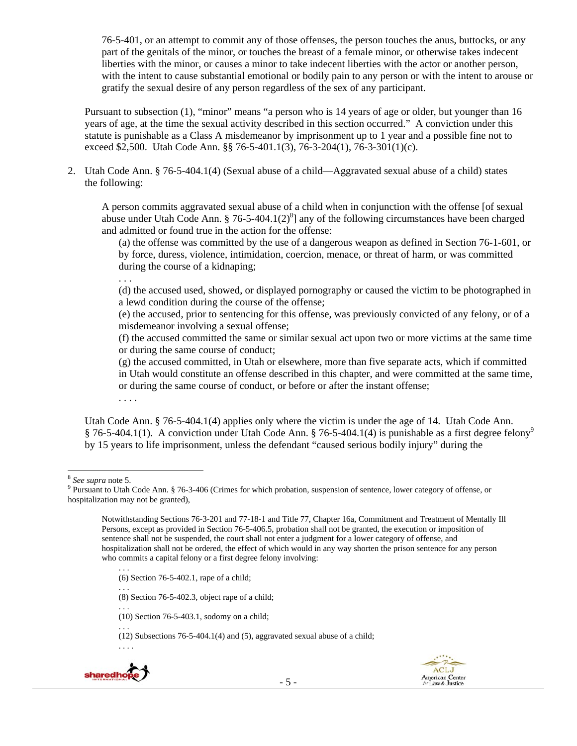> 76-5-401, or an attempt to commit any of those offenses, the person touches the anus, buttocks, or any part of the genitals of the minor, or touches the breast of a female minor, or otherwise takes indecent liberties with the minor, or causes a minor to take indecent liberties with the actor or another person, with the intent to cause substantial emotional or bodily pain to any person or with the intent to arouse or gratify the sexual desire of any person regardless of the sex of any participant.

Pursuant to subsection (1), "minor" means "a person who is 14 years of age or older, but younger than 16 years of age, at the time the sexual activity described in this section occurred." A conviction under this statute is punishable as a Class A misdemeanor by imprisonment up to 1 year and a possible fine not to exceed $2,500. Utah Code Ann. §§ 76-5-401.1(3), 76-3-204(1), 76-3-301(1)(c).

2. Utah Code Ann. § 76-5-404.1(4) (Sexual abuse of a child—Aggravated sexual abuse of a child) states the following:

> A person commits aggravated sexual abuse of a child when in conjunction with the offense [of sexual abuse under Utah Code Ann. § 76-5-404.1(2)[8]] any of the following circumstances have been charged and admitted or found true in the action for the offense:
>
> (a) the offense was committed by the use of a dangerous weapon as defined in Section 76-1-601, or by force, duress, violence, intimidation, coercion, menace, or threat of harm, or was committed during the course of a kidnaping;
>
> . . .
>
> (d) the accused used, showed, or displayed pornography or caused the victim to be photographed in a lewd condition during the course of the offense;
>
> (e) the accused, prior to sentencing for this offense, was previously convicted of any felony, or of a misdemeanor involving a sexual offense;
>
> (f) the accused committed the same or similar sexual act upon two or more victims at the same time or during the same course of conduct;
>
> (g) the accused committed, in Utah or elsewhere, more than five separate acts, which if committed in Utah would constitute an offense described in this chapter, and were committed at the same time, or during the same course of conduct, or before or after the instant offense;
>
> . . . .

Utah Code Ann. § 76-5-404.1(4) applies only where the victim is under the age of 14. Utah Code Ann. § 76-5-404.1(1). A conviction under Utah Code Ann. § 76-5-404.1(4) is punishable as a first degree felony[9] by 15 years to life imprisonment, unless the defendant "caused serious bodily injury" during the

---

[8] *See supra* note 5.

[9] Pursuant to Utah Code Ann. § 76-3-406 (Crimes for which probation, suspension of sentence, lower category of offense, or hospitalization may not be granted),

> Notwithstanding Sections 76-3-201 and 77-18-1 and Title 77, Chapter 16a, Commitment and Treatment of Mentally Ill Persons, except as provided in Section 76-5-406.5, probation shall not be granted, the execution or imposition of sentence shall not be suspended, the court shall not enter a judgment for a lower category of offense, and hospitalization shall not be ordered, the effect of which would in any way shorten the prison sentence for any person who commits a capital felony or a first degree felony involving:
>
> . . .
>
> (6) Section 76-5-402.1, rape of a child;
>
> . . .
>
> (8) Section 76-5-402.3, object rape of a child;
>
> . . .
>
> (10) Section 76-5-403.1, sodomy on a child;
>
> . . .
>
> (12) Subsections 76-5-404.1(4) and (5), aggravated sexual abuse of a child;
>
> . . . .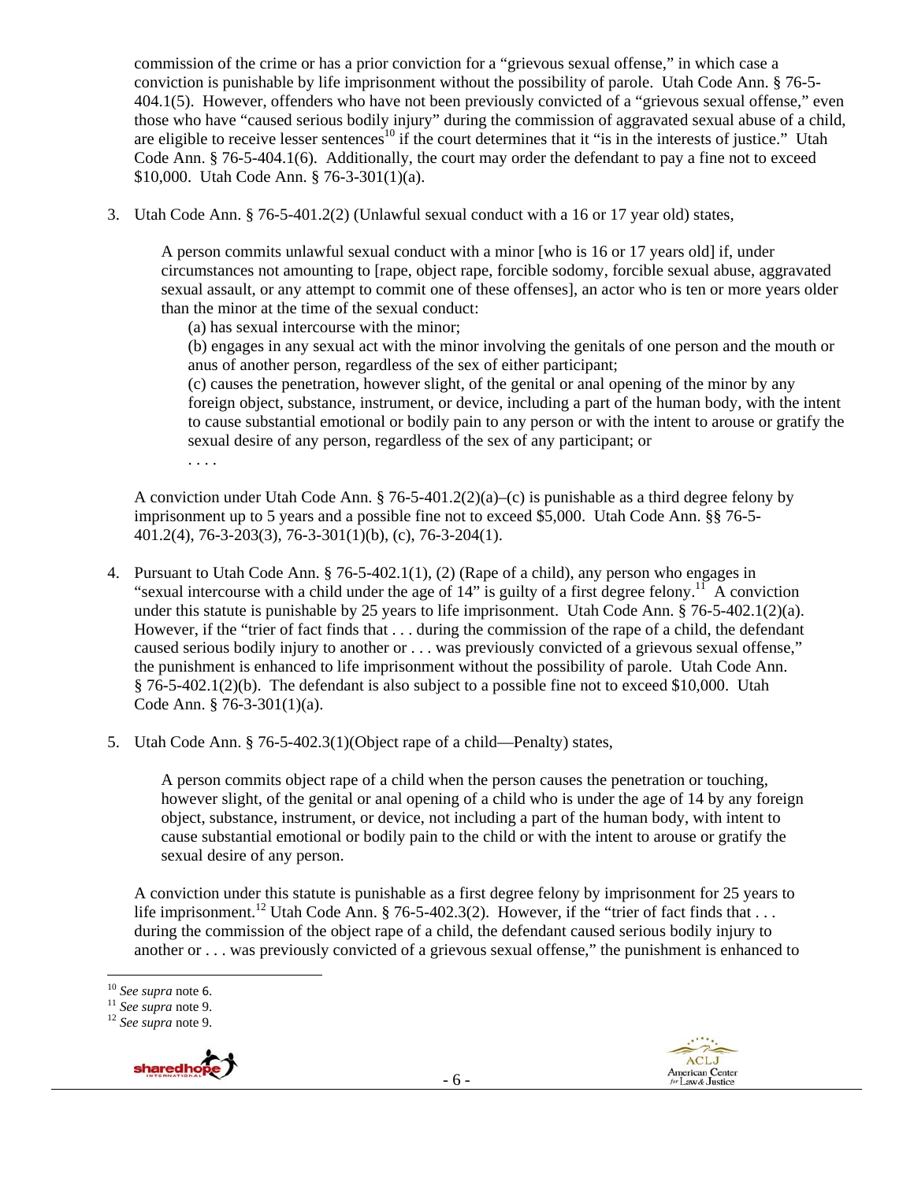commission of the crime or has a prior conviction for a "grievous sexual offense," in which case a conviction is punishable by life imprisonment without the possibility of parole. Utah Code Ann. § 76-5-404.1(5). However, offenders who have not been previously convicted of a "grievous sexual offense," even those who have "caused serious bodily injury" during the commission of aggravated sexual abuse of a child, are eligible to receive lesser sentences[10] if the court determines that it "is in the interests of justice." Utah Code Ann. § 76-5-404.1(6). Additionally, the court may order the defendant to pay a fine not to exceed $10,000. Utah Code Ann. § 76-3-301(1)(a).

3. Utah Code Ann. § 76-5-401.2(2) (Unlawful sexual conduct with a 16 or 17 year old) states,

   > A person commits unlawful sexual conduct with a minor [who is 16 or 17 years old] if, under circumstances not amounting to [rape, object rape, forcible sodomy, forcible sexual abuse, aggravated sexual assault, or any attempt to commit one of these offenses], an actor who is ten or more years older than the minor at the time of the sexual conduct:
   > (a) has sexual intercourse with the minor;
   > (b) engages in any sexual act with the minor involving the genitals of one person and the mouth or anus of another person, regardless of the sex of either participant;
   > (c) causes the penetration, however slight, of the genital or anal opening of the minor by any foreign object, substance, instrument, or device, including a part of the human body, with the intent to cause substantial emotional or bodily pain to any person or with the intent to arouse or gratify the sexual desire of any person, regardless of the sex of any participant; or
   > . . . .

   A conviction under Utah Code Ann. § 76-5-401.2(2)(a)–(c) is punishable as a third degree felony by imprisonment up to 5 years and a possible fine not to exceed $5,000. Utah Code Ann. §§ 76-5-401.2(4), 76-3-203(3), 76-3-301(1)(b), (c), 76-3-204(1).

4. Pursuant to Utah Code Ann. § 76-5-402.1(1), (2) (Rape of a child), any person who engages in "sexual intercourse with a child under the age of 14" is guilty of a first degree felony.[11] A conviction under this statute is punishable by 25 years to life imprisonment. Utah Code Ann. § 76-5-402.1(2)(a). However, if the "trier of fact finds that . . . during the commission of the rape of a child, the defendant caused serious bodily injury to another or . . . was previously convicted of a grievous sexual offense," the punishment is enhanced to life imprisonment without the possibility of parole. Utah Code Ann. § 76-5-402.1(2)(b). The defendant is also subject to a possible fine not to exceed $10,000. Utah Code Ann. § 76-3-301(1)(a).

5. Utah Code Ann. § 76-5-402.3(1)(Object rape of a child—Penalty) states,

   > A person commits object rape of a child when the person causes the penetration or touching, however slight, of the genital or anal opening of a child who is under the age of 14 by any foreign object, substance, instrument, or device, not including a part of the human body, with intent to cause substantial emotional or bodily pain to the child or with the intent to arouse or gratify the sexual desire of any person.

   A conviction under this statute is punishable as a first degree felony by imprisonment for 25 years to life imprisonment.[12] Utah Code Ann. § 76-5-402.3(2). However, if the "trier of fact finds that . . . during the commission of the object rape of a child, the defendant caused serious bodily injury to another or . . . was previously convicted of a grievous sexual offense," the punishment is enhanced to

---

[10] *See supra* note 6.
[11] *See supra* note 9.
[12] *See supra* note 9.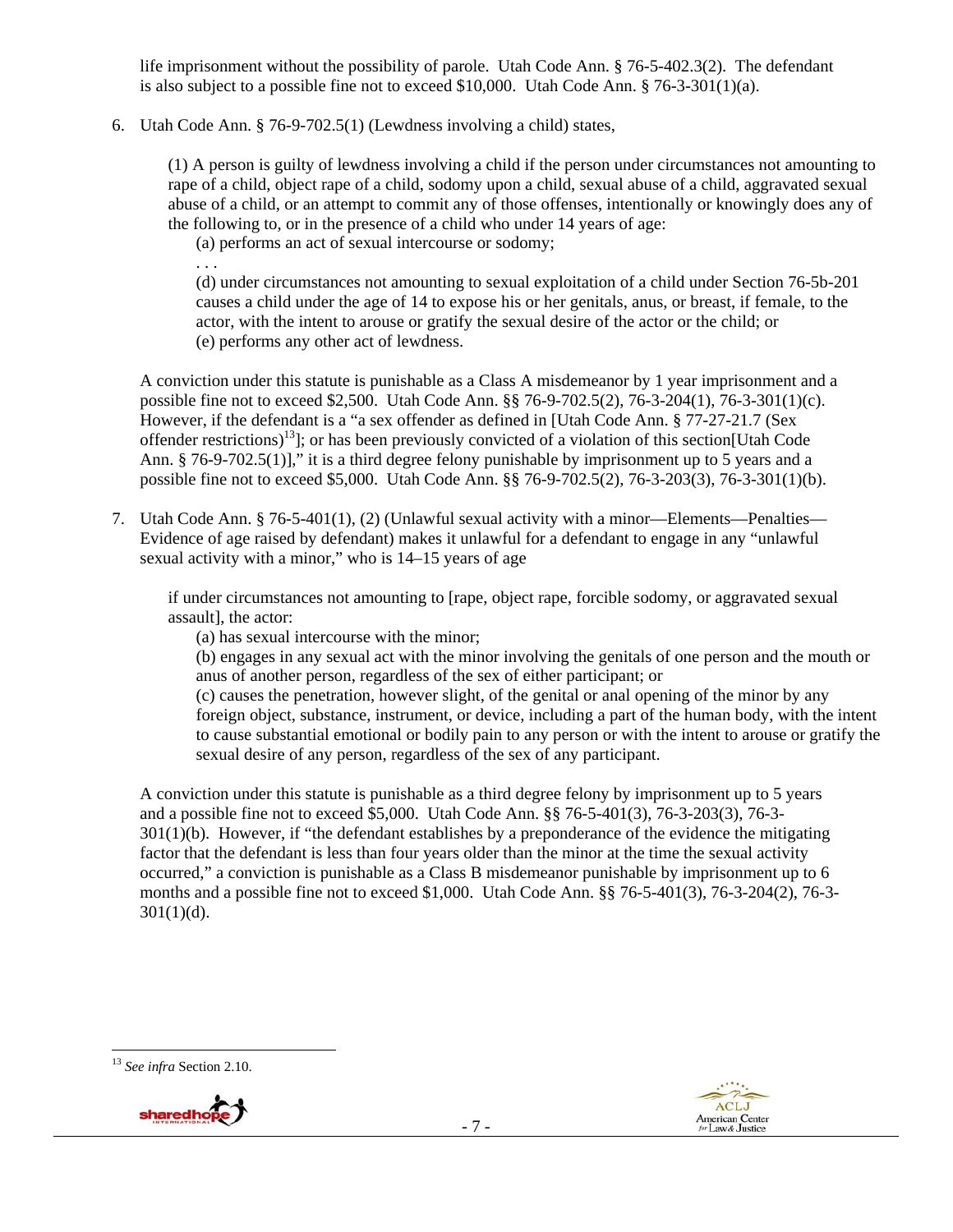life imprisonment without the possibility of parole. Utah Code Ann. § 76-5-402.3(2). The defendant is also subject to a possible fine not to exceed $10,000. Utah Code Ann. § 76-3-301(1)(a).

6. Utah Code Ann. § 76-9-702.5(1) (Lewdness involving a child) states,

   > (1) A person is guilty of lewdness involving a child if the person under circumstances not amounting to rape of a child, object rape of a child, sodomy upon a child, sexual abuse of a child, aggravated sexual abuse of a child, or an attempt to commit any of those offenses, intentionally or knowingly does any of the following to, or in the presence of a child who under 14 years of age:
   >
   > (a) performs an act of sexual intercourse or sodomy;
   >
   > . . .
   >
   > (d) under circumstances not amounting to sexual exploitation of a child under Section 76-5b-201 causes a child under the age of 14 to expose his or her genitals, anus, or breast, if female, to the actor, with the intent to arouse or gratify the sexual desire of the actor or the child; or
   >
   > (e) performs any other act of lewdness.

   A conviction under this statute is punishable as a Class A misdemeanor by 1 year imprisonment and a possible fine not to exceed $2,500. Utah Code Ann. §§ 76-9-702.5(2), 76-3-204(1), 76-3-301(1)(c). However, if the defendant is a "a sex offender as defined in [Utah Code Ann. § 77-27-21.7 (Sex offender restrictions)[13]]; or has been previously convicted of a violation of this section[Utah Code Ann. § 76-9-702.5(1)]," it is a third degree felony punishable by imprisonment up to 5 years and a possible fine not to exceed $5,000. Utah Code Ann. §§ 76-9-702.5(2), 76-3-203(3), 76-3-301(1)(b).

7. Utah Code Ann. § 76-5-401(1), (2) (Unlawful sexual activity with a minor—Elements—Penalties—Evidence of age raised by defendant) makes it unlawful for a defendant to engage in any "unlawful sexual activity with a minor," who is 14–15 years of age

   > if under circumstances not amounting to [rape, object rape, forcible sodomy, or aggravated sexual assault], the actor:
   >
   > (a) has sexual intercourse with the minor;
   >
   > (b) engages in any sexual act with the minor involving the genitals of one person and the mouth or anus of another person, regardless of the sex of either participant; or
   >
   > (c) causes the penetration, however slight, of the genital or anal opening of the minor by any foreign object, substance, instrument, or device, including a part of the human body, with the intent to cause substantial emotional or bodily pain to any person or with the intent to arouse or gratify the sexual desire of any person, regardless of the sex of any participant.

   A conviction under this statute is punishable as a third degree felony by imprisonment up to 5 years and a possible fine not to exceed $5,000. Utah Code Ann. §§ 76-5-401(3), 76-3-203(3), 76-3-301(1)(b). However, if "the defendant establishes by a preponderance of the evidence the mitigating factor that the defendant is less than four years older than the minor at the time the sexual activity occurred," a conviction is punishable as a Class B misdemeanor punishable by imprisonment up to 6 months and a possible fine not to exceed $1,000. Utah Code Ann. §§ 76-5-401(3), 76-3-204(2), 76-3-301(1)(d).

---

[13] *See infra* Section 2.10.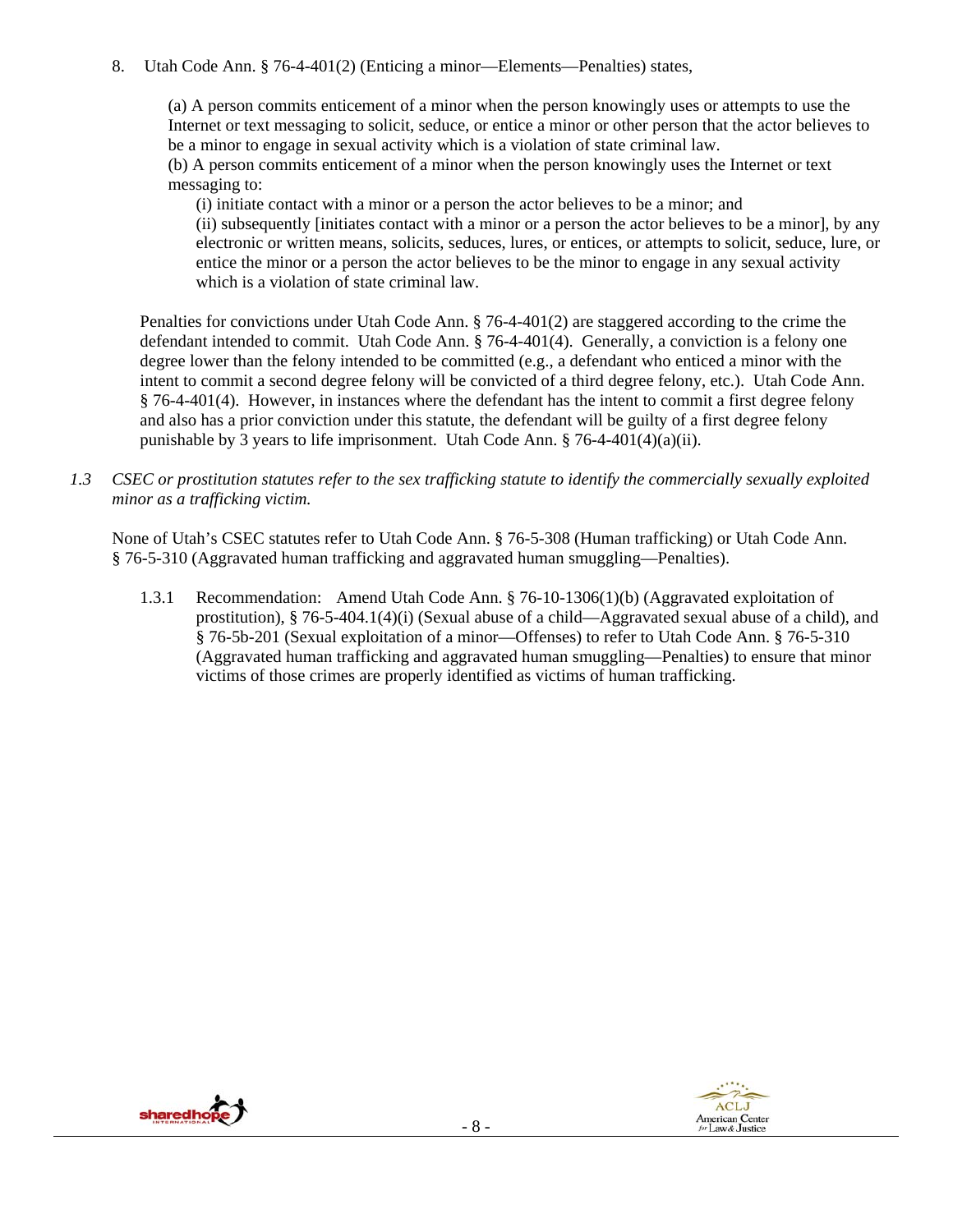8. Utah Code Ann. § 76-4-401(2) (Enticing a minor—Elements—Penalties) states,

> (a) A person commits enticement of a minor when the person knowingly uses or attempts to use the Internet or text messaging to solicit, seduce, or entice a minor or other person that the actor believes to be a minor to engage in sexual activity which is a violation of state criminal law.
> (b) A person commits enticement of a minor when the person knowingly uses the Internet or text messaging to:
>
> (i) initiate contact with a minor or a person the actor believes to be a minor; and
> (ii) subsequently [initiates contact with a minor or a person the actor believes to be a minor], by any electronic or written means, solicits, seduces, lures, or entices, or attempts to solicit, seduce, lure, or entice the minor or a person the actor believes to be the minor to engage in any sexual activity which is a violation of state criminal law.

Penalties for convictions under Utah Code Ann. § 76-4-401(2) are staggered according to the crime the defendant intended to commit. Utah Code Ann. § 76-4-401(4). Generally, a conviction is a felony one degree lower than the felony intended to be committed (e.g., a defendant who enticed a minor with the intent to commit a second degree felony will be convicted of a third degree felony, etc.). Utah Code Ann. § 76-4-401(4). However, in instances where the defendant has the intent to commit a first degree felony and also has a prior conviction under this statute, the defendant will be guilty of a first degree felony punishable by 3 years to life imprisonment. Utah Code Ann. § 76-4-401(4)(a)(ii).

*1.3 CSEC or prostitution statutes refer to the sex trafficking statute to identify the commercially sexually exploited minor as a trafficking victim.*

None of Utah's CSEC statutes refer to Utah Code Ann. § 76-5-308 (Human trafficking) or Utah Code Ann. § 76-5-310 (Aggravated human trafficking and aggravated human smuggling—Penalties).

1.3.1 Recommendation: Amend Utah Code Ann. § 76-10-1306(1)(b) (Aggravated exploitation of prostitution), § 76-5-404.1(4)(i) (Sexual abuse of a child—Aggravated sexual abuse of a child), and § 76-5b-201 (Sexual exploitation of a minor—Offenses) to refer to Utah Code Ann. § 76-5-310 (Aggravated human trafficking and aggravated human smuggling—Penalties) to ensure that minor victims of those crimes are properly identified as victims of human trafficking.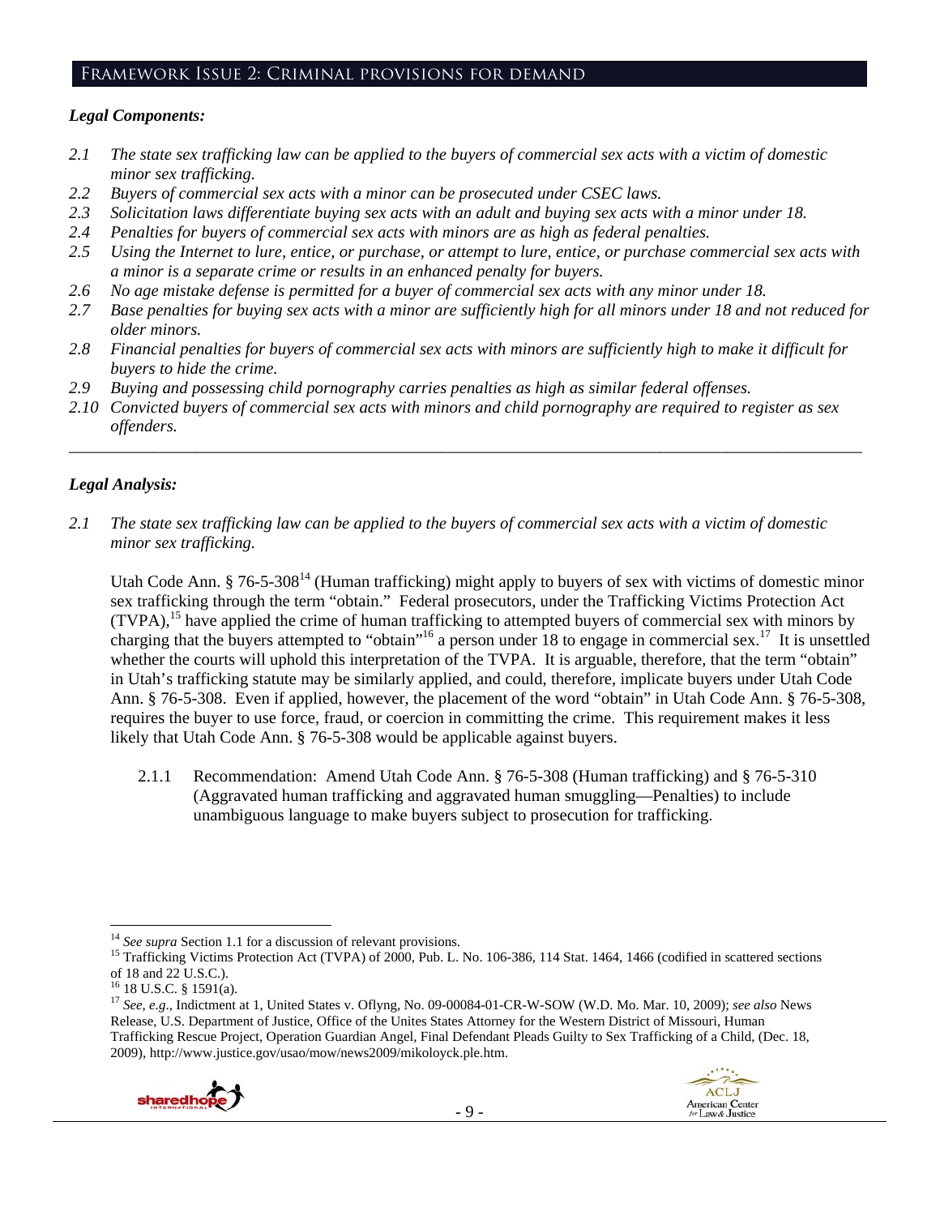## Framework Issue 2: Criminal provisions for demand

### *Legal Components:*

- *2.1 The state sex trafficking law can be applied to the buyers of commercial sex acts with a victim of domestic minor sex trafficking.*
- *2.2 Buyers of commercial sex acts with a minor can be prosecuted under CSEC laws.*
- *2.3 Solicitation laws differentiate buying sex acts with an adult and buying sex acts with a minor under 18.*
- *2.4 Penalties for buyers of commercial sex acts with minors are as high as federal penalties.*
- *2.5 Using the Internet to lure, entice, or purchase, or attempt to lure, entice, or purchase commercial sex acts with a minor is a separate crime or results in an enhanced penalty for buyers.*
- *2.6 No age mistake defense is permitted for a buyer of commercial sex acts with any minor under 18.*
- *2.7 Base penalties for buying sex acts with a minor are sufficiently high for all minors under 18 and not reduced for older minors.*
- *2.8 Financial penalties for buyers of commercial sex acts with minors are sufficiently high to make it difficult for buyers to hide the crime.*
- *2.9 Buying and possessing child pornography carries penalties as high as similar federal offenses.*
- *2.10 Convicted buyers of commercial sex acts with minors and child pornography are required to register as sex offenders.*

---

### *Legal Analysis:*

*2.1 The state sex trafficking law can be applied to the buyers of commercial sex acts with a victim of domestic minor sex trafficking.*

Utah Code Ann. § 76-5-308[14] (Human trafficking) might apply to buyers of sex with victims of domestic minor sex trafficking through the term "obtain." Federal prosecutors, under the Trafficking Victims Protection Act (TVPA),[15] have applied the crime of human trafficking to attempted buyers of commercial sex with minors by charging that the buyers attempted to "obtain"[16] a person under 18 to engage in commercial sex.[17] It is unsettled whether the courts will uphold this interpretation of the TVPA. It is arguable, therefore, that the term "obtain" in Utah's trafficking statute may be similarly applied, and could, therefore, implicate buyers under Utah Code Ann. § 76-5-308. Even if applied, however, the placement of the word "obtain" in Utah Code Ann. § 76-5-308, requires the buyer to use force, fraud, or coercion in committing the crime. This requirement makes it less likely that Utah Code Ann. § 76-5-308 would be applicable against buyers.

2.1.1 Recommendation: Amend Utah Code Ann. § 76-5-308 (Human trafficking) and § 76-5-310 (Aggravated human trafficking and aggravated human smuggling—Penalties) to include unambiguous language to make buyers subject to prosecution for trafficking.

---

[14] *See supra* Section 1.1 for a discussion of relevant provisions.

[15] Trafficking Victims Protection Act (TVPA) of 2000, Pub. L. No. 106-386, 114 Stat. 1464, 1466 (codified in scattered sections of 18 and 22 U.S.C.).

[16] 18 U.S.C. § 1591(a).

[17] *See, e.g.*, Indictment at 1, United States v. Oflyng, No. 09-00084-01-CR-W-SOW (W.D. Mo. Mar. 10, 2009); *see also* News Release, U.S. Department of Justice, Office of the Unites States Attorney for the Western District of Missouri, Human Trafficking Rescue Project, Operation Guardian Angel, Final Defendant Pleads Guilty to Sex Trafficking of a Child, (Dec. 18, 2009), http://www.justice.gov/usao/mow/news2009/mikoloyck.ple.htm.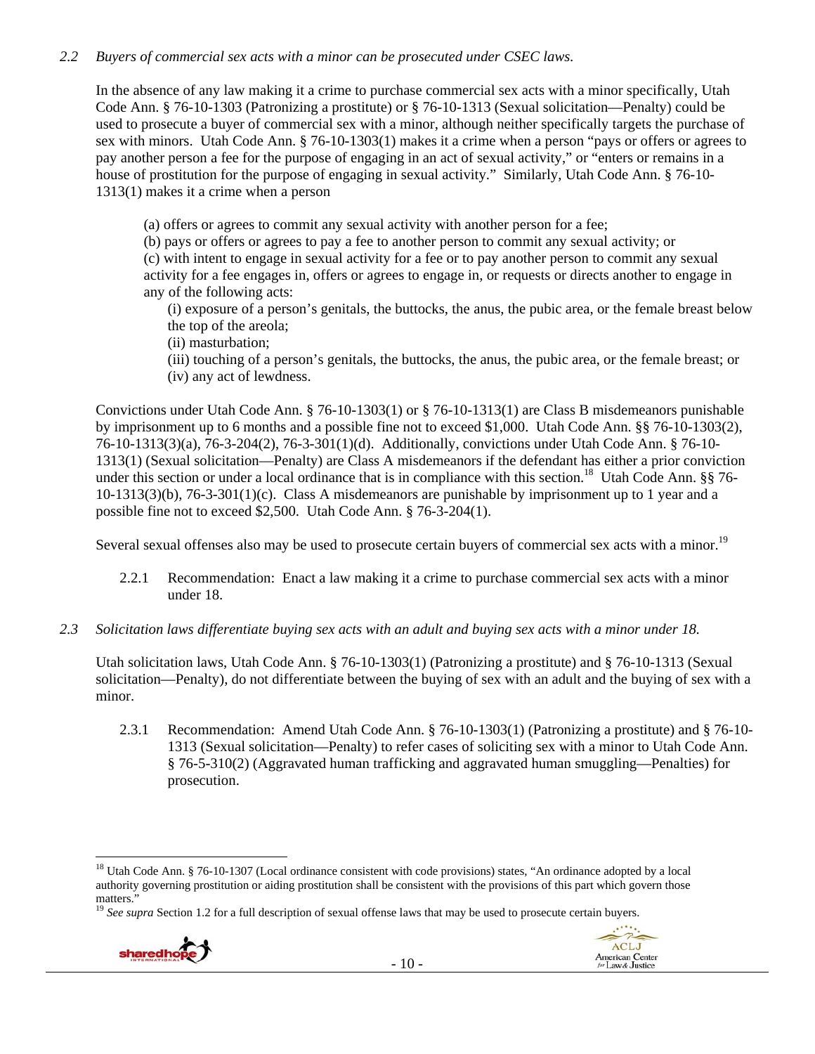*2.2 Buyers of commercial sex acts with a minor can be prosecuted under CSEC laws.*

In the absence of any law making it a crime to purchase commercial sex acts with a minor specifically, Utah Code Ann. § 76-10-1303 (Patronizing a prostitute) or § 76-10-1313 (Sexual solicitation—Penalty) could be used to prosecute a buyer of commercial sex with a minor, although neither specifically targets the purchase of sex with minors. Utah Code Ann. § 76-10-1303(1) makes it a crime when a person "pays or offers or agrees to pay another person a fee for the purpose of engaging in an act of sexual activity," or "enters or remains in a house of prostitution for the purpose of engaging in sexual activity." Similarly, Utah Code Ann. § 76-10-1313(1) makes it a crime when a person

> (a) offers or agrees to commit any sexual activity with another person for a fee;
> (b) pays or offers or agrees to pay a fee to another person to commit any sexual activity; or
> (c) with intent to engage in sexual activity for a fee or to pay another person to commit any sexual activity for a fee engages in, offers or agrees to engage in, or requests or directs another to engage in any of the following acts:
>
> > (i) exposure of a person's genitals, the buttocks, the anus, the pubic area, or the female breast below the top of the areola;
> > (ii) masturbation;
> > (iii) touching of a person's genitals, the buttocks, the anus, the pubic area, or the female breast; or
> > (iv) any act of lewdness.

Convictions under Utah Code Ann. § 76-10-1303(1) or § 76-10-1313(1) are Class B misdemeanors punishable by imprisonment up to 6 months and a possible fine not to exceed $1,000. Utah Code Ann. §§ 76-10-1303(2), 76-10-1313(3)(a), 76-3-204(2), 76-3-301(1)(d). Additionally, convictions under Utah Code Ann. § 76-10-1313(1) (Sexual solicitation—Penalty) are Class A misdemeanors if the defendant has either a prior conviction under this section or under a local ordinance that is in compliance with this section.[18] Utah Code Ann. §§ 76-10-1313(3)(b), 76-3-301(1)(c). Class A misdemeanors are punishable by imprisonment up to 1 year and a possible fine not to exceed $2,500. Utah Code Ann. § 76-3-204(1).

Several sexual offenses also may be used to prosecute certain buyers of commercial sex acts with a minor.[19]

2.2.1 Recommendation: Enact a law making it a crime to purchase commercial sex acts with a minor under 18.

*2.3 Solicitation laws differentiate buying sex acts with an adult and buying sex acts with a minor under 18.*

Utah solicitation laws, Utah Code Ann. § 76-10-1303(1) (Patronizing a prostitute) and § 76-10-1313 (Sexual solicitation—Penalty), do not differentiate between the buying of sex with an adult and the buying of sex with a minor.

2.3.1 Recommendation: Amend Utah Code Ann. § 76-10-1303(1) (Patronizing a prostitute) and § 76-10-1313 (Sexual solicitation—Penalty) to refer cases of soliciting sex with a minor to Utah Code Ann. § 76-5-310(2) (Aggravated human trafficking and aggravated human smuggling—Penalties) for prosecution.

---

[18] Utah Code Ann. § 76-10-1307 (Local ordinance consistent with code provisions) states, "An ordinance adopted by a local authority governing prostitution or aiding prostitution shall be consistent with the provisions of this part which govern those matters."

[19] *See supra* Section 1.2 for a full description of sexual offense laws that may be used to prosecute certain buyers.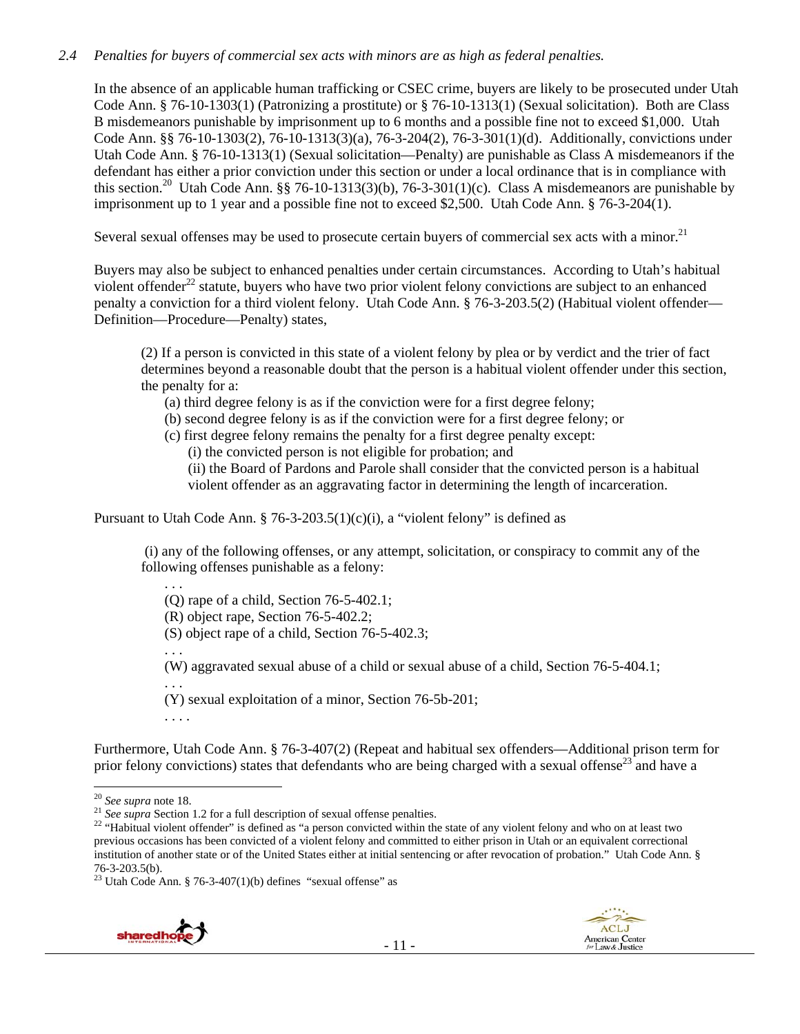*2.4 Penalties for buyers of commercial sex acts with minors are as high as federal penalties.*

In the absence of an applicable human trafficking or CSEC crime, buyers are likely to be prosecuted under Utah Code Ann. § 76-10-1303(1) (Patronizing a prostitute) or § 76-10-1313(1) (Sexual solicitation). Both are Class B misdemeanors punishable by imprisonment up to 6 months and a possible fine not to exceed $1,000. Utah Code Ann. §§ 76-10-1303(2), 76-10-1313(3)(a), 76-3-204(2), 76-3-301(1)(d). Additionally, convictions under Utah Code Ann. § 76-10-1313(1) (Sexual solicitation—Penalty) are punishable as Class A misdemeanors if the defendant has either a prior conviction under this section or under a local ordinance that is in compliance with this section.[20] Utah Code Ann. §§ 76-10-1313(3)(b), 76-3-301(1)(c). Class A misdemeanors are punishable by imprisonment up to 1 year and a possible fine not to exceed $2,500. Utah Code Ann. § 76-3-204(1).

Several sexual offenses may be used to prosecute certain buyers of commercial sex acts with a minor.[21]

Buyers may also be subject to enhanced penalties under certain circumstances. According to Utah's habitual violent offender[22] statute, buyers who have two prior violent felony convictions are subject to an enhanced penalty a conviction for a third violent felony. Utah Code Ann. § 76-3-203.5(2) (Habitual violent offender—Definition—Procedure—Penalty) states,

> (2) If a person is convicted in this state of a violent felony by plea or by verdict and the trier of fact determines beyond a reasonable doubt that the person is a habitual violent offender under this section, the penalty for a:
>
> (a) third degree felony is as if the conviction were for a first degree felony;
>
> (b) second degree felony is as if the conviction were for a first degree felony; or
>
> (c) first degree felony remains the penalty for a first degree penalty except:
>
> (i) the convicted person is not eligible for probation; and
>
> (ii) the Board of Pardons and Parole shall consider that the convicted person is a habitual violent offender as an aggravating factor in determining the length of incarceration.

Pursuant to Utah Code Ann. § 76-3-203.5(1)(c)(i), a "violent felony" is defined as

> (i) any of the following offenses, or any attempt, solicitation, or conspiracy to commit any of the following offenses punishable as a felony:
>
> . . .
>
> (Q) rape of a child, Section 76-5-402.1;
>
> (R) object rape, Section 76-5-402.2;
>
> (S) object rape of a child, Section 76-5-402.3;
>
> . . .
>
> (W) aggravated sexual abuse of a child or sexual abuse of a child, Section 76-5-404.1;
>
> . . .
>
> (Y) sexual exploitation of a minor, Section 76-5b-201;
>
> . . . .

Furthermore, Utah Code Ann. § 76-3-407(2) (Repeat and habitual sex offenders—Additional prison term for prior felony convictions) states that defendants who are being charged with a sexual offense[23] and have a

---

[20] *See supra* note 18.

[21] *See supra* Section 1.2 for a full description of sexual offense penalties.

[22] "Habitual violent offender" is defined as "a person convicted within the state of any violent felony and who on at least two previous occasions has been convicted of a violent felony and committed to either prison in Utah or an equivalent correctional institution of another state or of the United States either at initial sentencing or after revocation of probation." Utah Code Ann. § 76-3-203.5(b).

[23] Utah Code Ann. § 76-3-407(1)(b) defines "sexual offense" as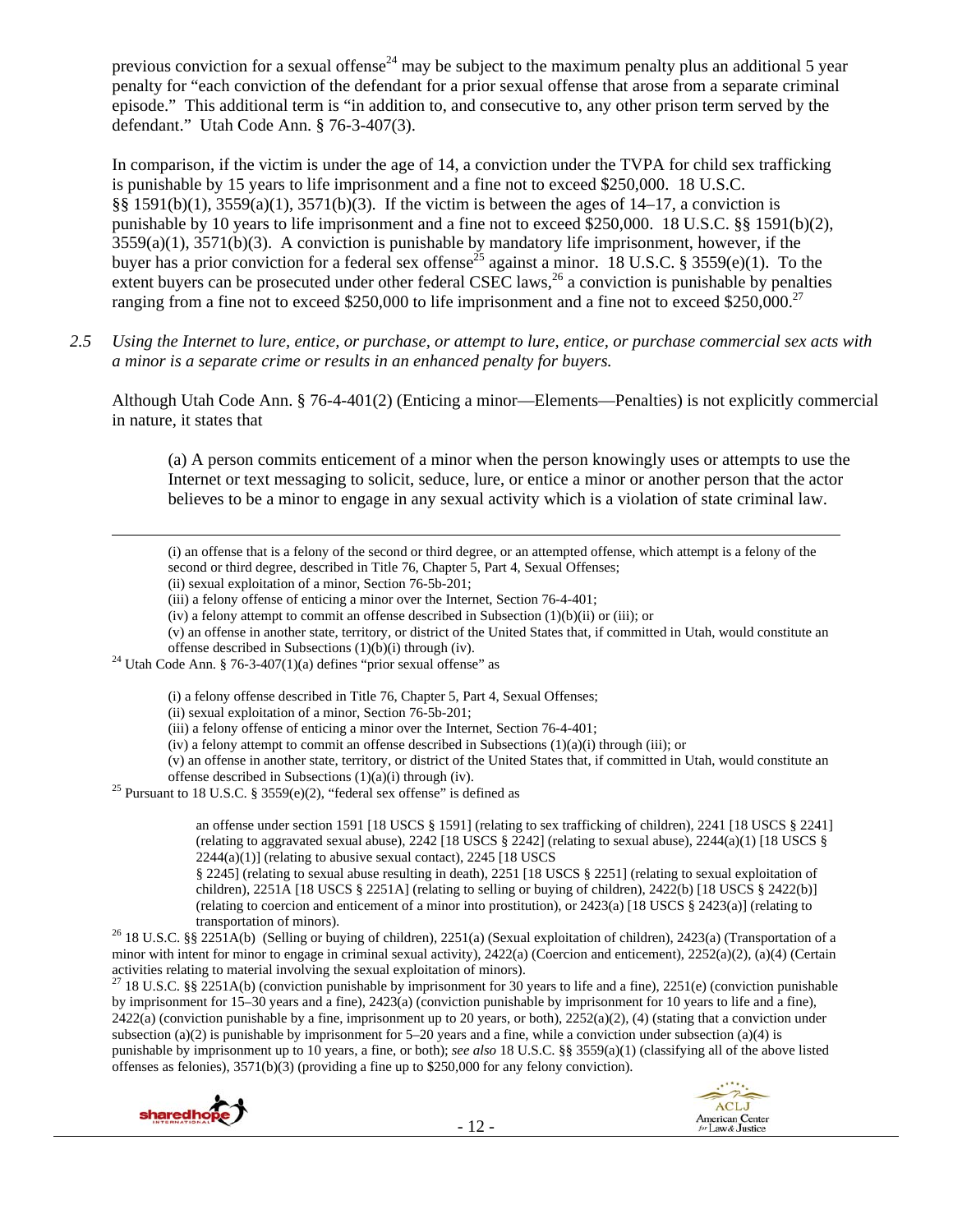previous conviction for a sexual offense[24] may be subject to the maximum penalty plus an additional 5 year penalty for "each conviction of the defendant for a prior sexual offense that arose from a separate criminal episode." This additional term is "in addition to, and consecutive to, any other prison term served by the defendant." Utah Code Ann. § 76-3-407(3).

In comparison, if the victim is under the age of 14, a conviction under the TVPA for child sex trafficking is punishable by 15 years to life imprisonment and a fine not to exceed $250,000. 18 U.S.C. §§ 1591(b)(1), 3559(a)(1), 3571(b)(3). If the victim is between the ages of 14–17, a conviction is punishable by 10 years to life imprisonment and a fine not to exceed $250,000. 18 U.S.C. §§ 1591(b)(2), 3559(a)(1), 3571(b)(3). A conviction is punishable by mandatory life imprisonment, however, if the buyer has a prior conviction for a federal sex offense[25] against a minor. 18 U.S.C. § 3559(e)(1). To the extent buyers can be prosecuted under other federal CSEC laws,[26] a conviction is punishable by penalties ranging from a fine not to exceed $250,000 to life imprisonment and a fine not to exceed $250,000.[27]

*2.5 Using the Internet to lure, entice, or purchase, or attempt to lure, entice, or purchase commercial sex acts with a minor is a separate crime or results in an enhanced penalty for buyers.*

Although Utah Code Ann. § 76-4-401(2) (Enticing a minor—Elements—Penalties) is not explicitly commercial in nature, it states that

> (a) A person commits enticement of a minor when the person knowingly uses or attempts to use the Internet or text messaging to solicit, seduce, lure, or entice a minor or another person that the actor believes to be a minor to engage in any sexual activity which is a violation of state criminal law.

---

> (i) an offense that is a felony of the second or third degree, or an attempted offense, which attempt is a felony of the second or third degree, described in Title 76, Chapter 5, Part 4, Sexual Offenses;
> (ii) sexual exploitation of a minor, Section 76-5b-201;
> (iii) a felony offense of enticing a minor over the Internet, Section 76-4-401;
> (iv) a felony attempt to commit an offense described in Subsection (1)(b)(ii) or (iii); or
> (v) an offense in another state, territory, or district of the United States that, if committed in Utah, would constitute an offense described in Subsections (1)(b)(i) through (iv).

[24] Utah Code Ann. § 76-3-407(1)(a) defines "prior sexual offense" as

> (i) a felony offense described in Title 76, Chapter 5, Part 4, Sexual Offenses;
> (ii) sexual exploitation of a minor, Section 76-5b-201;
> (iii) a felony offense of enticing a minor over the Internet, Section 76-4-401;
> (iv) a felony attempt to commit an offense described in Subsections (1)(a)(i) through (iii); or
> (v) an offense in another state, territory, or district of the United States that, if committed in Utah, would constitute an offense described in Subsections (1)(a)(i) through (iv).

[25] Pursuant to 18 U.S.C. § 3559(e)(2), "federal sex offense" is defined as

> an offense under section 1591 [18 USCS § 1591] (relating to sex trafficking of children), 2241 [18 USCS § 2241] (relating to aggravated sexual abuse), 2242 [18 USCS § 2242] (relating to sexual abuse), 2244(a)(1) [18 USCS § 2244(a)(1)] (relating to abusive sexual contact), 2245 [18 USCS § 2245] (relating to sexual abuse resulting in death), 2251 [18 USCS § 2251] (relating to sexual exploitation of children), 2251A [18 USCS § 2251A] (relating to selling or buying of children), 2422(b) [18 USCS § 2422(b)] (relating to coercion and enticement of a minor into prostitution), or 2423(a) [18 USCS § 2423(a)] (relating to transportation of minors).

[26] 18 U.S.C. §§ 2251A(b) (Selling or buying of children), 2251(a) (Sexual exploitation of children), 2423(a) (Transportation of a minor with intent for minor to engage in criminal sexual activity), 2422(a) (Coercion and enticement), 2252(a)(2), (a)(4) (Certain activities relating to material involving the sexual exploitation of minors).

[27] 18 U.S.C. §§ 2251A(b) (conviction punishable by imprisonment for 30 years to life and a fine), 2251(e) (conviction punishable by imprisonment for 15–30 years and a fine), 2423(a) (conviction punishable by imprisonment for 10 years to life and a fine), 2422(a) (conviction punishable by a fine, imprisonment up to 20 years, or both), 2252(a)(2), (4) (stating that a conviction under subsection (a)(2) is punishable by imprisonment for 5–20 years and a fine, while a conviction under subsection (a)(4) is punishable by imprisonment up to 10 years, a fine, or both); *see also* 18 U.S.C. §§ 3559(a)(1) (classifying all of the above listed offenses as felonies), 3571(b)(3) (providing a fine up to $250,000 for any felony conviction).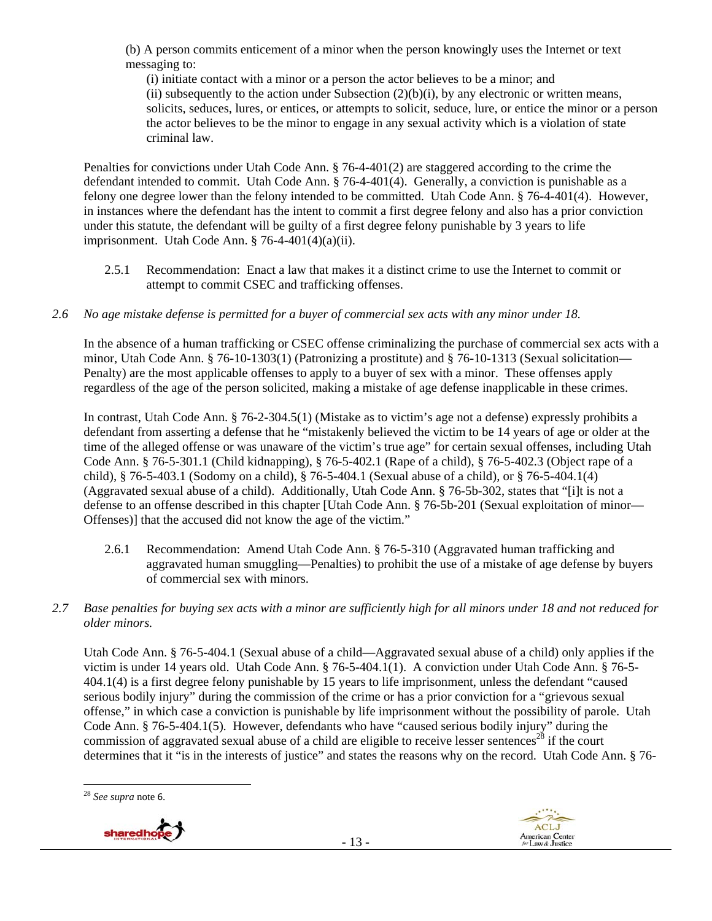(b) A person commits enticement of a minor when the person knowingly uses the Internet or text messaging to:

(i) initiate contact with a minor or a person the actor believes to be a minor; and

(ii) subsequently to the action under Subsection (2)(b)(i), by any electronic or written means, solicits, seduces, lures, or entices, or attempts to solicit, seduce, lure, or entice the minor or a person the actor believes to be the minor to engage in any sexual activity which is a violation of state criminal law.

Penalties for convictions under Utah Code Ann. § 76-4-401(2) are staggered according to the crime the defendant intended to commit. Utah Code Ann. § 76-4-401(4). Generally, a conviction is punishable as a felony one degree lower than the felony intended to be committed. Utah Code Ann. § 76-4-401(4). However, in instances where the defendant has the intent to commit a first degree felony and also has a prior conviction under this statute, the defendant will be guilty of a first degree felony punishable by 3 years to life imprisonment. Utah Code Ann. § 76-4-401(4)(a)(ii).

2.5.1 Recommendation: Enact a law that makes it a distinct crime to use the Internet to commit or attempt to commit CSEC and trafficking offenses.

*2.6 No age mistake defense is permitted for a buyer of commercial sex acts with any minor under 18.*

In the absence of a human trafficking or CSEC offense criminalizing the purchase of commercial sex acts with a minor, Utah Code Ann. § 76-10-1303(1) (Patronizing a prostitute) and § 76-10-1313 (Sexual solicitation—Penalty) are the most applicable offenses to apply to a buyer of sex with a minor. These offenses apply regardless of the age of the person solicited, making a mistake of age defense inapplicable in these crimes.

In contrast, Utah Code Ann. § 76-2-304.5(1) (Mistake as to victim's age not a defense) expressly prohibits a defendant from asserting a defense that he "mistakenly believed the victim to be 14 years of age or older at the time of the alleged offense or was unaware of the victim's true age" for certain sexual offenses, including Utah Code Ann. § 76-5-301.1 (Child kidnapping), § 76-5-402.1 (Rape of a child), § 76-5-402.3 (Object rape of a child), § 76-5-403.1 (Sodomy on a child), § 76-5-404.1 (Sexual abuse of a child), or § 76-5-404.1(4) (Aggravated sexual abuse of a child). Additionally, Utah Code Ann. § 76-5b-302, states that "[i]t is not a defense to an offense described in this chapter [Utah Code Ann. § 76-5b-201 (Sexual exploitation of minor—Offenses)] that the accused did not know the age of the victim."

2.6.1 Recommendation: Amend Utah Code Ann. § 76-5-310 (Aggravated human trafficking and aggravated human smuggling—Penalties) to prohibit the use of a mistake of age defense by buyers of commercial sex with minors.

*2.7 Base penalties for buying sex acts with a minor are sufficiently high for all minors under 18 and not reduced for older minors.*

Utah Code Ann. § 76-5-404.1 (Sexual abuse of a child—Aggravated sexual abuse of a child) only applies if the victim is under 14 years old. Utah Code Ann. § 76-5-404.1(1). A conviction under Utah Code Ann. § 76-5-404.1(4) is a first degree felony punishable by 15 years to life imprisonment, unless the defendant "caused serious bodily injury" during the commission of the crime or has a prior conviction for a "grievous sexual offense," in which case a conviction is punishable by life imprisonment without the possibility of parole. Utah Code Ann. § 76-5-404.1(5). However, defendants who have "caused serious bodily injury" during the commission of aggravated sexual abuse of a child are eligible to receive lesser sentences[28] if the court determines that it "is in the interests of justice" and states the reasons why on the record. Utah Code Ann. § 76-

[28] *See supra* note 6.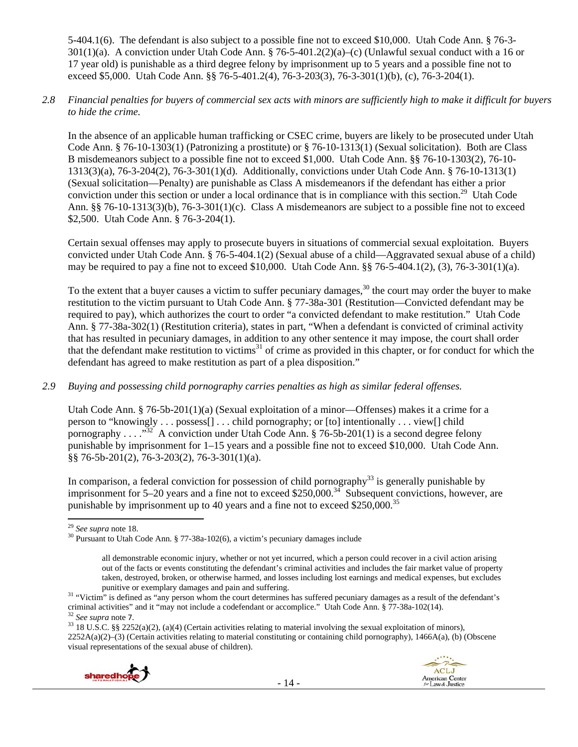5-404.1(6). The defendant is also subject to a possible fine not to exceed $10,000. Utah Code Ann. § 76-3-301(1)(a). A conviction under Utah Code Ann. § 76-5-401.2(2)(a)–(c) (Unlawful sexual conduct with a 16 or 17 year old) is punishable as a third degree felony by imprisonment up to 5 years and a possible fine not to exceed $5,000. Utah Code Ann. §§ 76-5-401.2(4), 76-3-203(3), 76-3-301(1)(b), (c), 76-3-204(1).

*2.8 Financial penalties for buyers of commercial sex acts with minors are sufficiently high to make it difficult for buyers to hide the crime.*

In the absence of an applicable human trafficking or CSEC crime, buyers are likely to be prosecuted under Utah Code Ann. § 76-10-1303(1) (Patronizing a prostitute) or § 76-10-1313(1) (Sexual solicitation). Both are Class B misdemeanors subject to a possible fine not to exceed $1,000. Utah Code Ann. §§ 76-10-1303(2), 76-10-1313(3)(a), 76-3-204(2), 76-3-301(1)(d). Additionally, convictions under Utah Code Ann. § 76-10-1313(1) (Sexual solicitation—Penalty) are punishable as Class A misdemeanors if the defendant has either a prior conviction under this section or under a local ordinance that is in compliance with this section.[29] Utah Code Ann. §§ 76-10-1313(3)(b), 76-3-301(1)(c). Class A misdemeanors are subject to a possible fine not to exceed $2,500. Utah Code Ann. § 76-3-204(1).

Certain sexual offenses may apply to prosecute buyers in situations of commercial sexual exploitation. Buyers convicted under Utah Code Ann. § 76-5-404.1(2) (Sexual abuse of a child—Aggravated sexual abuse of a child) may be required to pay a fine not to exceed $10,000. Utah Code Ann. §§ 76-5-404.1(2), (3), 76-3-301(1)(a).

To the extent that a buyer causes a victim to suffer pecuniary damages,[30] the court may order the buyer to make restitution to the victim pursuant to Utah Code Ann. § 77-38a-301 (Restitution—Convicted defendant may be required to pay), which authorizes the court to order "a convicted defendant to make restitution." Utah Code Ann. § 77-38a-302(1) (Restitution criteria), states in part, "When a defendant is convicted of criminal activity that has resulted in pecuniary damages, in addition to any other sentence it may impose, the court shall order that the defendant make restitution to victims[31] of crime as provided in this chapter, or for conduct for which the defendant has agreed to make restitution as part of a plea disposition."

*2.9 Buying and possessing child pornography carries penalties as high as similar federal offenses.*

Utah Code Ann. § 76-5b-201(1)(a) (Sexual exploitation of a minor—Offenses) makes it a crime for a person to "knowingly . . . possess[] . . . child pornography; or [to] intentionally . . . view[] child pornography . . . ."[32] A conviction under Utah Code Ann. § 76-5b-201(1) is a second degree felony punishable by imprisonment for 1–15 years and a possible fine not to exceed $10,000. Utah Code Ann. §§ 76-5b-201(2), 76-3-203(2), 76-3-301(1)(a).

In comparison, a federal conviction for possession of child pornography[33] is generally punishable by imprisonment for 5–20 years and a fine not to exceed $250,000.[34] Subsequent convictions, however, are punishable by imprisonment up to 40 years and a fine not to exceed $250,000.[35]

---

[29] *See supra* note 18.

[30] Pursuant to Utah Code Ann. § 77-38a-102(6), a victim's pecuniary damages include

> all demonstrable economic injury, whether or not yet incurred, which a person could recover in a civil action arising out of the facts or events constituting the defendant's criminal activities and includes the fair market value of property taken, destroyed, broken, or otherwise harmed, and losses including lost earnings and medical expenses, but excludes punitive or exemplary damages and pain and suffering.

[31] "Victim" is defined as "any person whom the court determines has suffered pecuniary damages as a result of the defendant's criminal activities" and it "may not include a codefendant or accomplice." Utah Code Ann. § 77-38a-102(14).

[32] *See supra* note 7.

[33] 18 U.S.C. §§ 2252(a)(2), (a)(4) (Certain activities relating to material involving the sexual exploitation of minors), 2252A(a)(2)–(3) (Certain activities relating to material constituting or containing child pornography), 1466A(a), (b) (Obscene visual representations of the sexual abuse of children).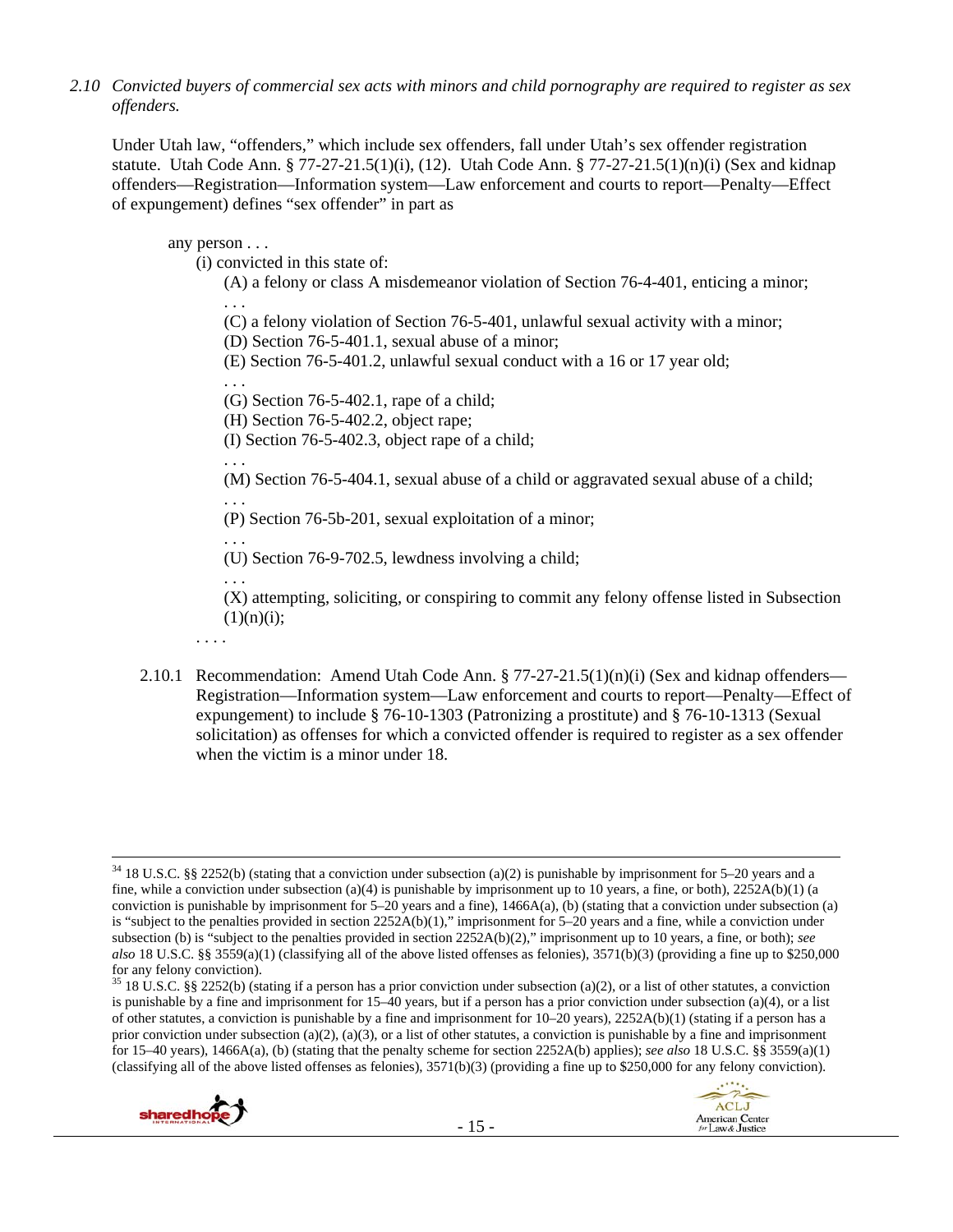*2.10 Convicted buyers of commercial sex acts with minors and child pornography are required to register as sex offenders.*

Under Utah law, "offenders," which include sex offenders, fall under Utah's sex offender registration statute. Utah Code Ann. § 77-27-21.5(1)(i), (12). Utah Code Ann. § 77-27-21.5(1)(n)(i) (Sex and kidnap offenders—Registration—Information system—Law enforcement and courts to report—Penalty—Effect of expungement) defines "sex offender" in part as

> any person . . .
>
> (i) convicted in this state of:
>
> (A) a felony or class A misdemeanor violation of Section 76-4-401, enticing a minor;
>
> . . .
>
> (C) a felony violation of Section 76-5-401, unlawful sexual activity with a minor;
>
> (D) Section 76-5-401.1, sexual abuse of a minor;
>
> (E) Section 76-5-401.2, unlawful sexual conduct with a 16 or 17 year old;
>
> . . .
>
> (G) Section 76-5-402.1, rape of a child;
>
> (H) Section 76-5-402.2, object rape;
>
> (I) Section 76-5-402.3, object rape of a child;
>
> . . .
>
> (M) Section 76-5-404.1, sexual abuse of a child or aggravated sexual abuse of a child;
>
> . . .
>
> (P) Section 76-5b-201, sexual exploitation of a minor;
>
> . . .
>
> (U) Section 76-9-702.5, lewdness involving a child;
>
> . . .
>
> (X) attempting, soliciting, or conspiring to commit any felony offense listed in Subsection (1)(n)(i);
>
> . . . .

2.10.1 Recommendation: Amend Utah Code Ann. § 77-27-21.5(1)(n)(i) (Sex and kidnap offenders—Registration—Information system—Law enforcement and courts to report—Penalty—Effect of expungement) to include § 76-10-1303 (Patronizing a prostitute) and § 76-10-1313 (Sexual solicitation) as offenses for which a convicted offender is required to register as a sex offender when the victim is a minor under 18.

---

[34] 18 U.S.C. §§ 2252(b) (stating that a conviction under subsection (a)(2) is punishable by imprisonment for 5–20 years and a fine, while a conviction under subsection (a)(4) is punishable by imprisonment up to 10 years, a fine, or both), 2252A(b)(1) (a conviction is punishable by imprisonment for 5–20 years and a fine), 1466A(a), (b) (stating that a conviction under subsection (a) is "subject to the penalties provided in section 2252A(b)(1)," imprisonment for 5–20 years and a fine, while a conviction under subsection (b) is "subject to the penalties provided in section 2252A(b)(2)," imprisonment up to 10 years, a fine, or both); *see also* 18 U.S.C. §§ 3559(a)(1) (classifying all of the above listed offenses as felonies), 3571(b)(3) (providing a fine up to $250,000 for any felony conviction).

[35] 18 U.S.C. §§ 2252(b) (stating if a person has a prior conviction under subsection (a)(2), or a list of other statutes, a conviction is punishable by a fine and imprisonment for 15–40 years, but if a person has a prior conviction under subsection (a)(4), or a list of other statutes, a conviction is punishable by a fine and imprisonment for 10–20 years), 2252A(b)(1) (stating if a person has a prior conviction under subsection (a)(2), (a)(3), or a list of other statutes, a conviction is punishable by a fine and imprisonment for 15–40 years), 1466A(a), (b) (stating that the penalty scheme for section 2252A(b) applies); *see also* 18 U.S.C. §§ 3559(a)(1) (classifying all of the above listed offenses as felonies), 3571(b)(3) (providing a fine up to $250,000 for any felony conviction).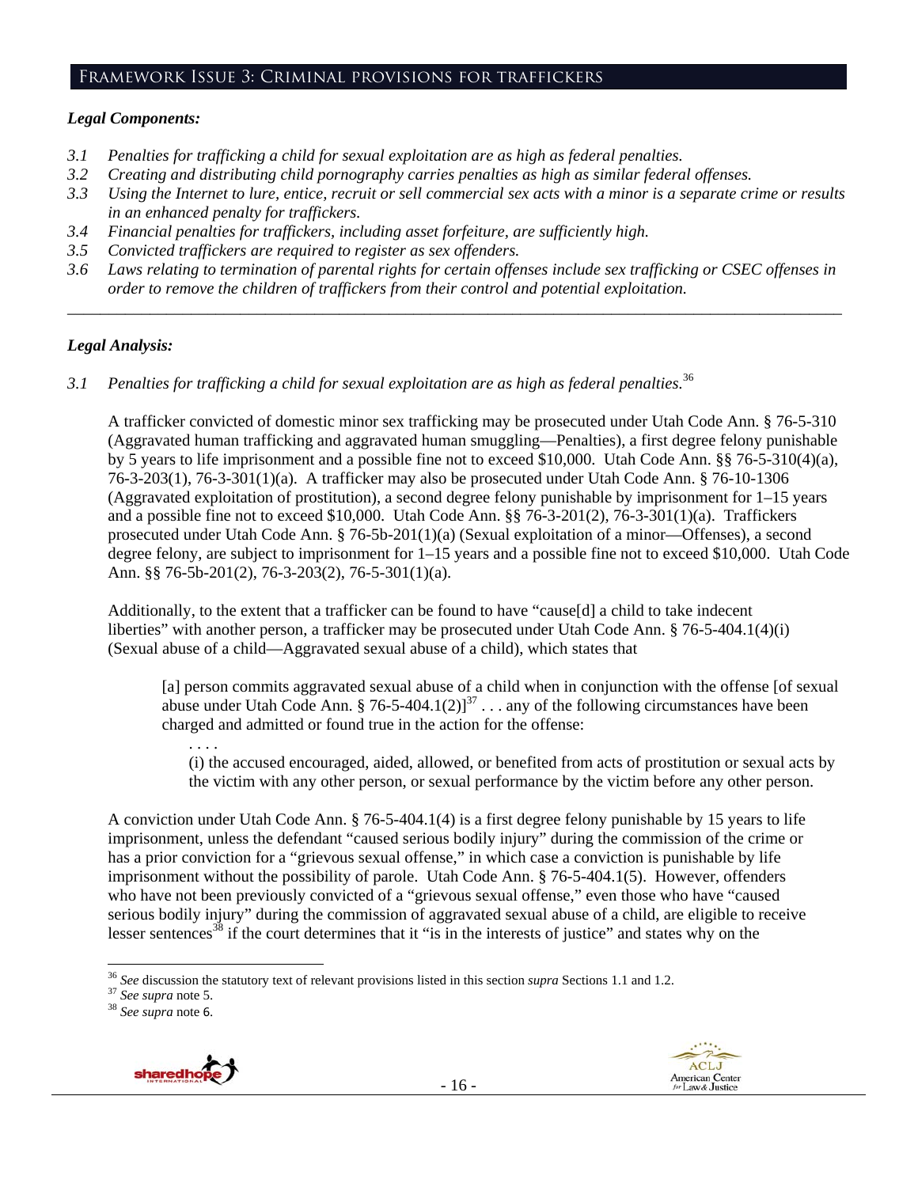## Framework Issue 3: Criminal provisions for traffickers

### *Legal Components:*

- *3.1 Penalties for trafficking a child for sexual exploitation are as high as federal penalties.*
- *3.2 Creating and distributing child pornography carries penalties as high as similar federal offenses.*
- *3.3 Using the Internet to lure, entice, recruit or sell commercial sex acts with a minor is a separate crime or results in an enhanced penalty for traffickers.*
- *3.4 Financial penalties for traffickers, including asset forfeiture, are sufficiently high.*
- *3.5 Convicted traffickers are required to register as sex offenders.*
- *3.6 Laws relating to termination of parental rights for certain offenses include sex trafficking or CSEC offenses in order to remove the children of traffickers from their control and potential exploitation.*

---

### *Legal Analysis:*

*3.1 Penalties for trafficking a child for sexual exploitation are as high as federal penalties.*[36]

A trafficker convicted of domestic minor sex trafficking may be prosecuted under Utah Code Ann. § 76-5-310 (Aggravated human trafficking and aggravated human smuggling—Penalties), a first degree felony punishable by 5 years to life imprisonment and a possible fine not to exceed $10,000. Utah Code Ann. §§ 76-5-310(4)(a), 76-3-203(1), 76-3-301(1)(a). A trafficker may also be prosecuted under Utah Code Ann. § 76-10-1306 (Aggravated exploitation of prostitution), a second degree felony punishable by imprisonment for 1–15 years and a possible fine not to exceed $10,000. Utah Code Ann. §§ 76-3-201(2), 76-3-301(1)(a). Traffickers prosecuted under Utah Code Ann. § 76-5b-201(1)(a) (Sexual exploitation of a minor—Offenses), a second degree felony, are subject to imprisonment for 1–15 years and a possible fine not to exceed $10,000. Utah Code Ann. §§ 76-5b-201(2), 76-3-203(2), 76-5-301(1)(a).

Additionally, to the extent that a trafficker can be found to have "cause[d] a child to take indecent liberties" with another person, a trafficker may be prosecuted under Utah Code Ann. § 76-5-404.1(4)(i) (Sexual abuse of a child—Aggravated sexual abuse of a child), which states that

> [a] person commits aggravated sexual abuse of a child when in conjunction with the offense [of sexual abuse under Utah Code Ann. § 76-5-404.1(2)][37] . . . any of the following circumstances have been charged and admitted or found true in the action for the offense:
>
> . . . .
>
> (i) the accused encouraged, aided, allowed, or benefited from acts of prostitution or sexual acts by the victim with any other person, or sexual performance by the victim before any other person.

A conviction under Utah Code Ann. § 76-5-404.1(4) is a first degree felony punishable by 15 years to life imprisonment, unless the defendant "caused serious bodily injury" during the commission of the crime or has a prior conviction for a "grievous sexual offense," in which case a conviction is punishable by life imprisonment without the possibility of parole. Utah Code Ann. § 76-5-404.1(5). However, offenders who have not been previously convicted of a "grievous sexual offense," even those who have "caused serious bodily injury" during the commission of aggravated sexual abuse of a child, are eligible to receive lesser sentences[38] if the court determines that it "is in the interests of justice" and states why on the

---

[36] *See* discussion the statutory text of relevant provisions listed in this section *supra* Sections 1.1 and 1.2.

[37] *See supra* note 5.

[38] *See supra* note 6.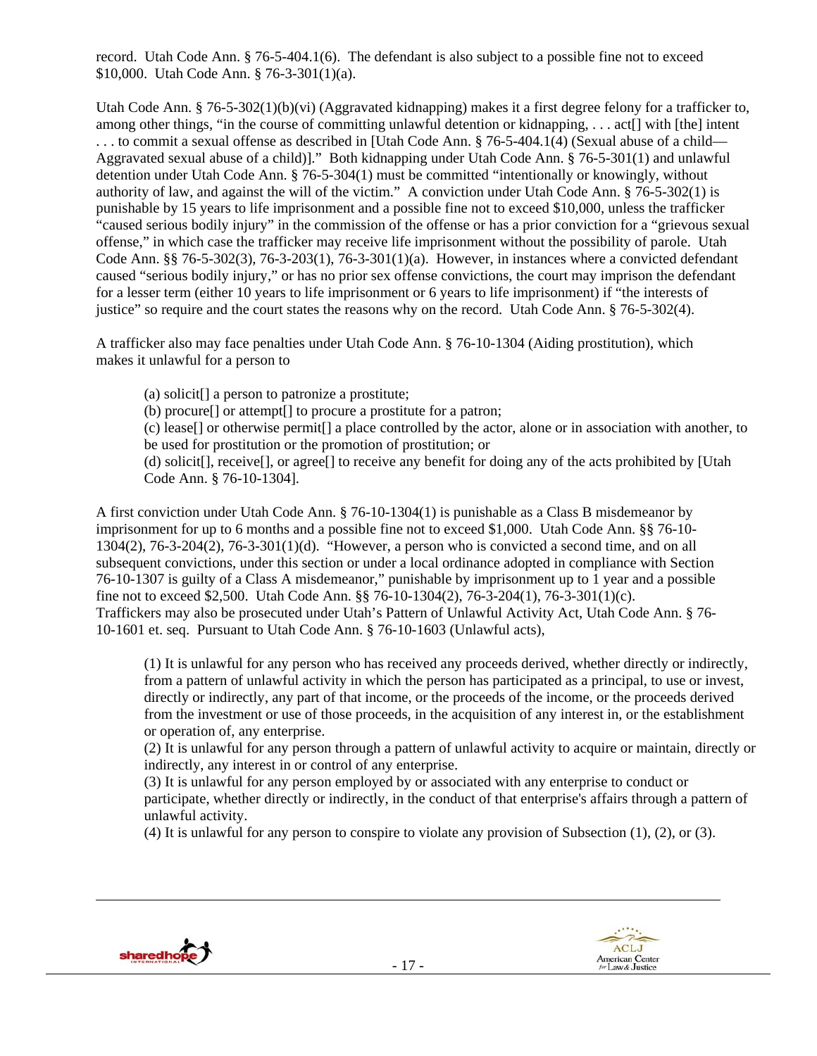record. Utah Code Ann. § 76-5-404.1(6). The defendant is also subject to a possible fine not to exceed $10,000. Utah Code Ann. § 76-3-301(1)(a).

Utah Code Ann. § 76-5-302(1)(b)(vi) (Aggravated kidnapping) makes it a first degree felony for a trafficker to, among other things, "in the course of committing unlawful detention or kidnapping, . . . act[] with [the] intent . . . to commit a sexual offense as described in [Utah Code Ann. § 76-5-404.1(4) (Sexual abuse of a child—Aggravated sexual abuse of a child)]." Both kidnapping under Utah Code Ann. § 76-5-301(1) and unlawful detention under Utah Code Ann. § 76-5-304(1) must be committed "intentionally or knowingly, without authority of law, and against the will of the victim." A conviction under Utah Code Ann. § 76-5-302(1) is punishable by 15 years to life imprisonment and a possible fine not to exceed $10,000, unless the trafficker "caused serious bodily injury" in the commission of the offense or has a prior conviction for a "grievous sexual offense," in which case the trafficker may receive life imprisonment without the possibility of parole. Utah Code Ann. §§ 76-5-302(3), 76-3-203(1), 76-3-301(1)(a). However, in instances where a convicted defendant caused "serious bodily injury," or has no prior sex offense convictions, the court may imprison the defendant for a lesser term (either 10 years to life imprisonment or 6 years to life imprisonment) if "the interests of justice" so require and the court states the reasons why on the record. Utah Code Ann. § 76-5-302(4).

A trafficker also may face penalties under Utah Code Ann. § 76-10-1304 (Aiding prostitution), which makes it unlawful for a person to

> (a) solicit[] a person to patronize a prostitute;
> (b) procure[] or attempt[] to procure a prostitute for a patron;
> (c) lease[] or otherwise permit[] a place controlled by the actor, alone or in association with another, to be used for prostitution or the promotion of prostitution; or
> (d) solicit[], receive[], or agree[] to receive any benefit for doing any of the acts prohibited by [Utah Code Ann. § 76-10-1304].

A first conviction under Utah Code Ann. § 76-10-1304(1) is punishable as a Class B misdemeanor by imprisonment for up to 6 months and a possible fine not to exceed $1,000. Utah Code Ann. §§ 76-10-1304(2), 76-3-204(2), 76-3-301(1)(d). "However, a person who is convicted a second time, and on all subsequent convictions, under this section or under a local ordinance adopted in compliance with Section 76-10-1307 is guilty of a Class A misdemeanor," punishable by imprisonment up to 1 year and a possible fine not to exceed $2,500. Utah Code Ann. §§ 76-10-1304(2), 76-3-204(1), 76-3-301(1)(c).
Traffickers may also be prosecuted under Utah's Pattern of Unlawful Activity Act, Utah Code Ann. § 76-10-1601 et. seq. Pursuant to Utah Code Ann. § 76-10-1603 (Unlawful acts),

> (1) It is unlawful for any person who has received any proceeds derived, whether directly or indirectly, from a pattern of unlawful activity in which the person has participated as a principal, to use or invest, directly or indirectly, any part of that income, or the proceeds of the income, or the proceeds derived from the investment or use of those proceeds, in the acquisition of any interest in, or the establishment or operation of, any enterprise.
> (2) It is unlawful for any person through a pattern of unlawful activity to acquire or maintain, directly or indirectly, any interest in or control of any enterprise.
> (3) It is unlawful for any person employed by or associated with any enterprise to conduct or participate, whether directly or indirectly, in the conduct of that enterprise's affairs through a pattern of unlawful activity.
> (4) It is unlawful for any person to conspire to violate any provision of Subsection (1), (2), or (3).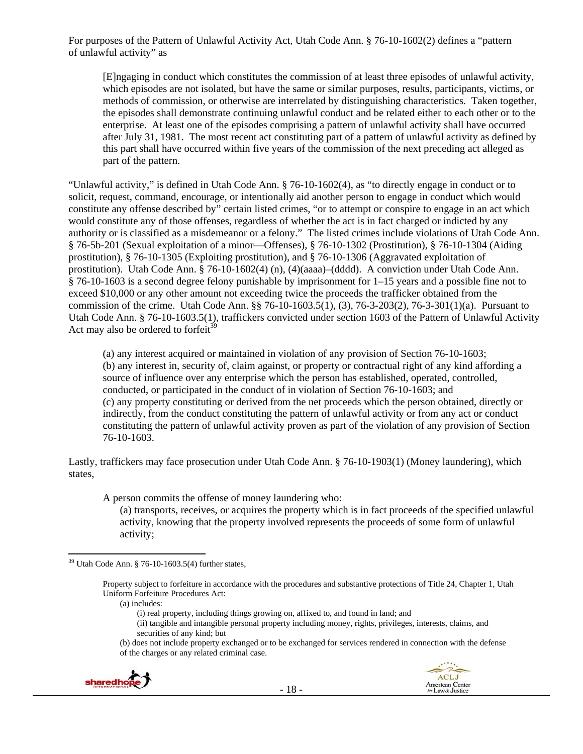For purposes of the Pattern of Unlawful Activity Act, Utah Code Ann. § 76-10-1602(2) defines a "pattern of unlawful activity" as

> [E]ngaging in conduct which constitutes the commission of at least three episodes of unlawful activity, which episodes are not isolated, but have the same or similar purposes, results, participants, victims, or methods of commission, or otherwise are interrelated by distinguishing characteristics. Taken together, the episodes shall demonstrate continuing unlawful conduct and be related either to each other or to the enterprise. At least one of the episodes comprising a pattern of unlawful activity shall have occurred after July 31, 1981. The most recent act constituting part of a pattern of unlawful activity as defined by this part shall have occurred within five years of the commission of the next preceding act alleged as part of the pattern.

"Unlawful activity," is defined in Utah Code Ann. § 76-10-1602(4), as "to directly engage in conduct or to solicit, request, command, encourage, or intentionally aid another person to engage in conduct which would constitute any offense described by" certain listed crimes, "or to attempt or conspire to engage in an act which would constitute any of those offenses, regardless of whether the act is in fact charged or indicted by any authority or is classified as a misdemeanor or a felony." The listed crimes include violations of Utah Code Ann. § 76-5b-201 (Sexual exploitation of a minor—Offenses), § 76-10-1302 (Prostitution), § 76-10-1304 (Aiding prostitution), § 76-10-1305 (Exploiting prostitution), and § 76-10-1306 (Aggravated exploitation of prostitution). Utah Code Ann. § 76-10-1602(4) (n), (4)(aaaa)–(dddd). A conviction under Utah Code Ann. § 76-10-1603 is a second degree felony punishable by imprisonment for 1–15 years and a possible fine not to exceed $10,000 or any other amount not exceeding twice the proceeds the trafficker obtained from the commission of the crime. Utah Code Ann. §§ 76-10-1603.5(1), (3), 76-3-203(2), 76-3-301(1)(a). Pursuant to Utah Code Ann. § 76-10-1603.5(1), traffickers convicted under section 1603 of the Pattern of Unlawful Activity Act may also be ordered to forfeit[39]

> (a) any interest acquired or maintained in violation of any provision of Section 76-10-1603;
> (b) any interest in, security of, claim against, or property or contractual right of any kind affording a source of influence over any enterprise which the person has established, operated, controlled, conducted, or participated in the conduct of in violation of Section 76-10-1603; and
> (c) any property constituting or derived from the net proceeds which the person obtained, directly or indirectly, from the conduct constituting the pattern of unlawful activity or from any act or conduct constituting the pattern of unlawful activity proven as part of the violation of any provision of Section 76-10-1603.

Lastly, traffickers may face prosecution under Utah Code Ann. § 76-10-1903(1) (Money laundering), which states,

> A person commits the offense of money laundering who:
> > (a) transports, receives, or acquires the property which is in fact proceeds of the specified unlawful activity, knowing that the property involved represents the proceeds of some form of unlawful activity;

---

[39] Utah Code Ann. § 76-10-1603.5(4) further states,

> Property subject to forfeiture in accordance with the procedures and substantive protections of Title 24, Chapter 1, Utah Uniform Forfeiture Procedures Act:
> (a) includes:
> > (i) real property, including things growing on, affixed to, and found in land; and
> > (ii) tangible and intangible personal property including money, rights, privileges, interests, claims, and securities of any kind; but
>
> (b) does not include property exchanged or to be exchanged for services rendered in connection with the defense of the charges or any related criminal case.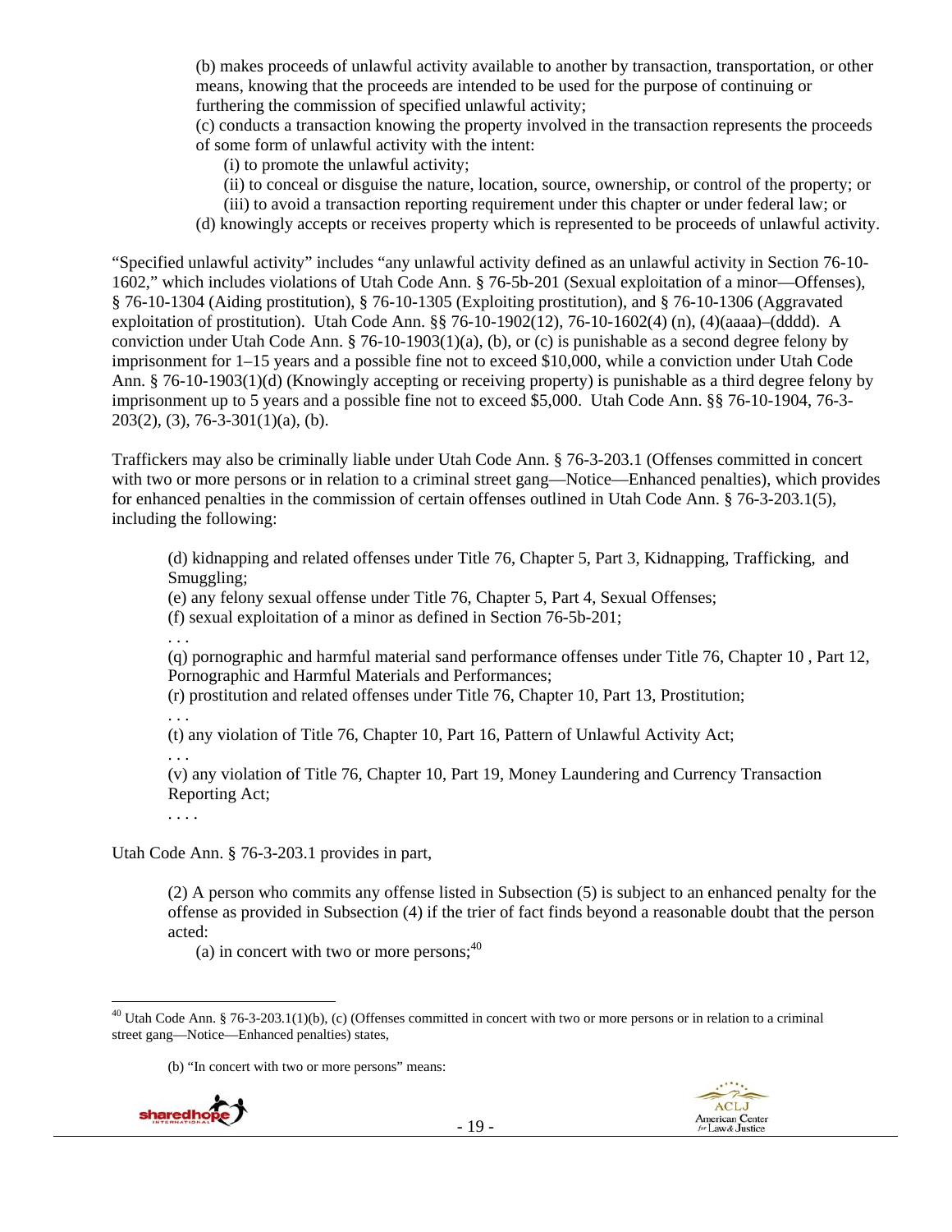(b) makes proceeds of unlawful activity available to another by transaction, transportation, or other means, knowing that the proceeds are intended to be used for the purpose of continuing or furthering the commission of specified unlawful activity;

(c) conducts a transaction knowing the property involved in the transaction represents the proceeds of some form of unlawful activity with the intent:

(i) to promote the unlawful activity;

(ii) to conceal or disguise the nature, location, source, ownership, or control of the property; or

(iii) to avoid a transaction reporting requirement under this chapter or under federal law; or

(d) knowingly accepts or receives property which is represented to be proceeds of unlawful activity.

"Specified unlawful activity" includes "any unlawful activity defined as an unlawful activity in Section 76-10-1602," which includes violations of Utah Code Ann. § 76-5b-201 (Sexual exploitation of a minor—Offenses), § 76-10-1304 (Aiding prostitution), § 76-10-1305 (Exploiting prostitution), and § 76-10-1306 (Aggravated exploitation of prostitution). Utah Code Ann. §§ 76-10-1902(12), 76-10-1602(4) (n), (4)(aaaa)–(dddd). A conviction under Utah Code Ann. § 76-10-1903(1)(a), (b), or (c) is punishable as a second degree felony by imprisonment for 1–15 years and a possible fine not to exceed $10,000, while a conviction under Utah Code Ann. § 76-10-1903(1)(d) (Knowingly accepting or receiving property) is punishable as a third degree felony by imprisonment up to 5 years and a possible fine not to exceed $5,000. Utah Code Ann. §§ 76-10-1904, 76-3-203(2), (3), 76-3-301(1)(a), (b).

Traffickers may also be criminally liable under Utah Code Ann. § 76-3-203.1 (Offenses committed in concert with two or more persons or in relation to a criminal street gang—Notice—Enhanced penalties), which provides for enhanced penalties in the commission of certain offenses outlined in Utah Code Ann. § 76-3-203.1(5), including the following:

(d) kidnapping and related offenses under Title 76, Chapter 5, Part 3, Kidnapping, Trafficking, and Smuggling;

(e) any felony sexual offense under Title 76, Chapter 5, Part 4, Sexual Offenses;

(f) sexual exploitation of a minor as defined in Section 76-5b-201;

. . .

(q) pornographic and harmful material sand performance offenses under Title 76, Chapter 10 , Part 12, Pornographic and Harmful Materials and Performances;

(r) prostitution and related offenses under Title 76, Chapter 10, Part 13, Prostitution;

. . .

(t) any violation of Title 76, Chapter 10, Part 16, Pattern of Unlawful Activity Act;

. . .

(v) any violation of Title 76, Chapter 10, Part 19, Money Laundering and Currency Transaction Reporting Act;

. . . .

Utah Code Ann. § 76-3-203.1 provides in part,

(2) A person who commits any offense listed in Subsection (5) is subject to an enhanced penalty for the offense as provided in Subsection (4) if the trier of fact finds beyond a reasonable doubt that the person acted:

(a) in concert with two or more persons;[40]

---

[40] Utah Code Ann. § 76-3-203.1(1)(b), (c) (Offenses committed in concert with two or more persons or in relation to a criminal street gang—Notice—Enhanced penalties) states,

(b) "In concert with two or more persons" means: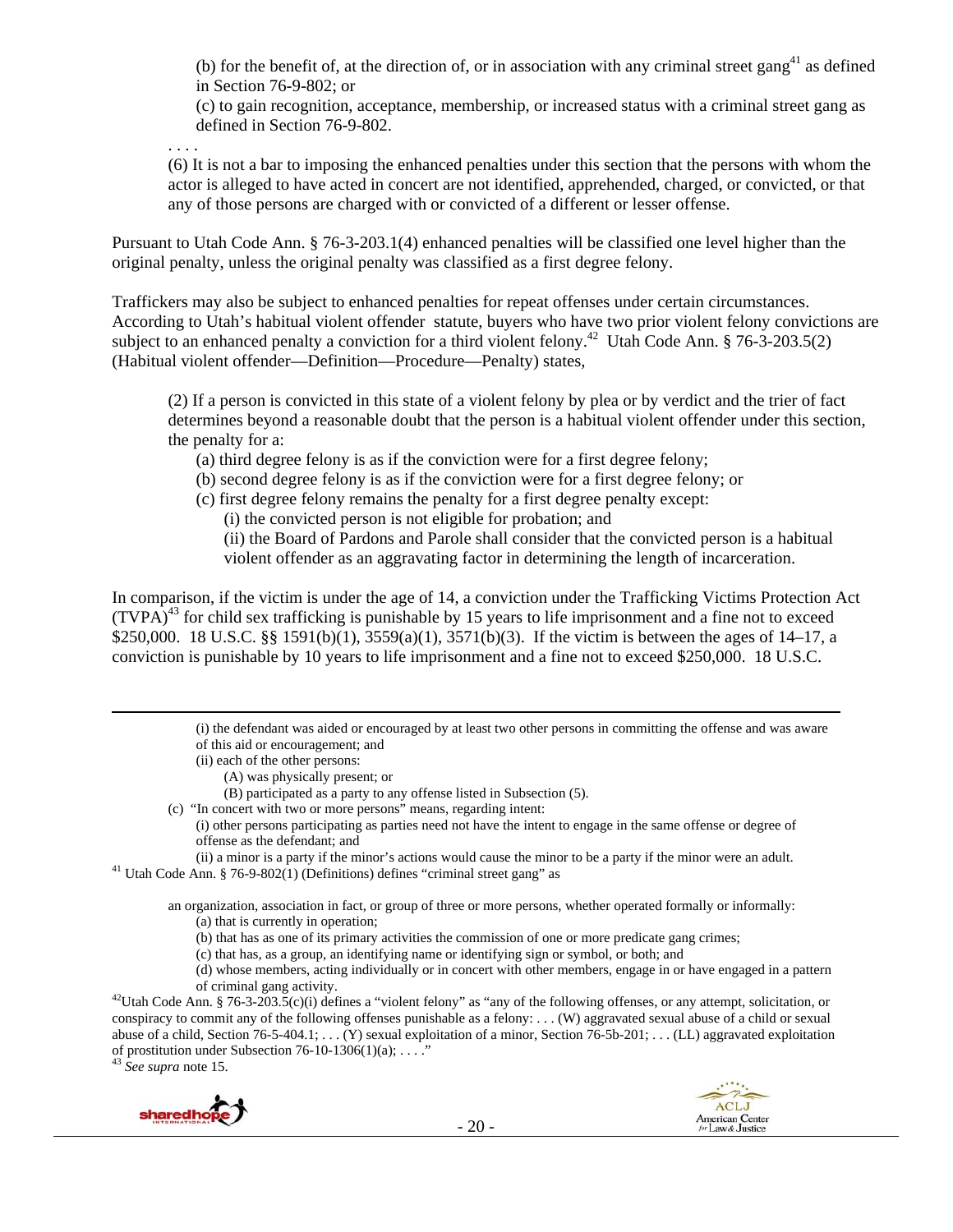(b) for the benefit of, at the direction of, or in association with any criminal street gang[41] as defined in Section 76-9-802; or

(c) to gain recognition, acceptance, membership, or increased status with a criminal street gang as defined in Section 76-9-802.

. . . .

(6) It is not a bar to imposing the enhanced penalties under this section that the persons with whom the actor is alleged to have acted in concert are not identified, apprehended, charged, or convicted, or that any of those persons are charged with or convicted of a different or lesser offense.

Pursuant to Utah Code Ann. § 76-3-203.1(4) enhanced penalties will be classified one level higher than the original penalty, unless the original penalty was classified as a first degree felony.

Traffickers may also be subject to enhanced penalties for repeat offenses under certain circumstances. According to Utah's habitual violent offender statute, buyers who have two prior violent felony convictions are subject to an enhanced penalty a conviction for a third violent felony.[42] Utah Code Ann. § 76-3-203.5(2) (Habitual violent offender—Definition—Procedure—Penalty) states,

> (2) If a person is convicted in this state of a violent felony by plea or by verdict and the trier of fact determines beyond a reasonable doubt that the person is a habitual violent offender under this section, the penalty for a:
>
> (a) third degree felony is as if the conviction were for a first degree felony;
>
> (b) second degree felony is as if the conviction were for a first degree felony; or
>
> (c) first degree felony remains the penalty for a first degree penalty except:
>
> (i) the convicted person is not eligible for probation; and
>
> (ii) the Board of Pardons and Parole shall consider that the convicted person is a habitual violent offender as an aggravating factor in determining the length of incarceration.

In comparison, if the victim is under the age of 14, a conviction under the Trafficking Victims Protection Act (TVPA)[43] for child sex trafficking is punishable by 15 years to life imprisonment and a fine not to exceed $250,000. 18 U.S.C. §§ 1591(b)(1), 3559(a)(1), 3571(b)(3). If the victim is between the ages of 14–17, a conviction is punishable by 10 years to life imprisonment and a fine not to exceed $250,000. 18 U.S.C.

---

(i) the defendant was aided or encouraged by at least two other persons in committing the offense and was aware of this aid or encouragement; and

(ii) each of the other persons:

(A) was physically present; or

(B) participated as a party to any offense listed in Subsection (5).

(c) "In concert with two or more persons" means, regarding intent:

(i) other persons participating as parties need not have the intent to engage in the same offense or degree of offense as the defendant; and

(ii) a minor is a party if the minor's actions would cause the minor to be a party if the minor were an adult.

[41] Utah Code Ann. § 76-9-802(1) (Definitions) defines "criminal street gang" as

> an organization, association in fact, or group of three or more persons, whether operated formally or informally:
>
> (a) that is currently in operation;
>
> (b) that has as one of its primary activities the commission of one or more predicate gang crimes;
>
> (c) that has, as a group, an identifying name or identifying sign or symbol, or both; and
>
> (d) whose members, acting individually or in concert with other members, engage in or have engaged in a pattern of criminal gang activity.

[42] Utah Code Ann. § 76-3-203.5(c)(i) defines a "violent felony" as "any of the following offenses, or any attempt, solicitation, or conspiracy to commit any of the following offenses punishable as a felony: . . . (W) aggravated sexual abuse of a child or sexual abuse of a child, Section 76-5-404.1; . . . (Y) sexual exploitation of a minor, Section 76-5b-201; . . . (LL) aggravated exploitation of prostitution under Subsection 76-10-1306(1)(a); . . . ."

[43] *See supra* note 15.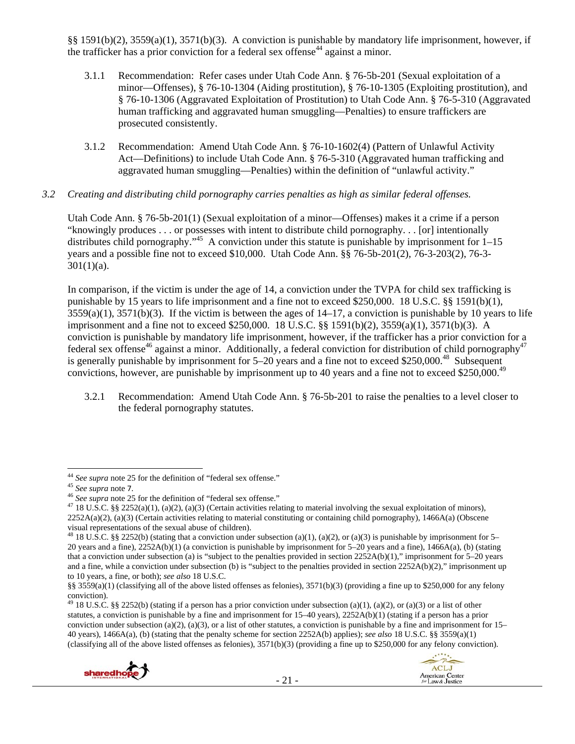§§ 1591(b)(2), 3559(a)(1), 3571(b)(3). A conviction is punishable by mandatory life imprisonment, however, if the trafficker has a prior conviction for a federal sex offense[44] against a minor.

3.1.1 Recommendation: Refer cases under Utah Code Ann. § 76-5b-201 (Sexual exploitation of a minor—Offenses), § 76-10-1304 (Aiding prostitution), § 76-10-1305 (Exploiting prostitution), and § 76-10-1306 (Aggravated Exploitation of Prostitution) to Utah Code Ann. § 76-5-310 (Aggravated human trafficking and aggravated human smuggling—Penalties) to ensure traffickers are prosecuted consistently.

3.1.2 Recommendation: Amend Utah Code Ann. § 76-10-1602(4) (Pattern of Unlawful Activity Act—Definitions) to include Utah Code Ann. § 76-5-310 (Aggravated human trafficking and aggravated human smuggling—Penalties) within the definition of "unlawful activity."

*3.2 Creating and distributing child pornography carries penalties as high as similar federal offenses.*

Utah Code Ann. § 76-5b-201(1) (Sexual exploitation of a minor—Offenses) makes it a crime if a person "knowingly produces . . . or possesses with intent to distribute child pornography. . . [or] intentionally distributes child pornography."[45] A conviction under this statute is punishable by imprisonment for 1–15 years and a possible fine not to exceed $10,000. Utah Code Ann. §§ 76-5b-201(2), 76-3-203(2), 76-3-301(1)(a).

In comparison, if the victim is under the age of 14, a conviction under the TVPA for child sex trafficking is punishable by 15 years to life imprisonment and a fine not to exceed $250,000. 18 U.S.C. §§ 1591(b)(1), 3559(a)(1), 3571(b)(3). If the victim is between the ages of 14–17, a conviction is punishable by 10 years to life imprisonment and a fine not to exceed $250,000. 18 U.S.C. §§ 1591(b)(2), 3559(a)(1), 3571(b)(3). A conviction is punishable by mandatory life imprisonment, however, if the trafficker has a prior conviction for a federal sex offense[46] against a minor. Additionally, a federal conviction for distribution of child pornography[47] is generally punishable by imprisonment for 5–20 years and a fine not to exceed $250,000.[48] Subsequent convictions, however, are punishable by imprisonment up to 40 years and a fine not to exceed $250,000.[49]

3.2.1 Recommendation: Amend Utah Code Ann. § 76-5b-201 to raise the penalties to a level closer to the federal pornography statutes.

---

[44] *See supra* note 25 for the definition of "federal sex offense."

[45] *See supra* note 7.

[46] *See supra* note 25 for the definition of "federal sex offense."

[47] 18 U.S.C. §§ 2252(a)(1), (a)(2), (a)(3) (Certain activities relating to material involving the sexual exploitation of minors), 2252A(a)(2), (a)(3) (Certain activities relating to material constituting or containing child pornography), 1466A(a) (Obscene visual representations of the sexual abuse of children).

[48] 18 U.S.C. §§ 2252(b) (stating that a conviction under subsection (a)(1), (a)(2), or (a)(3) is punishable by imprisonment for 5–20 years and a fine), 2252A(b)(1) (a conviction is punishable by imprisonment for 5–20 years and a fine), 1466A(a), (b) (stating that a conviction under subsection (a) is "subject to the penalties provided in section 2252A(b)(1)," imprisonment for 5–20 years and a fine, while a conviction under subsection (b) is "subject to the penalties provided in section 2252A(b)(2)," imprisonment up to 10 years, a fine, or both); *see also* 18 U.S.C. §§ 3559(a)(1) (classifying all of the above listed offenses as felonies), 3571(b)(3) (providing a fine up to $250,000 for any felony conviction).

[49] 18 U.S.C. §§ 2252(b) (stating if a person has a prior conviction under subsection (a)(1), (a)(2), or (a)(3) or a list of other statutes, a conviction is punishable by a fine and imprisonment for 15–40 years), 2252A(b)(1) (stating if a person has a prior conviction under subsection (a)(2), (a)(3), or a list of other statutes, a conviction is punishable by a fine and imprisonment for 15–40 years), 1466A(a), (b) (stating that the penalty scheme for section 2252A(b) applies); *see also* 18 U.S.C. §§ 3559(a)(1) (classifying all of the above listed offenses as felonies), 3571(b)(3) (providing a fine up to $250,000 for any felony conviction).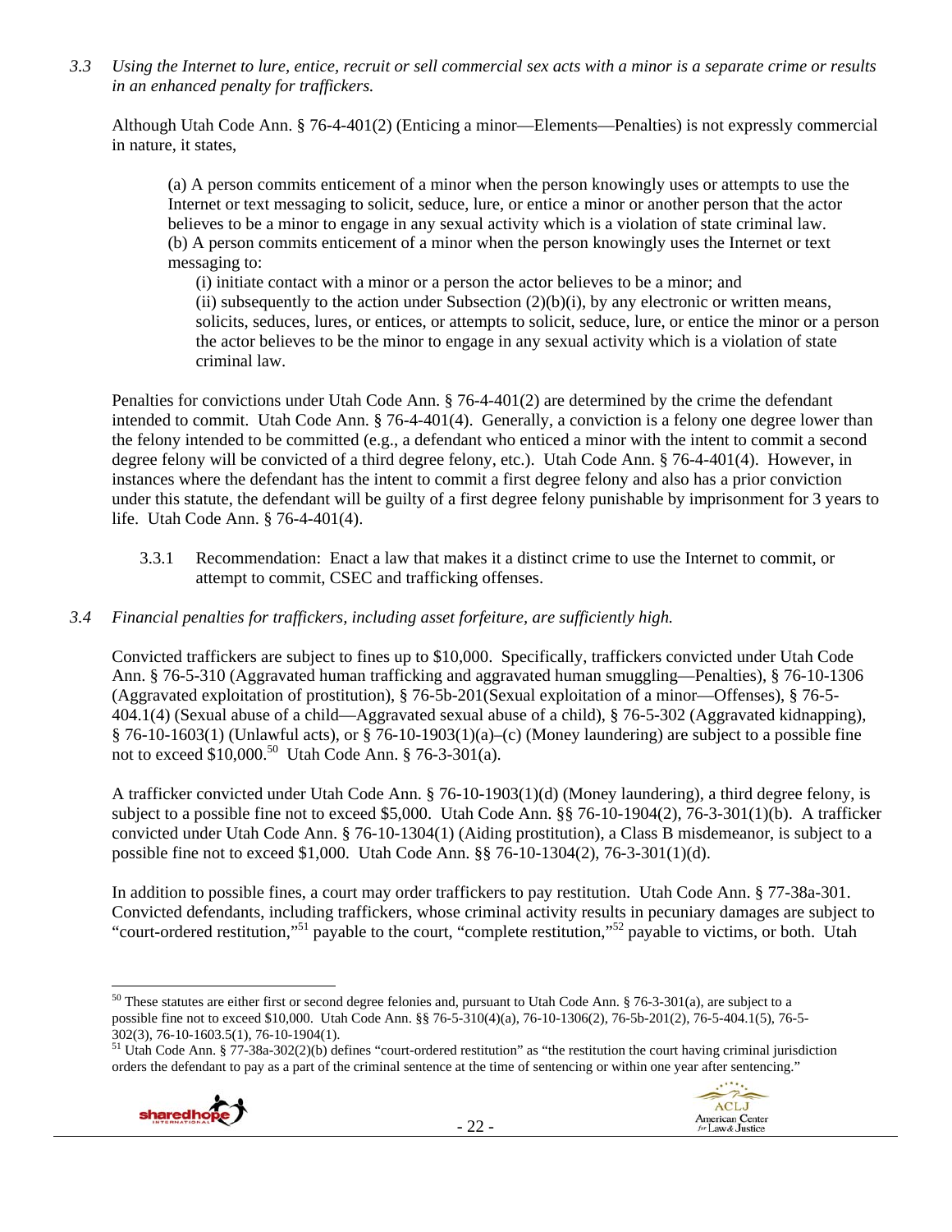*3.3 Using the Internet to lure, entice, recruit or sell commercial sex acts with a minor is a separate crime or results in an enhanced penalty for traffickers.*

Although Utah Code Ann. § 76-4-401(2) (Enticing a minor—Elements—Penalties) is not expressly commercial in nature, it states,

> (a) A person commits enticement of a minor when the person knowingly uses or attempts to use the Internet or text messaging to solicit, seduce, lure, or entice a minor or another person that the actor believes to be a minor to engage in any sexual activity which is a violation of state criminal law.
> (b) A person commits enticement of a minor when the person knowingly uses the Internet or text messaging to:
>
> > (i) initiate contact with a minor or a person the actor believes to be a minor; and
> > (ii) subsequently to the action under Subsection (2)(b)(i), by any electronic or written means, solicits, seduces, lures, or entices, or attempts to solicit, seduce, lure, or entice the minor or a person the actor believes to be the minor to engage in any sexual activity which is a violation of state criminal law.

Penalties for convictions under Utah Code Ann. § 76-4-401(2) are determined by the crime the defendant intended to commit. Utah Code Ann. § 76-4-401(4). Generally, a conviction is a felony one degree lower than the felony intended to be committed (e.g., a defendant who enticed a minor with the intent to commit a second degree felony will be convicted of a third degree felony, etc.). Utah Code Ann. § 76-4-401(4). However, in instances where the defendant has the intent to commit a first degree felony and also has a prior conviction under this statute, the defendant will be guilty of a first degree felony punishable by imprisonment for 3 years to life. Utah Code Ann. § 76-4-401(4).

3.3.1 Recommendation: Enact a law that makes it a distinct crime to use the Internet to commit, or attempt to commit, CSEC and trafficking offenses.

*3.4 Financial penalties for traffickers, including asset forfeiture, are sufficiently high.*

Convicted traffickers are subject to fines up to $10,000. Specifically, traffickers convicted under Utah Code Ann. § 76-5-310 (Aggravated human trafficking and aggravated human smuggling—Penalties), § 76-10-1306 (Aggravated exploitation of prostitution), § 76-5b-201(Sexual exploitation of a minor—Offenses), § 76-5-404.1(4) (Sexual abuse of a child—Aggravated sexual abuse of a child), § 76-5-302 (Aggravated kidnapping), § 76-10-1603(1) (Unlawful acts), or § 76-10-1903(1)(a)–(c) (Money laundering) are subject to a possible fine not to exceed $10,000.[50] Utah Code Ann. § 76-3-301(a).

A trafficker convicted under Utah Code Ann. § 76-10-1903(1)(d) (Money laundering), a third degree felony, is subject to a possible fine not to exceed $5,000. Utah Code Ann. §§ 76-10-1904(2), 76-3-301(1)(b). A trafficker convicted under Utah Code Ann. § 76-10-1304(1) (Aiding prostitution), a Class B misdemeanor, is subject to a possible fine not to exceed $1,000. Utah Code Ann. §§ 76-10-1304(2), 76-3-301(1)(d).

In addition to possible fines, a court may order traffickers to pay restitution. Utah Code Ann. § 77-38a-301. Convicted defendants, including traffickers, whose criminal activity results in pecuniary damages are subject to "court-ordered restitution,"[51] payable to the court, "complete restitution,"[52] payable to victims, or both. Utah

---

[50] These statutes are either first or second degree felonies and, pursuant to Utah Code Ann. § 76-3-301(a), are subject to a possible fine not to exceed $10,000. Utah Code Ann. §§ 76-5-310(4)(a), 76-10-1306(2), 76-5b-201(2), 76-5-404.1(5), 76-5-302(3), 76-10-1603.5(1), 76-10-1904(1).

[51] Utah Code Ann. § 77-38a-302(2)(b) defines "court-ordered restitution" as "the restitution the court having criminal jurisdiction orders the defendant to pay as a part of the criminal sentence at the time of sentencing or within one year after sentencing."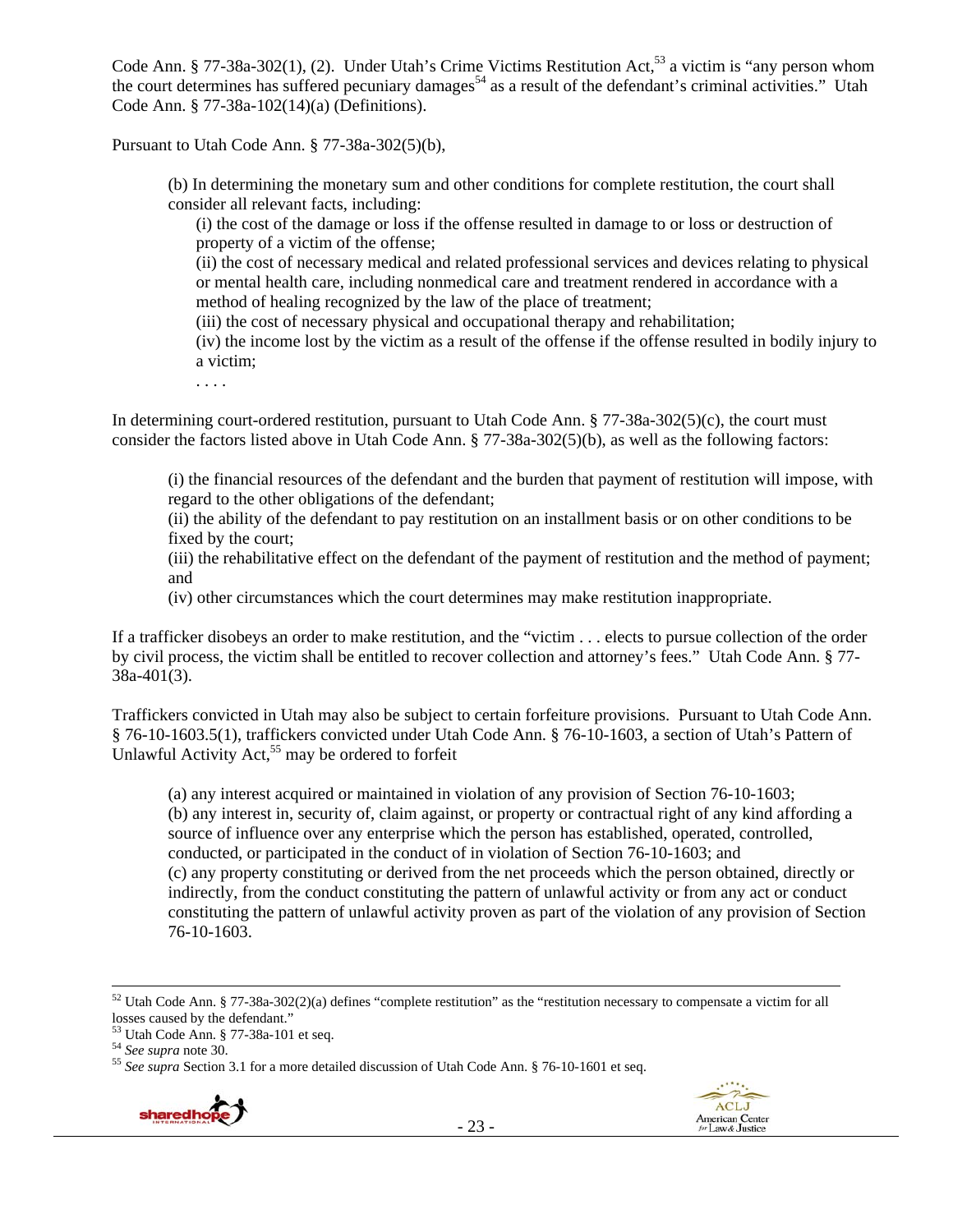Code Ann. § 77-38a-302(1), (2). Under Utah's Crime Victims Restitution Act,[53] a victim is "any person whom the court determines has suffered pecuniary damages[54] as a result of the defendant's criminal activities." Utah Code Ann. § 77-38a-102(14)(a) (Definitions).

Pursuant to Utah Code Ann. § 77-38a-302(5)(b),

> (b) In determining the monetary sum and other conditions for complete restitution, the court shall consider all relevant facts, including:
>
> (i) the cost of the damage or loss if the offense resulted in damage to or loss or destruction of property of a victim of the offense;
>
> (ii) the cost of necessary medical and related professional services and devices relating to physical or mental health care, including nonmedical care and treatment rendered in accordance with a method of healing recognized by the law of the place of treatment;
>
> (iii) the cost of necessary physical and occupational therapy and rehabilitation;
>
> (iv) the income lost by the victim as a result of the offense if the offense resulted in bodily injury to a victim;
>
> . . . .

In determining court-ordered restitution, pursuant to Utah Code Ann. § 77-38a-302(5)(c), the court must consider the factors listed above in Utah Code Ann. § 77-38a-302(5)(b), as well as the following factors:

> (i) the financial resources of the defendant and the burden that payment of restitution will impose, with regard to the other obligations of the defendant;
>
> (ii) the ability of the defendant to pay restitution on an installment basis or on other conditions to be fixed by the court;
>
> (iii) the rehabilitative effect on the defendant of the payment of restitution and the method of payment; and
>
> (iv) other circumstances which the court determines may make restitution inappropriate.

If a trafficker disobeys an order to make restitution, and the "victim . . . elects to pursue collection of the order by civil process, the victim shall be entitled to recover collection and attorney's fees." Utah Code Ann. § 77-38a-401(3).

Traffickers convicted in Utah may also be subject to certain forfeiture provisions. Pursuant to Utah Code Ann. § 76-10-1603.5(1), traffickers convicted under Utah Code Ann. § 76-10-1603, a section of Utah's Pattern of Unlawful Activity Act,[55] may be ordered to forfeit

> (a) any interest acquired or maintained in violation of any provision of Section 76-10-1603;
>
> (b) any interest in, security of, claim against, or property or contractual right of any kind affording a source of influence over any enterprise which the person has established, operated, controlled, conducted, or participated in the conduct of in violation of Section 76-10-1603; and
>
> (c) any property constituting or derived from the net proceeds which the person obtained, directly or indirectly, from the conduct constituting the pattern of unlawful activity or from any act or conduct constituting the pattern of unlawful activity proven as part of the violation of any provision of Section 76-10-1603.

---

[52] Utah Code Ann. § 77-38a-302(2)(a) defines "complete restitution" as the "restitution necessary to compensate a victim for all losses caused by the defendant."

[53] Utah Code Ann. § 77-38a-101 et seq.

[54] *See supra* note 30.

[55] *See supra* Section 3.1 for a more detailed discussion of Utah Code Ann. § 76-10-1601 et seq.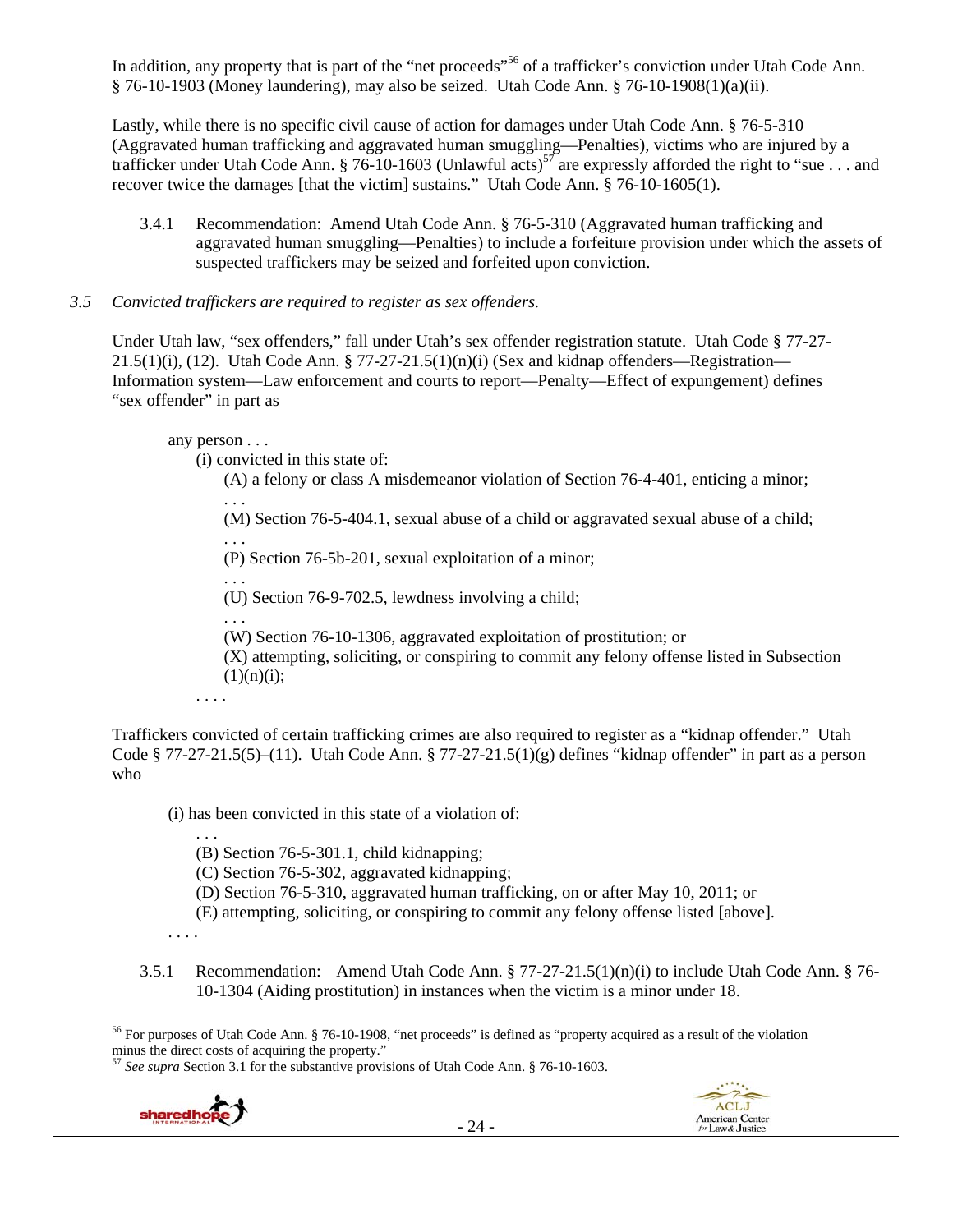In addition, any property that is part of the "net proceeds"[56] of a trafficker's conviction under Utah Code Ann. § 76-10-1903 (Money laundering), may also be seized. Utah Code Ann. § 76-10-1908(1)(a)(ii).

Lastly, while there is no specific civil cause of action for damages under Utah Code Ann. § 76-5-310 (Aggravated human trafficking and aggravated human smuggling—Penalties), victims who are injured by a trafficker under Utah Code Ann. § 76-10-1603 (Unlawful acts)[57] are expressly afforded the right to "sue . . . and recover twice the damages [that the victim] sustains." Utah Code Ann. § 76-10-1605(1).

3.4.1 Recommendation: Amend Utah Code Ann. § 76-5-310 (Aggravated human trafficking and aggravated human smuggling—Penalties) to include a forfeiture provision under which the assets of suspected traffickers may be seized and forfeited upon conviction.

*3.5 Convicted traffickers are required to register as sex offenders.*

Under Utah law, "sex offenders," fall under Utah's sex offender registration statute. Utah Code § 77-27-21.5(1)(i), (12). Utah Code Ann. § 77-27-21.5(1)(n)(i) (Sex and kidnap offenders—Registration—Information system—Law enforcement and courts to report—Penalty—Effect of expungement) defines "sex offender" in part as

> any person . . .
> (i) convicted in this state of:
> (A) a felony or class A misdemeanor violation of Section 76-4-401, enticing a minor;
> . . .
> (M) Section 76-5-404.1, sexual abuse of a child or aggravated sexual abuse of a child;
> . . .
> (P) Section 76-5b-201, sexual exploitation of a minor;
> . . .
> (U) Section 76-9-702.5, lewdness involving a child;
> . . .
> (W) Section 76-10-1306, aggravated exploitation of prostitution; or
> (X) attempting, soliciting, or conspiring to commit any felony offense listed in Subsection (1)(n)(i);
> . . . .

Traffickers convicted of certain trafficking crimes are also required to register as a "kidnap offender." Utah Code § 77-27-21.5(5)–(11). Utah Code Ann. § 77-27-21.5(1)(g) defines "kidnap offender" in part as a person who

> (i) has been convicted in this state of a violation of:
> . . .
> (B) Section 76-5-301.1, child kidnapping;
> (C) Section 76-5-302, aggravated kidnapping;
> (D) Section 76-5-310, aggravated human trafficking, on or after May 10, 2011; or
> (E) attempting, soliciting, or conspiring to commit any felony offense listed [above].
> . . . .

3.5.1 Recommendation: Amend Utah Code Ann. § 77-27-21.5(1)(n)(i) to include Utah Code Ann. § 76-10-1304 (Aiding prostitution) in instances when the victim is a minor under 18.

---

[56] For purposes of Utah Code Ann. § 76-10-1908, "net proceeds" is defined as "property acquired as a result of the violation minus the direct costs of acquiring the property."

[57] *See supra* Section 3.1 for the substantive provisions of Utah Code Ann. § 76-10-1603.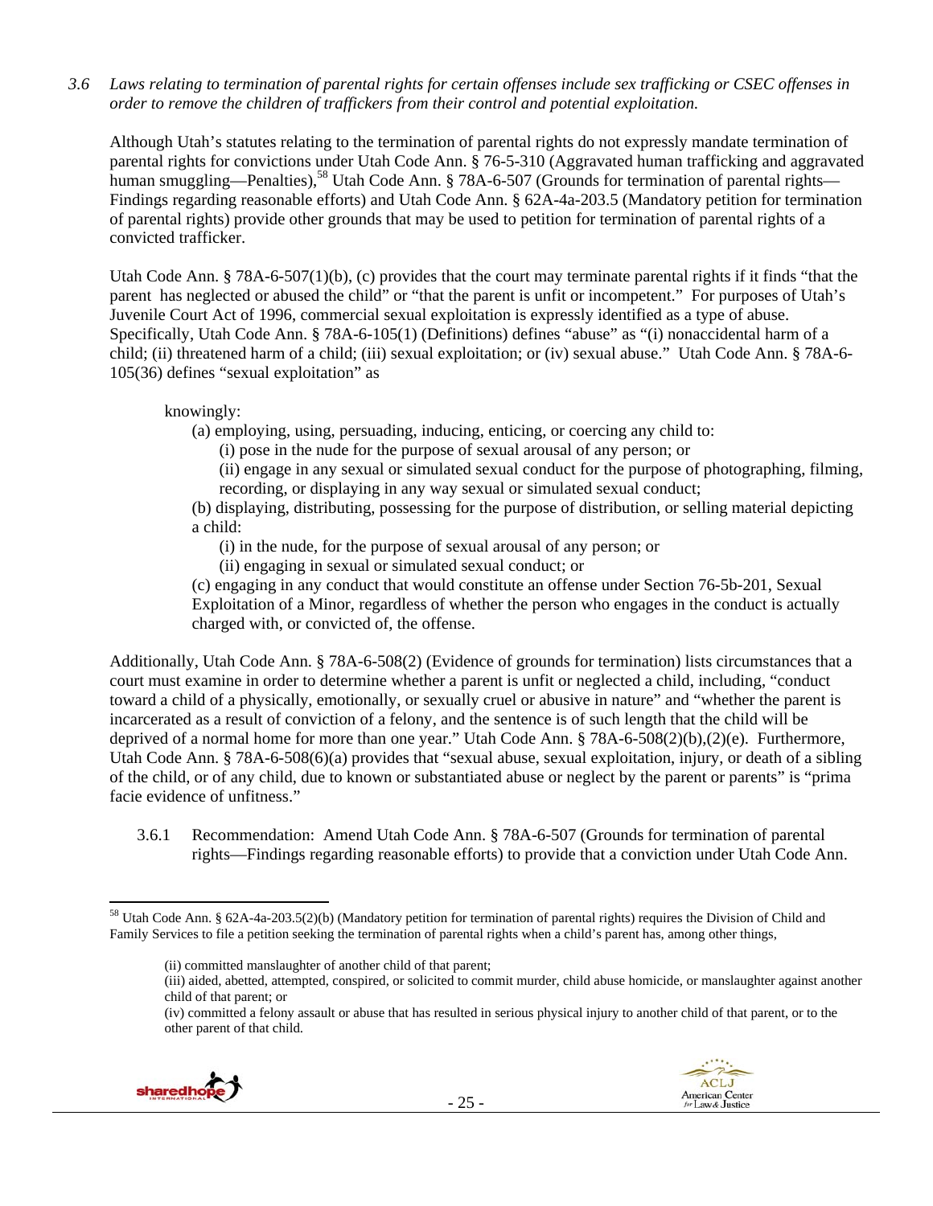*3.6 Laws relating to termination of parental rights for certain offenses include sex trafficking or CSEC offenses in order to remove the children of traffickers from their control and potential exploitation.*

Although Utah's statutes relating to the termination of parental rights do not expressly mandate termination of parental rights for convictions under Utah Code Ann. § 76-5-310 (Aggravated human trafficking and aggravated human smuggling—Penalties),[58] Utah Code Ann. § 78A-6-507 (Grounds for termination of parental rights—Findings regarding reasonable efforts) and Utah Code Ann. § 62A-4a-203.5 (Mandatory petition for termination of parental rights) provide other grounds that may be used to petition for termination of parental rights of a convicted trafficker.

Utah Code Ann. § 78A-6-507(1)(b), (c) provides that the court may terminate parental rights if it finds "that the parent has neglected or abused the child" or "that the parent is unfit or incompetent." For purposes of Utah's Juvenile Court Act of 1996, commercial sexual exploitation is expressly identified as a type of abuse. Specifically, Utah Code Ann. § 78A-6-105(1) (Definitions) defines "abuse" as "(i) nonaccidental harm of a child; (ii) threatened harm of a child; (iii) sexual exploitation; or (iv) sexual abuse." Utah Code Ann. § 78A-6-105(36) defines "sexual exploitation" as

> knowingly:
>
> (a) employing, using, persuading, inducing, enticing, or coercing any child to:
>
> (i) pose in the nude for the purpose of sexual arousal of any person; or
>
> (ii) engage in any sexual or simulated sexual conduct for the purpose of photographing, filming, recording, or displaying in any way sexual or simulated sexual conduct;
>
> (b) displaying, distributing, possessing for the purpose of distribution, or selling material depicting a child:
>
> (i) in the nude, for the purpose of sexual arousal of any person; or
>
> (ii) engaging in sexual or simulated sexual conduct; or
>
> (c) engaging in any conduct that would constitute an offense under Section 76-5b-201, Sexual Exploitation of a Minor, regardless of whether the person who engages in the conduct is actually charged with, or convicted of, the offense.

Additionally, Utah Code Ann. § 78A-6-508(2) (Evidence of grounds for termination) lists circumstances that a court must examine in order to determine whether a parent is unfit or neglected a child, including, "conduct toward a child of a physically, emotionally, or sexually cruel or abusive in nature" and "whether the parent is incarcerated as a result of conviction of a felony, and the sentence is of such length that the child will be deprived of a normal home for more than one year." Utah Code Ann. § 78A-6-508(2)(b),(2)(e). Furthermore, Utah Code Ann. § 78A-6-508(6)(a) provides that "sexual abuse, sexual exploitation, injury, or death of a sibling of the child, or of any child, due to known or substantiated abuse or neglect by the parent or parents" is "prima facie evidence of unfitness."

3.6.1 Recommendation: Amend Utah Code Ann. § 78A-6-507 (Grounds for termination of parental rights—Findings regarding reasonable efforts) to provide that a conviction under Utah Code Ann.

---

[58] Utah Code Ann. § 62A-4a-203.5(2)(b) (Mandatory petition for termination of parental rights) requires the Division of Child and Family Services to file a petition seeking the termination of parental rights when a child's parent has, among other things,

> (ii) committed manslaughter of another child of that parent;
>
> (iii) aided, abetted, attempted, conspired, or solicited to commit murder, child abuse homicide, or manslaughter against another child of that parent; or
>
> (iv) committed a felony assault or abuse that has resulted in serious physical injury to another child of that parent, or to the other parent of that child.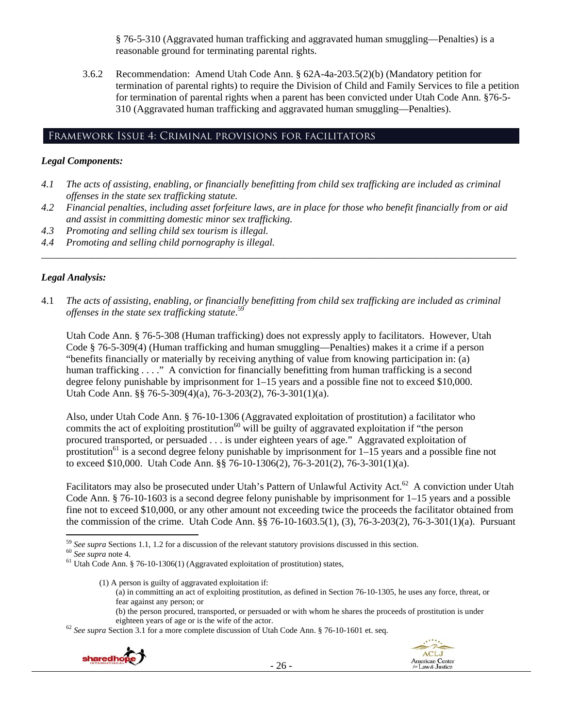§ 76-5-310 (Aggravated human trafficking and aggravated human smuggling—Penalties) is a reasonable ground for terminating parental rights.

3.6.2 Recommendation: Amend Utah Code Ann. § 62A-4a-203.5(2)(b) (Mandatory petition for termination of parental rights) to require the Division of Child and Family Services to file a petition for termination of parental rights when a parent has been convicted under Utah Code Ann. §76-5-310 (Aggravated human trafficking and aggravated human smuggling—Penalties).

## Framework Issue 4: Criminal provisions for facilitators

### *Legal Components:*

*4.1 The acts of assisting, enabling, or financially benefitting from child sex trafficking are included as criminal offenses in the state sex trafficking statute.*
*4.2 Financial penalties, including asset forfeiture laws, are in place for those who benefit financially from or aid and assist in committing domestic minor sex trafficking.*
*4.3 Promoting and selling child sex tourism is illegal.*
*4.4 Promoting and selling child pornography is illegal.*

---

### *Legal Analysis:*

4.1 *The acts of assisting, enabling, or financially benefitting from child sex trafficking are included as criminal offenses in the state sex trafficking statute*.[59]

Utah Code Ann. § 76-5-308 (Human trafficking) does not expressly apply to facilitators. However, Utah Code § 76-5-309(4) (Human trafficking and human smuggling—Penalties) makes it a crime if a person "benefits financially or materially by receiving anything of value from knowing participation in: (a) human trafficking . . . ." A conviction for financially benefitting from human trafficking is a second degree felony punishable by imprisonment for 1–15 years and a possible fine not to exceed $10,000. Utah Code Ann. §§ 76-5-309(4)(a), 76-3-203(2), 76-3-301(1)(a).

Also, under Utah Code Ann. § 76-10-1306 (Aggravated exploitation of prostitution) a facilitator who commits the act of exploiting prostitution[60] will be guilty of aggravated exploitation if "the person procured transported, or persuaded . . . is under eighteen years of age." Aggravated exploitation of prostitution[61] is a second degree felony punishable by imprisonment for 1–15 years and a possible fine not to exceed $10,000. Utah Code Ann. §§ 76-10-1306(2), 76-3-201(2), 76-3-301(1)(a).

Facilitators may also be prosecuted under Utah's Pattern of Unlawful Activity Act.[62] A conviction under Utah Code Ann. § 76-10-1603 is a second degree felony punishable by imprisonment for 1–15 years and a possible fine not to exceed $10,000, or any other amount not exceeding twice the proceeds the facilitator obtained from the commission of the crime. Utah Code Ann. §§ 76-10-1603.5(1), (3), 76-3-203(2), 76-3-301(1)(a). Pursuant

---

[59] *See supra* Sections 1.1, 1.2 for a discussion of the relevant statutory provisions discussed in this section.
[60] *See supra* note 4.
[61] Utah Code Ann. § 76-10-1306(1) (Aggravated exploitation of prostitution) states,

> (1) A person is guilty of aggravated exploitation if:
> (a) in committing an act of exploiting prostitution, as defined in Section 76-10-1305, he uses any force, threat, or fear against any person; or
> (b) the person procured, transported, or persuaded or with whom he shares the proceeds of prostitution is under eighteen years of age or is the wife of the actor.

[62] *See supra* Section 3.1 for a more complete discussion of Utah Code Ann. § 76-10-1601 et. seq.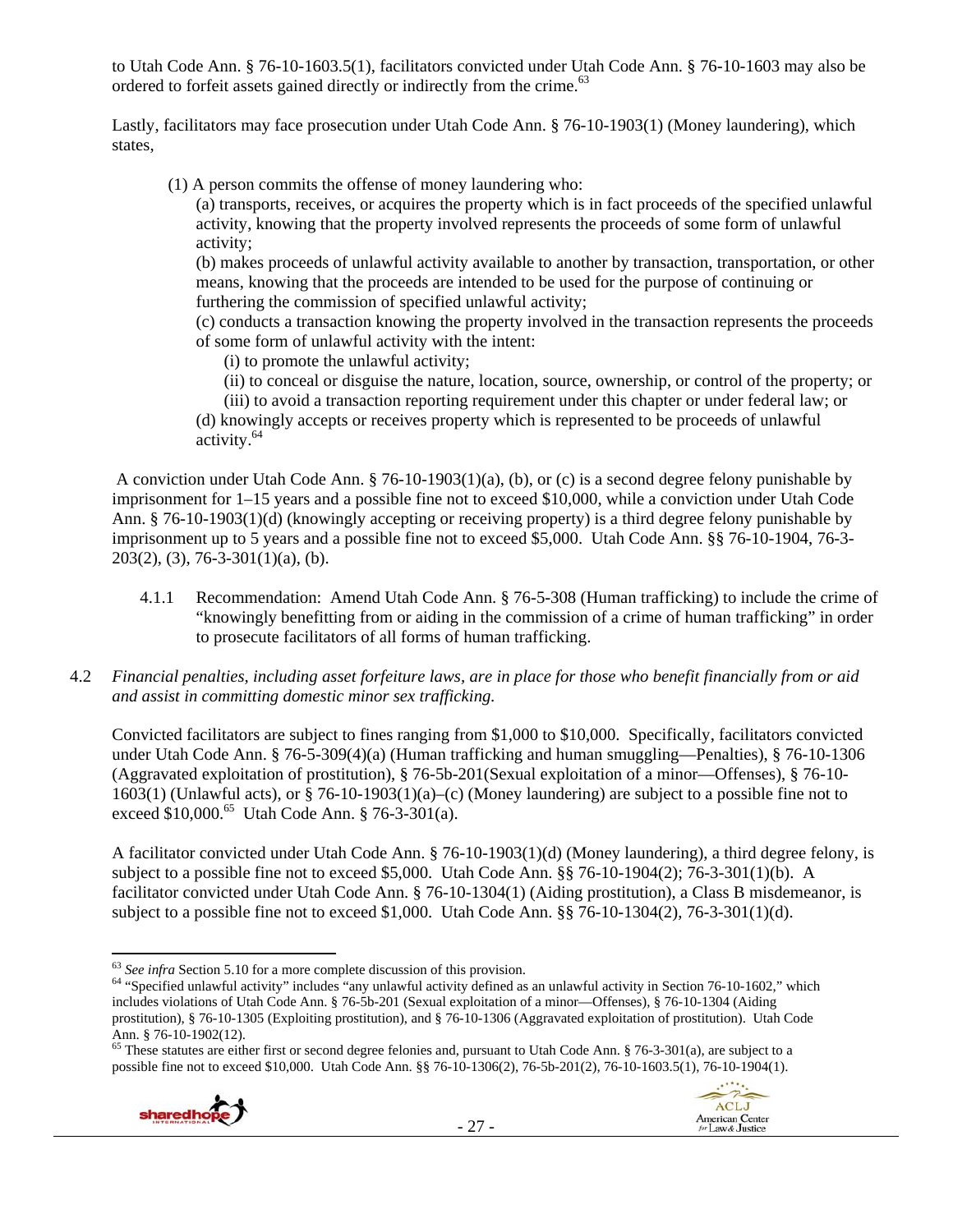to Utah Code Ann. § 76-10-1603.5(1), facilitators convicted under Utah Code Ann. § 76-10-1603 may also be ordered to forfeit assets gained directly or indirectly from the crime.[63]

Lastly, facilitators may face prosecution under Utah Code Ann. § 76-10-1903(1) (Money laundering), which states,

> (1) A person commits the offense of money laundering who:
>
> (a) transports, receives, or acquires the property which is in fact proceeds of the specified unlawful activity, knowing that the property involved represents the proceeds of some form of unlawful activity;
>
> (b) makes proceeds of unlawful activity available to another by transaction, transportation, or other means, knowing that the proceeds are intended to be used for the purpose of continuing or furthering the commission of specified unlawful activity;
>
> (c) conducts a transaction knowing the property involved in the transaction represents the proceeds of some form of unlawful activity with the intent:
>
> (i) to promote the unlawful activity;
>
> (ii) to conceal or disguise the nature, location, source, ownership, or control of the property; or
>
> (iii) to avoid a transaction reporting requirement under this chapter or under federal law; or
>
> (d) knowingly accepts or receives property which is represented to be proceeds of unlawful activity.[64]

A conviction under Utah Code Ann. § 76-10-1903(1)(a), (b), or (c) is a second degree felony punishable by imprisonment for 1–15 years and a possible fine not to exceed \$10,000, while a conviction under Utah Code Ann. § 76-10-1903(1)(d) (knowingly accepting or receiving property) is a third degree felony punishable by imprisonment up to 5 years and a possible fine not to exceed \$5,000. Utah Code Ann. §§ 76-10-1904, 76-3-203(2), (3), 76-3-301(1)(a), (b).

4.1.1 Recommendation: Amend Utah Code Ann. § 76-5-308 (Human trafficking) to include the crime of "knowingly benefitting from or aiding in the commission of a crime of human trafficking" in order to prosecute facilitators of all forms of human trafficking.

4.2 *Financial penalties, including asset forfeiture laws, are in place for those who benefit financially from or aid and assist in committing domestic minor sex trafficking.*

Convicted facilitators are subject to fines ranging from \$1,000 to \$10,000. Specifically, facilitators convicted under Utah Code Ann. § 76-5-309(4)(a) (Human trafficking and human smuggling—Penalties), § 76-10-1306 (Aggravated exploitation of prostitution), § 76-5b-201(Sexual exploitation of a minor—Offenses), § 76-10-1603(1) (Unlawful acts), or § 76-10-1903(1)(a)–(c) (Money laundering) are subject to a possible fine not to exceed \$10,000.[65] Utah Code Ann. § 76-3-301(a).

A facilitator convicted under Utah Code Ann. § 76-10-1903(1)(d) (Money laundering), a third degree felony, is subject to a possible fine not to exceed \$5,000. Utah Code Ann. §§ 76-10-1904(2); 76-3-301(1)(b). A facilitator convicted under Utah Code Ann. § 76-10-1304(1) (Aiding prostitution), a Class B misdemeanor, is subject to a possible fine not to exceed \$1,000. Utah Code Ann. §§ 76-10-1304(2), 76-3-301(1)(d).

---

[63] *See infra* Section 5.10 for a more complete discussion of this provision.

[64] "Specified unlawful activity" includes "any unlawful activity defined as an unlawful activity in Section 76-10-1602," which includes violations of Utah Code Ann. § 76-5b-201 (Sexual exploitation of a minor—Offenses), § 76-10-1304 (Aiding prostitution), § 76-10-1305 (Exploiting prostitution), and § 76-10-1306 (Aggravated exploitation of prostitution). Utah Code Ann. § 76-10-1902(12).

[65] These statutes are either first or second degree felonies and, pursuant to Utah Code Ann. § 76-3-301(a), are subject to a possible fine not to exceed \$10,000. Utah Code Ann. §§ 76-10-1306(2), 76-5b-201(2), 76-10-1603.5(1), 76-10-1904(1).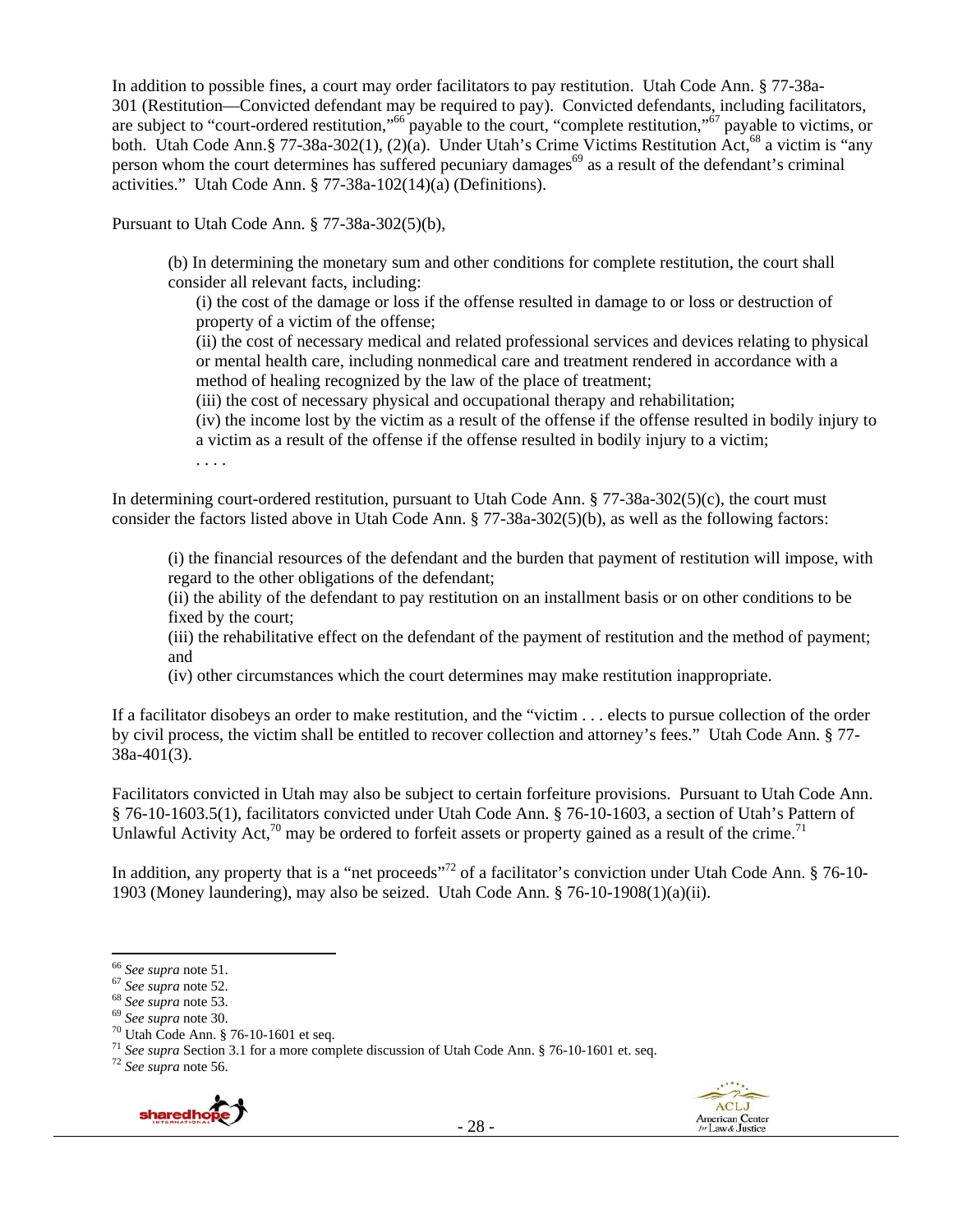In addition to possible fines, a court may order facilitators to pay restitution. Utah Code Ann. § 77-38a-301 (Restitution—Convicted defendant may be required to pay). Convicted defendants, including facilitators, are subject to "court-ordered restitution,"[66] payable to the court, "complete restitution,"[67] payable to victims, or both. Utah Code Ann.§ 77-38a-302(1), (2)(a). Under Utah's Crime Victims Restitution Act,[68] a victim is "any person whom the court determines has suffered pecuniary damages[69] as a result of the defendant's criminal activities." Utah Code Ann. § 77-38a-102(14)(a) (Definitions).

Pursuant to Utah Code Ann. § 77-38a-302(5)(b),

> (b) In determining the monetary sum and other conditions for complete restitution, the court shall consider all relevant facts, including:
>
> (i) the cost of the damage or loss if the offense resulted in damage to or loss or destruction of property of a victim of the offense;
>
> (ii) the cost of necessary medical and related professional services and devices relating to physical or mental health care, including nonmedical care and treatment rendered in accordance with a method of healing recognized by the law of the place of treatment;
>
> (iii) the cost of necessary physical and occupational therapy and rehabilitation;
>
> (iv) the income lost by the victim as a result of the offense if the offense resulted in bodily injury to a victim as a result of the offense if the offense resulted in bodily injury to a victim;
>
> . . . .

In determining court-ordered restitution, pursuant to Utah Code Ann. § 77-38a-302(5)(c), the court must consider the factors listed above in Utah Code Ann. § 77-38a-302(5)(b), as well as the following factors:

> (i) the financial resources of the defendant and the burden that payment of restitution will impose, with regard to the other obligations of the defendant;
>
> (ii) the ability of the defendant to pay restitution on an installment basis or on other conditions to be fixed by the court;
>
> (iii) the rehabilitative effect on the defendant of the payment of restitution and the method of payment; and
>
> (iv) other circumstances which the court determines may make restitution inappropriate.

If a facilitator disobeys an order to make restitution, and the "victim . . . elects to pursue collection of the order by civil process, the victim shall be entitled to recover collection and attorney's fees." Utah Code Ann. § 77-38a-401(3).

Facilitators convicted in Utah may also be subject to certain forfeiture provisions. Pursuant to Utah Code Ann. § 76-10-1603.5(1), facilitators convicted under Utah Code Ann. § 76-10-1603, a section of Utah's Pattern of Unlawful Activity Act,[70] may be ordered to forfeit assets or property gained as a result of the crime.[71]

In addition, any property that is a "net proceeds"[72] of a facilitator's conviction under Utah Code Ann. § 76-10-1903 (Money laundering), may also be seized. Utah Code Ann. § 76-10-1908(1)(a)(ii).

---

[66] *See supra* note 51.
[67] *See supra* note 52.
[68] *See supra* note 53.
[69] *See supra* note 30.
[70] Utah Code Ann. § 76-10-1601 et seq.
[71] *See supra* Section 3.1 for a more complete discussion of Utah Code Ann. § 76-10-1601 et. seq.
[72] *See supra* note 56.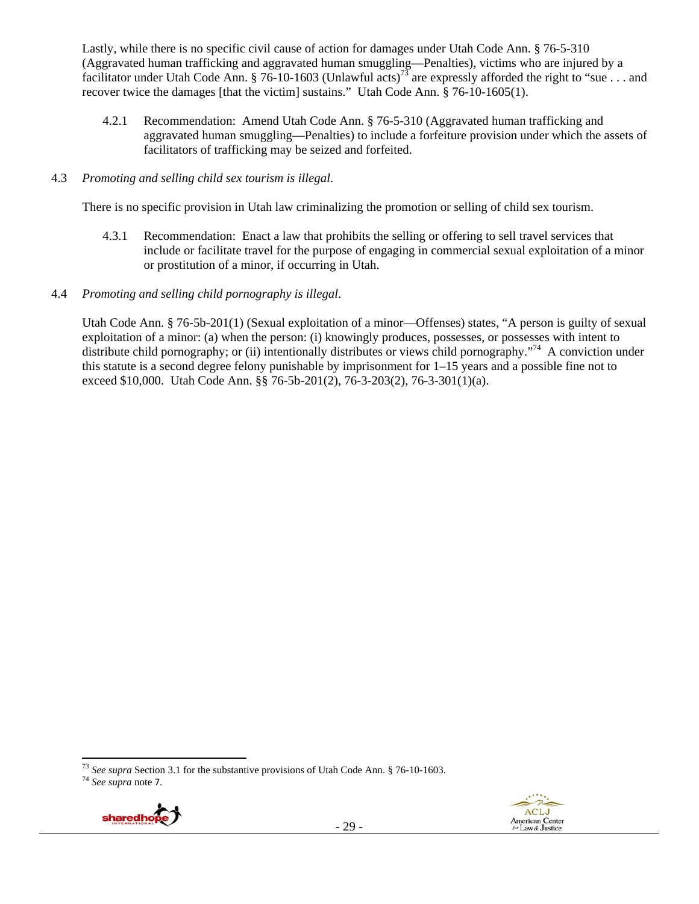Lastly, while there is no specific civil cause of action for damages under Utah Code Ann. § 76-5-310 (Aggravated human trafficking and aggravated human smuggling—Penalties), victims who are injured by a facilitator under Utah Code Ann. § 76-10-1603 (Unlawful acts)[73] are expressly afforded the right to "sue . . . and recover twice the damages [that the victim] sustains." Utah Code Ann. § 76-10-1605(1).

4.2.1 Recommendation: Amend Utah Code Ann. § 76-5-310 (Aggravated human trafficking and aggravated human smuggling—Penalties) to include a forfeiture provision under which the assets of facilitators of trafficking may be seized and forfeited.

4.3 *Promoting and selling child sex tourism is illegal.*

There is no specific provision in Utah law criminalizing the promotion or selling of child sex tourism.

4.3.1 Recommendation: Enact a law that prohibits the selling or offering to sell travel services that include or facilitate travel for the purpose of engaging in commercial sexual exploitation of a minor or prostitution of a minor, if occurring in Utah.

4.4 *Promoting and selling child pornography is illegal.*

Utah Code Ann. § 76-5b-201(1) (Sexual exploitation of a minor—Offenses) states, "A person is guilty of sexual exploitation of a minor: (a) when the person: (i) knowingly produces, possesses, or possesses with intent to distribute child pornography; or (ii) intentionally distributes or views child pornography."[74] A conviction under this statute is a second degree felony punishable by imprisonment for 1–15 years and a possible fine not to exceed $10,000. Utah Code Ann. §§ 76-5b-201(2), 76-3-203(2), 76-3-301(1)(a).

---

[73] *See supra* Section 3.1 for the substantive provisions of Utah Code Ann. § 76-10-1603.

[74] *See supra* note 7.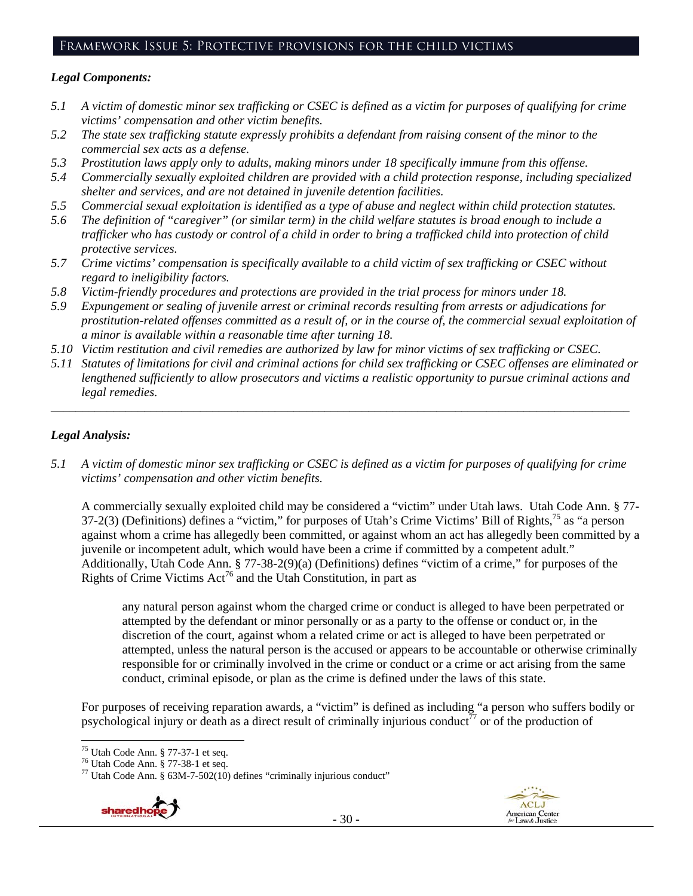## Framework Issue 5: Protective provisions for the child victims

*Legal Components:*

*5.1 A victim of domestic minor sex trafficking or CSEC is defined as a victim for purposes of qualifying for crime victims' compensation and other victim benefits.*

*5.2 The state sex trafficking statute expressly prohibits a defendant from raising consent of the minor to the commercial sex acts as a defense.*

*5.3 Prostitution laws apply only to adults, making minors under 18 specifically immune from this offense.*

*5.4 Commercially sexually exploited children are provided with a child protection response, including specialized shelter and services, and are not detained in juvenile detention facilities.*

*5.5 Commercial sexual exploitation is identified as a type of abuse and neglect within child protection statutes.*

*5.6 The definition of "caregiver" (or similar term) in the child welfare statutes is broad enough to include a trafficker who has custody or control of a child in order to bring a trafficked child into protection of child protective services.*

*5.7 Crime victims' compensation is specifically available to a child victim of sex trafficking or CSEC without regard to ineligibility factors.*

*5.8 Victim-friendly procedures and protections are provided in the trial process for minors under 18.*

*5.9 Expungement or sealing of juvenile arrest or criminal records resulting from arrests or adjudications for prostitution-related offenses committed as a result of, or in the course of, the commercial sexual exploitation of a minor is available within a reasonable time after turning 18.*

*5.10 Victim restitution and civil remedies are authorized by law for minor victims of sex trafficking or CSEC.*

*5.11 Statutes of limitations for civil and criminal actions for child sex trafficking or CSEC offenses are eliminated or lengthened sufficiently to allow prosecutors and victims a realistic opportunity to pursue criminal actions and legal remedies.*

---

*Legal Analysis:*

*5.1 A victim of domestic minor sex trafficking or CSEC is defined as a victim for purposes of qualifying for crime victims' compensation and other victim benefits.*

A commercially sexually exploited child may be considered a "victim" under Utah laws. Utah Code Ann. § 77-37-2(3) (Definitions) defines a "victim," for purposes of Utah's Crime Victims' Bill of Rights,[75] as "a person against whom a crime has allegedly been committed, or against whom an act has allegedly been committed by a juvenile or incompetent adult, which would have been a crime if committed by a competent adult." Additionally, Utah Code Ann. § 77-38-2(9)(a) (Definitions) defines "victim of a crime," for purposes of the Rights of Crime Victims Act[76] and the Utah Constitution, in part as

> any natural person against whom the charged crime or conduct is alleged to have been perpetrated or attempted by the defendant or minor personally or as a party to the offense or conduct or, in the discretion of the court, against whom a related crime or act is alleged to have been perpetrated or attempted, unless the natural person is the accused or appears to be accountable or otherwise criminally responsible for or criminally involved in the crime or conduct or a crime or act arising from the same conduct, criminal episode, or plan as the crime is defined under the laws of this state.

For purposes of receiving reparation awards, a "victim" is defined as including "a person who suffers bodily or psychological injury or death as a direct result of criminally injurious conduct[77] or of the production of

---

[75] Utah Code Ann. § 77-37-1 et seq.

[76] Utah Code Ann. § 77-38-1 et seq.

[77] Utah Code Ann. § 63M-7-502(10) defines "criminally injurious conduct"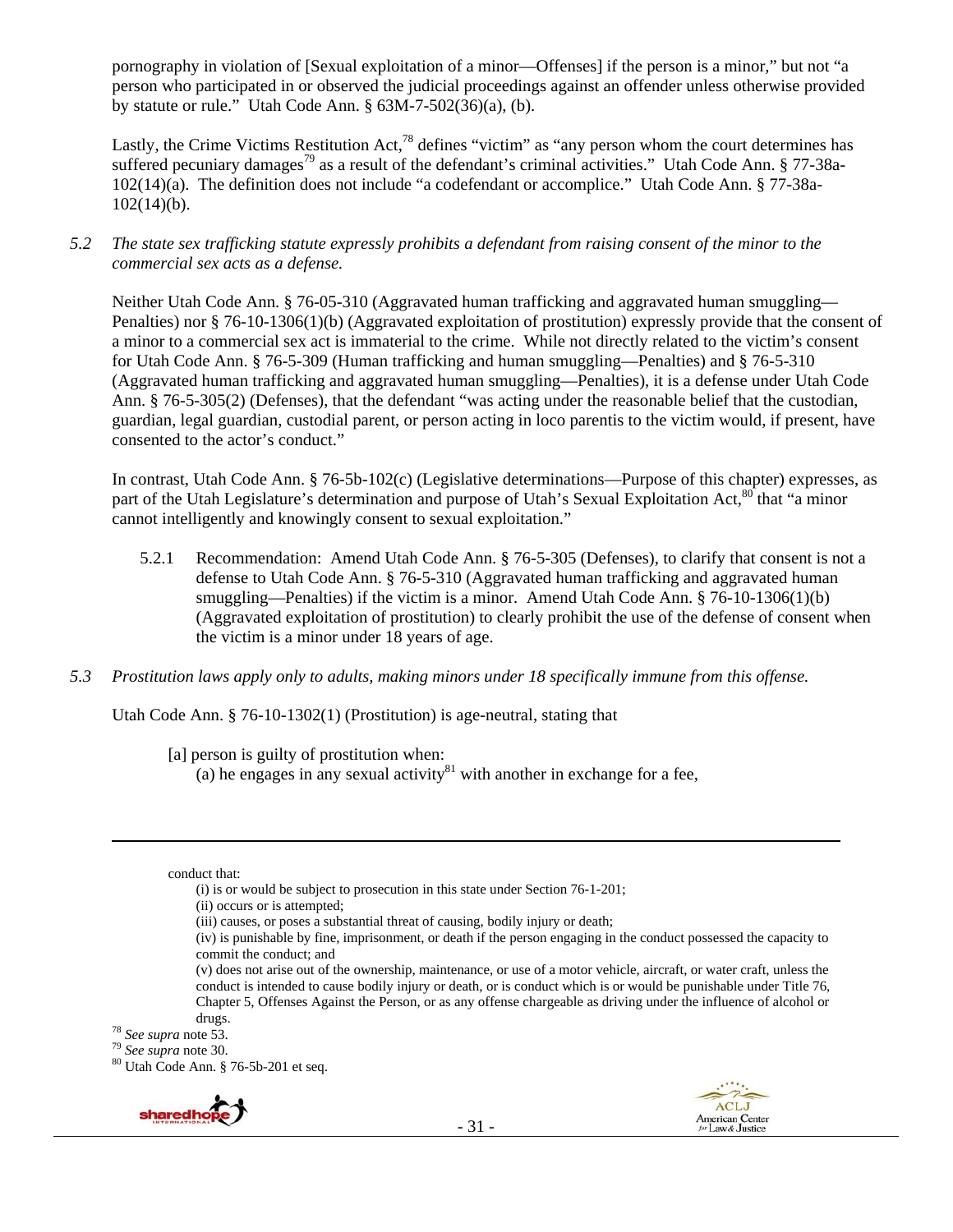pornography in violation of [Sexual exploitation of a minor—Offenses] if the person is a minor," but not "a person who participated in or observed the judicial proceedings against an offender unless otherwise provided by statute or rule." Utah Code Ann. § 63M-7-502(36)(a), (b).

Lastly, the Crime Victims Restitution Act,[78] defines "victim" as "any person whom the court determines has suffered pecuniary damages[79] as a result of the defendant's criminal activities." Utah Code Ann. § 77-38a-102(14)(a). The definition does not include "a codefendant or accomplice." Utah Code Ann. § 77-38a-102(14)(b).

*5.2 The state sex trafficking statute expressly prohibits a defendant from raising consent of the minor to the commercial sex acts as a defense.*

Neither Utah Code Ann. § 76-05-310 (Aggravated human trafficking and aggravated human smuggling—Penalties) nor § 76-10-1306(1)(b) (Aggravated exploitation of prostitution) expressly provide that the consent of a minor to a commercial sex act is immaterial to the crime. While not directly related to the victim's consent for Utah Code Ann. § 76-5-309 (Human trafficking and human smuggling—Penalties) and § 76-5-310 (Aggravated human trafficking and aggravated human smuggling—Penalties), it is a defense under Utah Code Ann. § 76-5-305(2) (Defenses), that the defendant "was acting under the reasonable belief that the custodian, guardian, legal guardian, custodial parent, or person acting in loco parentis to the victim would, if present, have consented to the actor's conduct."

In contrast, Utah Code Ann. § 76-5b-102(c) (Legislative determinations—Purpose of this chapter) expresses, as part of the Utah Legislature's determination and purpose of Utah's Sexual Exploitation Act,[80] that "a minor cannot intelligently and knowingly consent to sexual exploitation."

5.2.1 Recommendation: Amend Utah Code Ann. § 76-5-305 (Defenses), to clarify that consent is not a defense to Utah Code Ann. § 76-5-310 (Aggravated human trafficking and aggravated human smuggling—Penalties) if the victim is a minor. Amend Utah Code Ann. § 76-10-1306(1)(b) (Aggravated exploitation of prostitution) to clearly prohibit the use of the defense of consent when the victim is a minor under 18 years of age.

*5.3 Prostitution laws apply only to adults, making minors under 18 specifically immune from this offense.*

Utah Code Ann. § 76-10-1302(1) (Prostitution) is age-neutral, stating that

> [a] person is guilty of prostitution when:
> (a) he engages in any sexual activity[81] with another in exchange for a fee,

---

conduct that:
(i) is or would be subject to prosecution in this state under Section 76-1-201;
(ii) occurs or is attempted;
(iii) causes, or poses a substantial threat of causing, bodily injury or death;
(iv) is punishable by fine, imprisonment, or death if the person engaging in the conduct possessed the capacity to commit the conduct; and
(v) does not arise out of the ownership, maintenance, or use of a motor vehicle, aircraft, or water craft, unless the conduct is intended to cause bodily injury or death, or is conduct which is or would be punishable under Title 76, Chapter 5, Offenses Against the Person, or as any offense chargeable as driving under the influence of alcohol or drugs.

[78] *See supra* note 53.
[79] *See supra* note 30.
[80] Utah Code Ann. § 76-5b-201 et seq.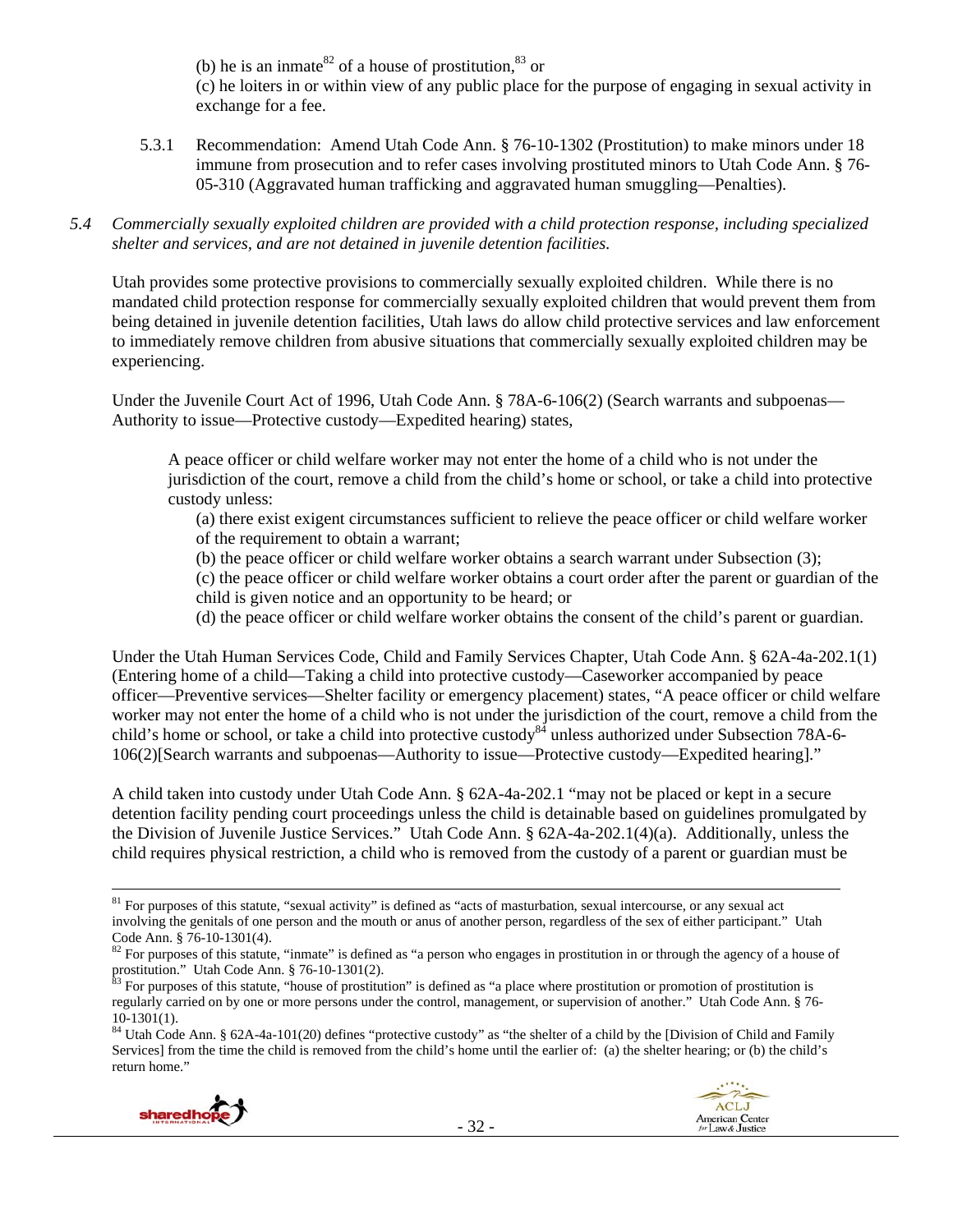(b) he is an inmate[82] of a house of prostitution,[83] or

(c) he loiters in or within view of any public place for the purpose of engaging in sexual activity in exchange for a fee.

5.3.1 Recommendation: Amend Utah Code Ann. § 76-10-1302 (Prostitution) to make minors under 18 immune from prosecution and to refer cases involving prostituted minors to Utah Code Ann. § 76-05-310 (Aggravated human trafficking and aggravated human smuggling—Penalties).

*5.4 Commercially sexually exploited children are provided with a child protection response, including specialized shelter and services, and are not detained in juvenile detention facilities.*

Utah provides some protective provisions to commercially sexually exploited children. While there is no mandated child protection response for commercially sexually exploited children that would prevent them from being detained in juvenile detention facilities, Utah laws do allow child protective services and law enforcement to immediately remove children from abusive situations that commercially sexually exploited children may be experiencing.

Under the Juvenile Court Act of 1996, Utah Code Ann. § 78A-6-106(2) (Search warrants and subpoenas—Authority to issue—Protective custody—Expedited hearing) states,

> A peace officer or child welfare worker may not enter the home of a child who is not under the jurisdiction of the court, remove a child from the child's home or school, or take a child into protective custody unless:
>
> (a) there exist exigent circumstances sufficient to relieve the peace officer or child welfare worker of the requirement to obtain a warrant;
>
> (b) the peace officer or child welfare worker obtains a search warrant under Subsection (3);
>
> (c) the peace officer or child welfare worker obtains a court order after the parent or guardian of the child is given notice and an opportunity to be heard; or
>
> (d) the peace officer or child welfare worker obtains the consent of the child's parent or guardian.

Under the Utah Human Services Code, Child and Family Services Chapter, Utah Code Ann. § 62A-4a-202.1(1) (Entering home of a child—Taking a child into protective custody—Caseworker accompanied by peace officer—Preventive services—Shelter facility or emergency placement) states, "A peace officer or child welfare worker may not enter the home of a child who is not under the jurisdiction of the court, remove a child from the child's home or school, or take a child into protective custody[84] unless authorized under Subsection 78A-6-106(2)[Search warrants and subpoenas—Authority to issue—Protective custody—Expedited hearing]."

A child taken into custody under Utah Code Ann. § 62A-4a-202.1 "may not be placed or kept in a secure detention facility pending court proceedings unless the child is detainable based on guidelines promulgated by the Division of Juvenile Justice Services." Utah Code Ann. § 62A-4a-202.1(4)(a). Additionally, unless the child requires physical restriction, a child who is removed from the custody of a parent or guardian must be

---

[81] For purposes of this statute, "sexual activity" is defined as "acts of masturbation, sexual intercourse, or any sexual act involving the genitals of one person and the mouth or anus of another person, regardless of the sex of either participant." Utah Code Ann. § 76-10-1301(4).

[82] For purposes of this statute, "inmate" is defined as "a person who engages in prostitution in or through the agency of a house of prostitution." Utah Code Ann. § 76-10-1301(2).

[83] For purposes of this statute, "house of prostitution" is defined as "a place where prostitution or promotion of prostitution is regularly carried on by one or more persons under the control, management, or supervision of another." Utah Code Ann. § 76-10-1301(1).

[84] Utah Code Ann. § 62A-4a-101(20) defines "protective custody" as "the shelter of a child by the [Division of Child and Family Services] from the time the child is removed from the child's home until the earlier of: (a) the shelter hearing; or (b) the child's return home."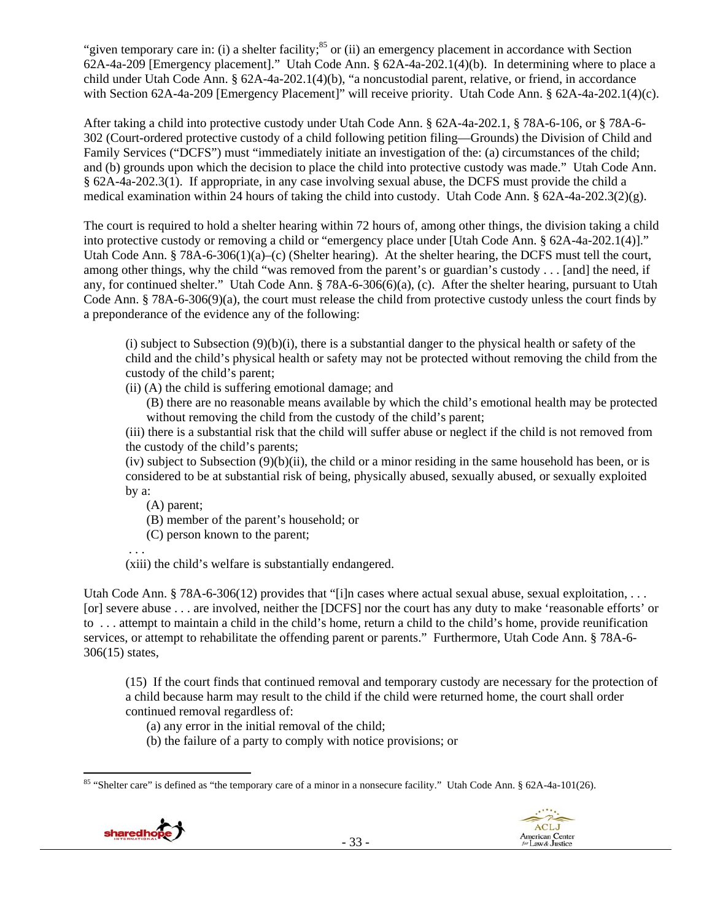"given temporary care in: (i) a shelter facility;[85] or (ii) an emergency placement in accordance with Section 62A-4a-209 [Emergency placement]." Utah Code Ann. § 62A-4a-202.1(4)(b). In determining where to place a child under Utah Code Ann. § 62A-4a-202.1(4)(b), "a noncustodial parent, relative, or friend, in accordance with Section 62A-4a-209 [Emergency Placement]" will receive priority. Utah Code Ann. § 62A-4a-202.1(4)(c).

After taking a child into protective custody under Utah Code Ann. § 62A-4a-202.1, § 78A-6-106, or § 78A-6-302 (Court-ordered protective custody of a child following petition filing—Grounds) the Division of Child and Family Services ("DCFS") must "immediately initiate an investigation of the: (a) circumstances of the child; and (b) grounds upon which the decision to place the child into protective custody was made." Utah Code Ann. § 62A-4a-202.3(1). If appropriate, in any case involving sexual abuse, the DCFS must provide the child a medical examination within 24 hours of taking the child into custody. Utah Code Ann. § 62A-4a-202.3(2)(g).

The court is required to hold a shelter hearing within 72 hours of, among other things, the division taking a child into protective custody or removing a child or "emergency place under [Utah Code Ann. § 62A-4a-202.1(4)]." Utah Code Ann. § 78A-6-306(1)(a)–(c) (Shelter hearing). At the shelter hearing, the DCFS must tell the court, among other things, why the child "was removed from the parent's or guardian's custody . . . [and] the need, if any, for continued shelter." Utah Code Ann. § 78A-6-306(6)(a), (c). After the shelter hearing, pursuant to Utah Code Ann. § 78A-6-306(9)(a), the court must release the child from protective custody unless the court finds by a preponderance of the evidence any of the following:

> (i) subject to Subsection (9)(b)(i), there is a substantial danger to the physical health or safety of the child and the child's physical health or safety may not be protected without removing the child from the custody of the child's parent;
>
> (ii) (A) the child is suffering emotional damage; and
>
> (B) there are no reasonable means available by which the child's emotional health may be protected without removing the child from the custody of the child's parent;
>
> (iii) there is a substantial risk that the child will suffer abuse or neglect if the child is not removed from the custody of the child's parents;
>
> (iv) subject to Subsection (9)(b)(ii), the child or a minor residing in the same household has been, or is considered to be at substantial risk of being, physically abused, sexually abused, or sexually exploited by a:
>
> (A) parent;
>
> (B) member of the parent's household; or
>
> (C) person known to the parent;
>
> . . .
>
> (xiii) the child's welfare is substantially endangered.

Utah Code Ann. § 78A-6-306(12) provides that "[i]n cases where actual sexual abuse, sexual exploitation, . . . [or] severe abuse . . . are involved, neither the [DCFS] nor the court has any duty to make 'reasonable efforts' or to . . . attempt to maintain a child in the child's home, return a child to the child's home, provide reunification services, or attempt to rehabilitate the offending parent or parents." Furthermore, Utah Code Ann. § 78A-6-306(15) states,

> (15) If the court finds that continued removal and temporary custody are necessary for the protection of a child because harm may result to the child if the child were returned home, the court shall order continued removal regardless of:
>
> (a) any error in the initial removal of the child;
>
> (b) the failure of a party to comply with notice provisions; or

[85] "Shelter care" is defined as "the temporary care of a minor in a nonsecure facility." Utah Code Ann. § 62A-4a-101(26).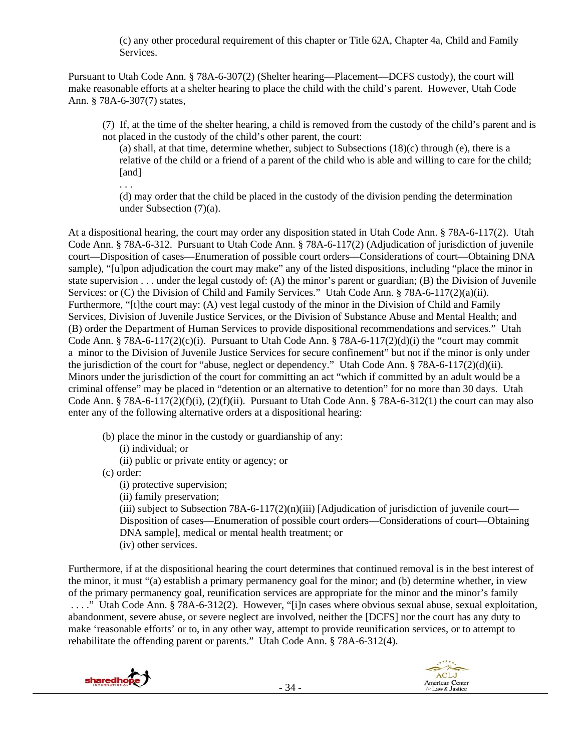(c) any other procedural requirement of this chapter or Title 62A, Chapter 4a, Child and Family Services.

Pursuant to Utah Code Ann. § 78A-6-307(2) (Shelter hearing—Placement—DCFS custody), the court will make reasonable efforts at a shelter hearing to place the child with the child's parent. However, Utah Code Ann. § 78A-6-307(7) states,

> (7) If, at the time of the shelter hearing, a child is removed from the custody of the child's parent and is not placed in the custody of the child's other parent, the court:
>
> (a) shall, at that time, determine whether, subject to Subsections (18)(c) through (e), there is a relative of the child or a friend of a parent of the child who is able and willing to care for the child; [and]
>
> . . .
>
> (d) may order that the child be placed in the custody of the division pending the determination under Subsection (7)(a).

At a dispositional hearing, the court may order any disposition stated in Utah Code Ann. § 78A-6-117(2). Utah Code Ann. § 78A-6-312. Pursuant to Utah Code Ann. § 78A-6-117(2) (Adjudication of jurisdiction of juvenile court—Disposition of cases—Enumeration of possible court orders—Considerations of court—Obtaining DNA sample), "[u]pon adjudication the court may make" any of the listed dispositions, including "place the minor in state supervision . . . under the legal custody of: (A) the minor's parent or guardian; (B) the Division of Juvenile Services: or (C) the Division of Child and Family Services." Utah Code Ann. § 78A-6-117(2)(a)(ii). Furthermore, "[t]he court may: (A) vest legal custody of the minor in the Division of Child and Family Services, Division of Juvenile Justice Services, or the Division of Substance Abuse and Mental Health; and (B) order the Department of Human Services to provide dispositional recommendations and services." Utah Code Ann. § 78A-6-117(2)(c)(i). Pursuant to Utah Code Ann. § 78A-6-117(2)(d)(i) the "court may commit a minor to the Division of Juvenile Justice Services for secure confinement" but not if the minor is only under the jurisdiction of the court for "abuse, neglect or dependency." Utah Code Ann. § 78A-6-117(2)(d)(ii). Minors under the jurisdiction of the court for committing an act "which if committed by an adult would be a criminal offense" may be placed in "detention or an alternative to detention" for no more than 30 days. Utah Code Ann. § 78A-6-117(2)(f)(i), (2)(f)(ii). Pursuant to Utah Code Ann. § 78A-6-312(1) the court can may also enter any of the following alternative orders at a dispositional hearing:

> (b) place the minor in the custody or guardianship of any:
>
> (i) individual; or
>
> (ii) public or private entity or agency; or
>
> (c) order:
>
> (i) protective supervision;
>
> (ii) family preservation;
>
> (iii) subject to Subsection 78A-6-117(2)(n)(iii) [Adjudication of jurisdiction of juvenile court—Disposition of cases—Enumeration of possible court orders—Considerations of court—Obtaining DNA sample], medical or mental health treatment; or
>
> (iv) other services.

Furthermore, if at the dispositional hearing the court determines that continued removal is in the best interest of the minor, it must "(a) establish a primary permanency goal for the minor; and (b) determine whether, in view of the primary permanency goal, reunification services are appropriate for the minor and the minor's family . . . ." Utah Code Ann. § 78A-6-312(2). However, "[i]n cases where obvious sexual abuse, sexual exploitation, abandonment, severe abuse, or severe neglect are involved, neither the [DCFS] nor the court has any duty to make 'reasonable efforts' or to, in any other way, attempt to provide reunification services, or to attempt to rehabilitate the offending parent or parents." Utah Code Ann. § 78A-6-312(4).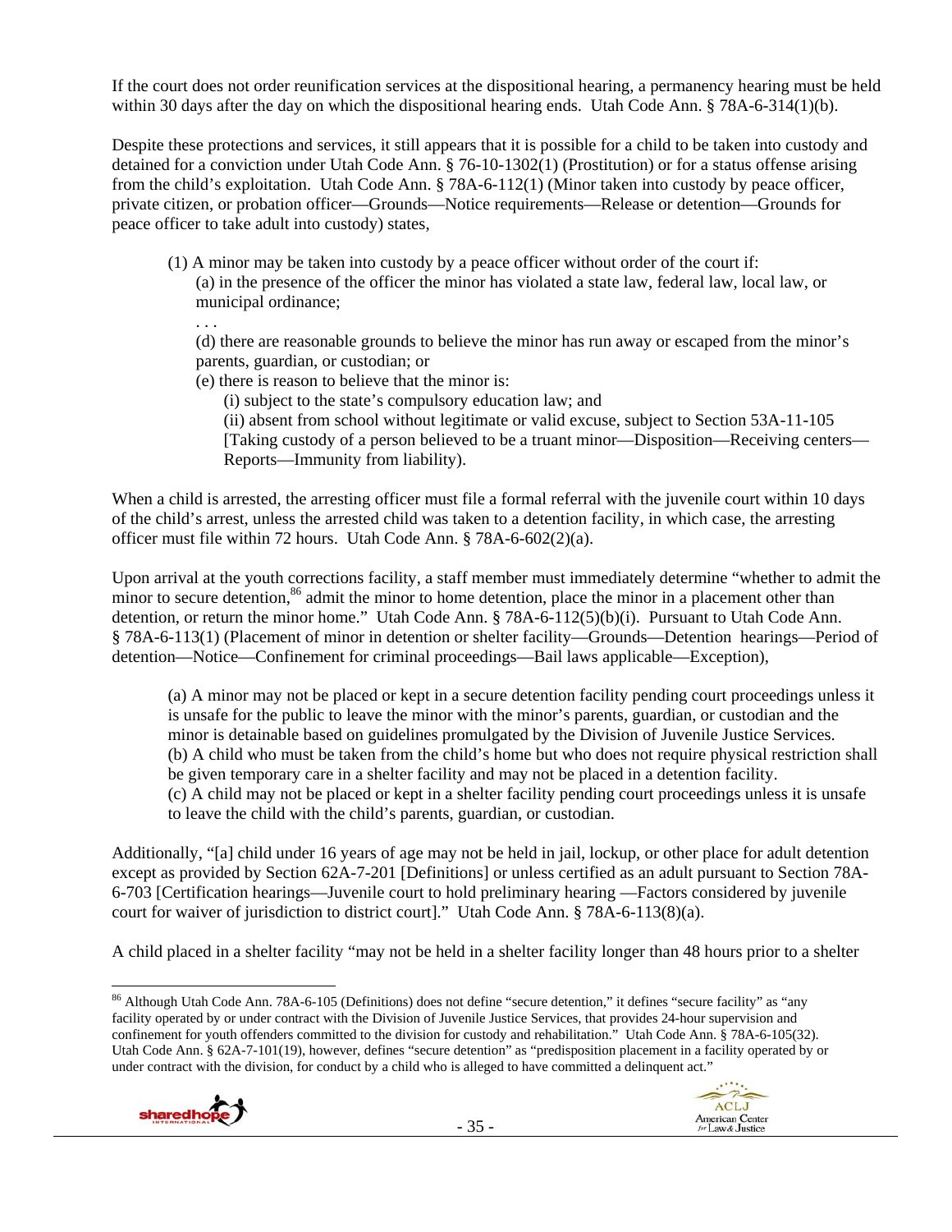If the court does not order reunification services at the dispositional hearing, a permanency hearing must be held within 30 days after the day on which the dispositional hearing ends. Utah Code Ann. § 78A-6-314(1)(b).

Despite these protections and services, it still appears that it is possible for a child to be taken into custody and detained for a conviction under Utah Code Ann. § 76-10-1302(1) (Prostitution) or for a status offense arising from the child's exploitation. Utah Code Ann. § 78A-6-112(1) (Minor taken into custody by peace officer, private citizen, or probation officer—Grounds—Notice requirements—Release or detention—Grounds for peace officer to take adult into custody) states,

> (1) A minor may be taken into custody by a peace officer without order of the court if:
>
> (a) in the presence of the officer the minor has violated a state law, federal law, local law, or municipal ordinance;
>
> . . .
>
> (d) there are reasonable grounds to believe the minor has run away or escaped from the minor's parents, guardian, or custodian; or
>
> (e) there is reason to believe that the minor is:
>
> (i) subject to the state's compulsory education law; and
>
> (ii) absent from school without legitimate or valid excuse, subject to Section 53A-11-105 [Taking custody of a person believed to be a truant minor—Disposition—Receiving centers—Reports—Immunity from liability).

When a child is arrested, the arresting officer must file a formal referral with the juvenile court within 10 days of the child's arrest, unless the arrested child was taken to a detention facility, in which case, the arresting officer must file within 72 hours. Utah Code Ann. § 78A-6-602(2)(a).

Upon arrival at the youth corrections facility, a staff member must immediately determine "whether to admit the minor to secure detention,[86] admit the minor to home detention, place the minor in a placement other than detention, or return the minor home." Utah Code Ann. § 78A-6-112(5)(b)(i). Pursuant to Utah Code Ann. § 78A-6-113(1) (Placement of minor in detention or shelter facility—Grounds—Detention hearings—Period of detention—Notice—Confinement for criminal proceedings—Bail laws applicable—Exception),

> (a) A minor may not be placed or kept in a secure detention facility pending court proceedings unless it is unsafe for the public to leave the minor with the minor's parents, guardian, or custodian and the minor is detainable based on guidelines promulgated by the Division of Juvenile Justice Services.
>
> (b) A child who must be taken from the child's home but who does not require physical restriction shall be given temporary care in a shelter facility and may not be placed in a detention facility.
>
> (c) A child may not be placed or kept in a shelter facility pending court proceedings unless it is unsafe to leave the child with the child's parents, guardian, or custodian.

Additionally, "[a] child under 16 years of age may not be held in jail, lockup, or other place for adult detention except as provided by Section 62A-7-201 [Definitions] or unless certified as an adult pursuant to Section 78A-6-703 [Certification hearings—Juvenile court to hold preliminary hearing —Factors considered by juvenile court for waiver of jurisdiction to district court]." Utah Code Ann. § 78A-6-113(8)(a).

A child placed in a shelter facility "may not be held in a shelter facility longer than 48 hours prior to a shelter

---

[86] Although Utah Code Ann. 78A-6-105 (Definitions) does not define "secure detention," it defines "secure facility" as "any facility operated by or under contract with the Division of Juvenile Justice Services, that provides 24-hour supervision and confinement for youth offenders committed to the division for custody and rehabilitation." Utah Code Ann. § 78A-6-105(32). Utah Code Ann. § 62A-7-101(19), however, defines "secure detention" as "predisposition placement in a facility operated by or under contract with the division, for conduct by a child who is alleged to have committed a delinquent act."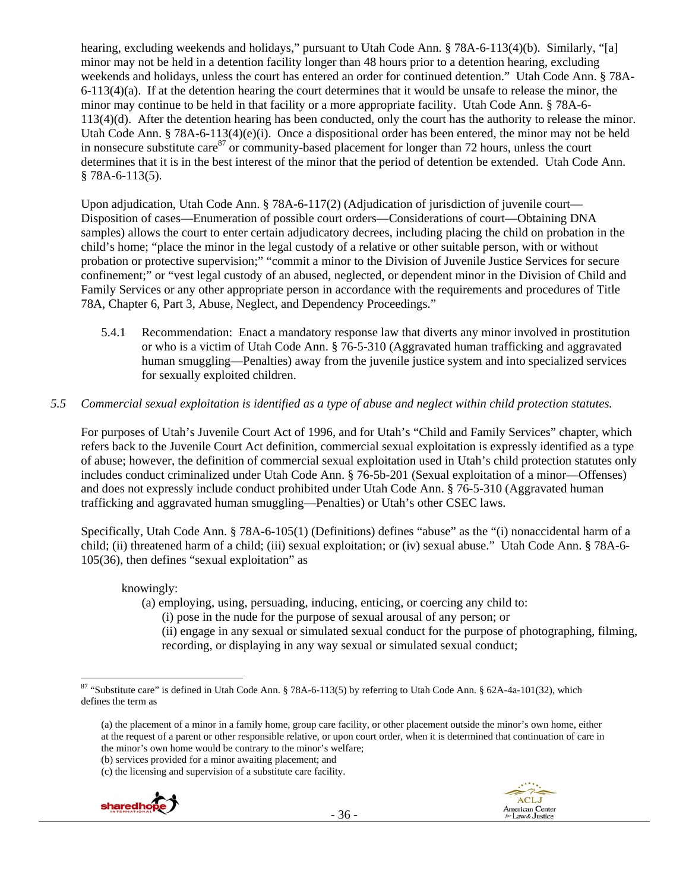hearing, excluding weekends and holidays," pursuant to Utah Code Ann. § 78A-6-113(4)(b). Similarly, "[a] minor may not be held in a detention facility longer than 48 hours prior to a detention hearing, excluding weekends and holidays, unless the court has entered an order for continued detention." Utah Code Ann. § 78A-6-113(4)(a). If at the detention hearing the court determines that it would be unsafe to release the minor, the minor may continue to be held in that facility or a more appropriate facility. Utah Code Ann. § 78A-6-113(4)(d). After the detention hearing has been conducted, only the court has the authority to release the minor. Utah Code Ann. § 78A-6-113(4)(e)(i). Once a dispositional order has been entered, the minor may not be held in nonsecure substitute care[87] or community-based placement for longer than 72 hours, unless the court determines that it is in the best interest of the minor that the period of detention be extended. Utah Code Ann. § 78A-6-113(5).

Upon adjudication, Utah Code Ann. § 78A-6-117(2) (Adjudication of jurisdiction of juvenile court—Disposition of cases—Enumeration of possible court orders—Considerations of court—Obtaining DNA samples) allows the court to enter certain adjudicatory decrees, including placing the child on probation in the child's home; "place the minor in the legal custody of a relative or other suitable person, with or without probation or protective supervision;" "commit a minor to the Division of Juvenile Justice Services for secure confinement;" or "vest legal custody of an abused, neglected, or dependent minor in the Division of Child and Family Services or any other appropriate person in accordance with the requirements and procedures of Title 78A, Chapter 6, Part 3, Abuse, Neglect, and Dependency Proceedings."

5.4.1 Recommendation: Enact a mandatory response law that diverts any minor involved in prostitution or who is a victim of Utah Code Ann. § 76-5-310 (Aggravated human trafficking and aggravated human smuggling—Penalties) away from the juvenile justice system and into specialized services for sexually exploited children.

*5.5 Commercial sexual exploitation is identified as a type of abuse and neglect within child protection statutes.*

For purposes of Utah's Juvenile Court Act of 1996, and for Utah's "Child and Family Services" chapter, which refers back to the Juvenile Court Act definition, commercial sexual exploitation is expressly identified as a type of abuse; however, the definition of commercial sexual exploitation used in Utah's child protection statutes only includes conduct criminalized under Utah Code Ann. § 76-5b-201 (Sexual exploitation of a minor—Offenses) and does not expressly include conduct prohibited under Utah Code Ann. § 76-5-310 (Aggravated human trafficking and aggravated human smuggling—Penalties) or Utah's other CSEC laws.

Specifically, Utah Code Ann. § 78A-6-105(1) (Definitions) defines "abuse" as the "(i) nonaccidental harm of a child; (ii) threatened harm of a child; (iii) sexual exploitation; or (iv) sexual abuse." Utah Code Ann. § 78A-6-105(36), then defines "sexual exploitation" as

> knowingly:
> (a) employing, using, persuading, inducing, enticing, or coercing any child to:
> (i) pose in the nude for the purpose of sexual arousal of any person; or
> (ii) engage in any sexual or simulated sexual conduct for the purpose of photographing, filming, recording, or displaying in any way sexual or simulated sexual conduct;

---

[87] "Substitute care" is defined in Utah Code Ann. § 78A-6-113(5) by referring to Utah Code Ann. § 62A-4a-101(32), which defines the term as

> (a) the placement of a minor in a family home, group care facility, or other placement outside the minor's own home, either at the request of a parent or other responsible relative, or upon court order, when it is determined that continuation of care in the minor's own home would be contrary to the minor's welfare;
> (b) services provided for a minor awaiting placement; and
> (c) the licensing and supervision of a substitute care facility.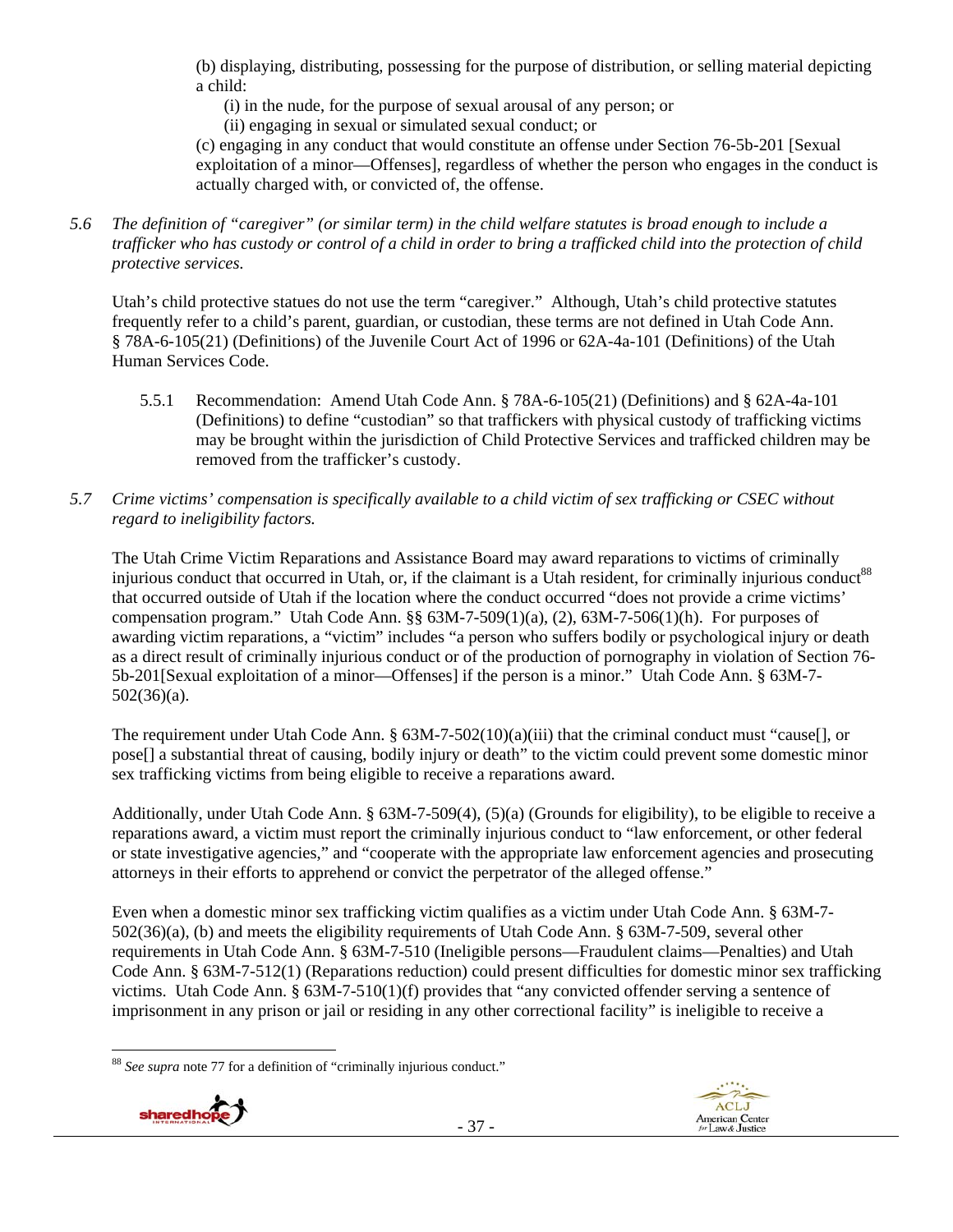(b) displaying, distributing, possessing for the purpose of distribution, or selling material depicting a child:

(i) in the nude, for the purpose of sexual arousal of any person; or

(ii) engaging in sexual or simulated sexual conduct; or

(c) engaging in any conduct that would constitute an offense under Section 76-5b-201 [Sexual exploitation of a minor—Offenses], regardless of whether the person who engages in the conduct is actually charged with, or convicted of, the offense.

*5.6 The definition of "caregiver" (or similar term) in the child welfare statutes is broad enough to include a trafficker who has custody or control of a child in order to bring a trafficked child into the protection of child protective services.*

Utah's child protective statues do not use the term "caregiver." Although, Utah's child protective statutes frequently refer to a child's parent, guardian, or custodian, these terms are not defined in Utah Code Ann. § 78A-6-105(21) (Definitions) of the Juvenile Court Act of 1996 or 62A-4a-101 (Definitions) of the Utah Human Services Code.

5.5.1 Recommendation: Amend Utah Code Ann. § 78A-6-105(21) (Definitions) and § 62A-4a-101 (Definitions) to define "custodian" so that traffickers with physical custody of trafficking victims may be brought within the jurisdiction of Child Protective Services and trafficked children may be removed from the trafficker's custody.

*5.7 Crime victims' compensation is specifically available to a child victim of sex trafficking or CSEC without regard to ineligibility factors.*

The Utah Crime Victim Reparations and Assistance Board may award reparations to victims of criminally injurious conduct that occurred in Utah, or, if the claimant is a Utah resident, for criminally injurious conduct[88] that occurred outside of Utah if the location where the conduct occurred "does not provide a crime victims' compensation program." Utah Code Ann. §§ 63M-7-509(1)(a), (2), 63M-7-506(1)(h). For purposes of awarding victim reparations, a "victim" includes "a person who suffers bodily or psychological injury or death as a direct result of criminally injurious conduct or of the production of pornography in violation of Section 76-5b-201[Sexual exploitation of a minor—Offenses] if the person is a minor." Utah Code Ann. § 63M-7-502(36)(a).

The requirement under Utah Code Ann. § 63M-7-502(10)(a)(iii) that the criminal conduct must "cause[], or pose[] a substantial threat of causing, bodily injury or death" to the victim could prevent some domestic minor sex trafficking victims from being eligible to receive a reparations award.

Additionally, under Utah Code Ann. § 63M-7-509(4), (5)(a) (Grounds for eligibility), to be eligible to receive a reparations award, a victim must report the criminally injurious conduct to "law enforcement, or other federal or state investigative agencies," and "cooperate with the appropriate law enforcement agencies and prosecuting attorneys in their efforts to apprehend or convict the perpetrator of the alleged offense."

Even when a domestic minor sex trafficking victim qualifies as a victim under Utah Code Ann. § 63M-7-502(36)(a), (b) and meets the eligibility requirements of Utah Code Ann. § 63M-7-509, several other requirements in Utah Code Ann. § 63M-7-510 (Ineligible persons—Fraudulent claims—Penalties) and Utah Code Ann. § 63M-7-512(1) (Reparations reduction) could present difficulties for domestic minor sex trafficking victims. Utah Code Ann. § 63M-7-510(1)(f) provides that "any convicted offender serving a sentence of imprisonment in any prison or jail or residing in any other correctional facility" is ineligible to receive a

---

[88] *See supra* note 77 for a definition of "criminally injurious conduct."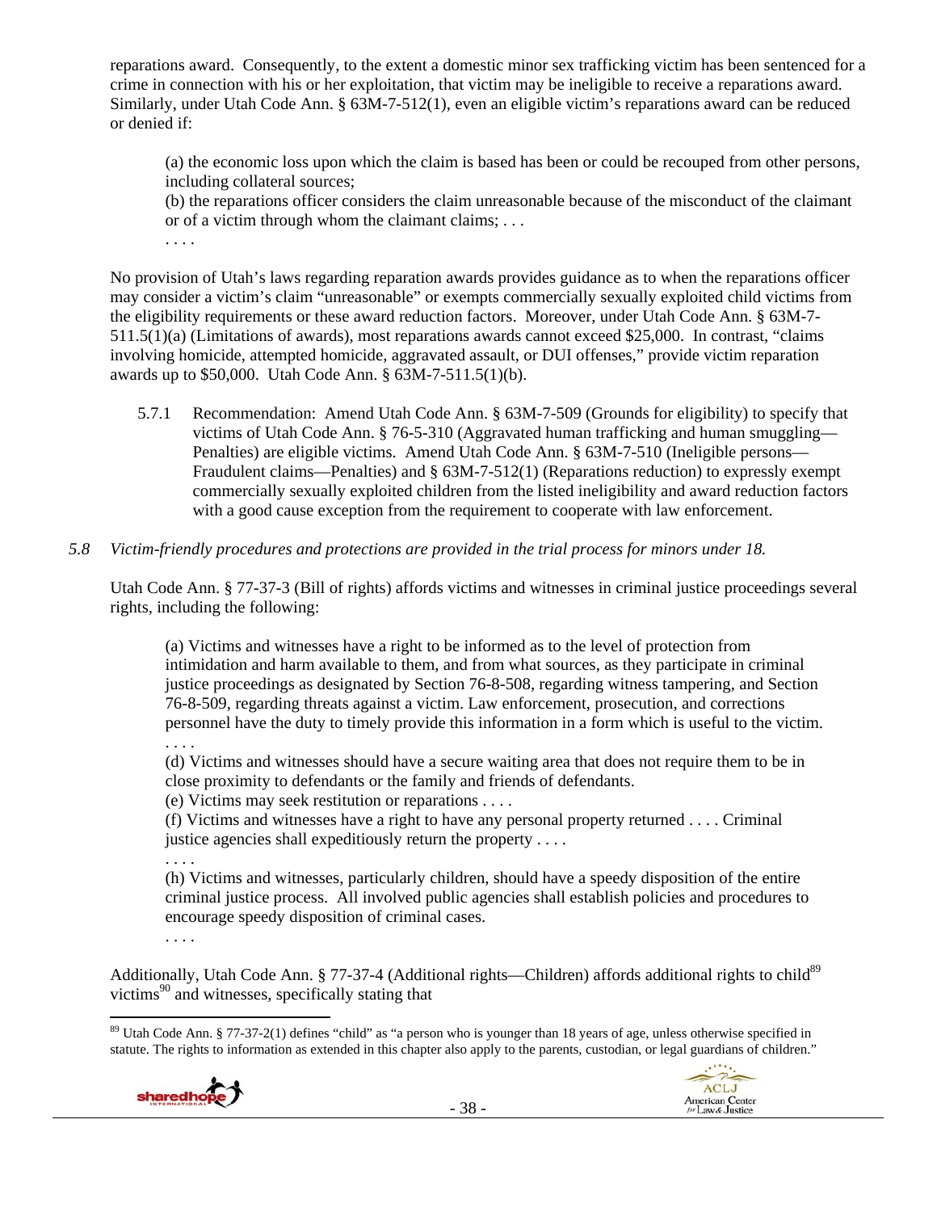reparations award. Consequently, to the extent a domestic minor sex trafficking victim has been sentenced for a crime in connection with his or her exploitation, that victim may be ineligible to receive a reparations award. Similarly, under Utah Code Ann. § 63M-7-512(1), even an eligible victim's reparations award can be reduced or denied if:

> (a) the economic loss upon which the claim is based has been or could be recouped from other persons, including collateral sources;
> (b) the reparations officer considers the claim unreasonable because of the misconduct of the claimant or of a victim through whom the claimant claims; . . .
> . . . .

No provision of Utah's laws regarding reparation awards provides guidance as to when the reparations officer may consider a victim's claim "unreasonable" or exempts commercially sexually exploited child victims from the eligibility requirements or these award reduction factors. Moreover, under Utah Code Ann. § 63M-7-511.5(1)(a) (Limitations of awards), most reparations awards cannot exceed $25,000. In contrast, "claims involving homicide, attempted homicide, aggravated assault, or DUI offenses," provide victim reparation awards up to $50,000. Utah Code Ann. § 63M-7-511.5(1)(b).

5.7.1 Recommendation: Amend Utah Code Ann. § 63M-7-509 (Grounds for eligibility) to specify that victims of Utah Code Ann. § 76-5-310 (Aggravated human trafficking and human smuggling—Penalties) are eligible victims. Amend Utah Code Ann. § 63M-7-510 (Ineligible persons—Fraudulent claims—Penalties) and § 63M-7-512(1) (Reparations reduction) to expressly exempt commercially sexually exploited children from the listed ineligibility and award reduction factors with a good cause exception from the requirement to cooperate with law enforcement.

*5.8 Victim-friendly procedures and protections are provided in the trial process for minors under 18.*

Utah Code Ann. § 77-37-3 (Bill of rights) affords victims and witnesses in criminal justice proceedings several rights, including the following:

> (a) Victims and witnesses have a right to be informed as to the level of protection from intimidation and harm available to them, and from what sources, as they participate in criminal justice proceedings as designated by Section 76-8-508, regarding witness tampering, and Section 76-8-509, regarding threats against a victim. Law enforcement, prosecution, and corrections personnel have the duty to timely provide this information in a form which is useful to the victim.
> . . . .
> (d) Victims and witnesses should have a secure waiting area that does not require them to be in close proximity to defendants or the family and friends of defendants.
> (e) Victims may seek restitution or reparations . . . .
> (f) Victims and witnesses have a right to have any personal property returned . . . . Criminal justice agencies shall expeditiously return the property . . . .
> . . . .
> (h) Victims and witnesses, particularly children, should have a speedy disposition of the entire criminal justice process. All involved public agencies shall establish policies and procedures to encourage speedy disposition of criminal cases.
> . . . .

Additionally, Utah Code Ann. § 77-37-4 (Additional rights—Children) affords additional rights to child[89] victims[90] and witnesses, specifically stating that

[89] Utah Code Ann. § 77-37-2(1) defines "child" as "a person who is younger than 18 years of age, unless otherwise specified in statute. The rights to information as extended in this chapter also apply to the parents, custodian, or legal guardians of children."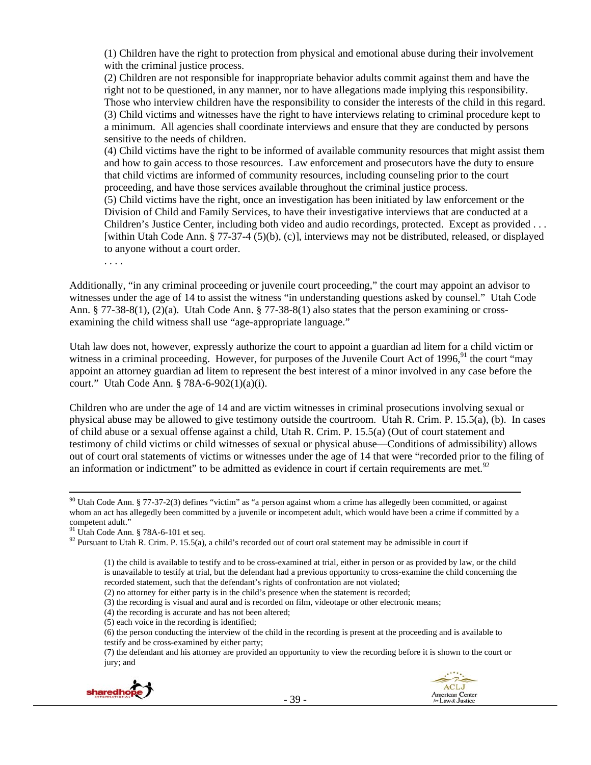> (1) Children have the right to protection from physical and emotional abuse during their involvement with the criminal justice process.
> (2) Children are not responsible for inappropriate behavior adults commit against them and have the right not to be questioned, in any manner, nor to have allegations made implying this responsibility. Those who interview children have the responsibility to consider the interests of the child in this regard.
> (3) Child victims and witnesses have the right to have interviews relating to criminal procedure kept to a minimum. All agencies shall coordinate interviews and ensure that they are conducted by persons sensitive to the needs of children.
> (4) Child victims have the right to be informed of available community resources that might assist them and how to gain access to those resources. Law enforcement and prosecutors have the duty to ensure that child victims are informed of community resources, including counseling prior to the court proceeding, and have those services available throughout the criminal justice process.
> (5) Child victims have the right, once an investigation has been initiated by law enforcement or the Division of Child and Family Services, to have their investigative interviews that are conducted at a Children's Justice Center, including both video and audio recordings, protected. Except as provided . . . [within Utah Code Ann. § 77-37-4 (5)(b), (c)], interviews may not be distributed, released, or displayed to anyone without a court order.
> . . . .

Additionally, "in any criminal proceeding or juvenile court proceeding," the court may appoint an advisor to witnesses under the age of 14 to assist the witness "in understanding questions asked by counsel." Utah Code Ann. § 77-38-8(1), (2)(a). Utah Code Ann. § 77-38-8(1) also states that the person examining or cross-examining the child witness shall use "age-appropriate language."

Utah law does not, however, expressly authorize the court to appoint a guardian ad litem for a child victim or witness in a criminal proceeding. However, for purposes of the Juvenile Court Act of 1996,[91] the court "may appoint an attorney guardian ad litem to represent the best interest of a minor involved in any case before the court." Utah Code Ann. § 78A-6-902(1)(a)(i).

Children who are under the age of 14 and are victim witnesses in criminal prosecutions involving sexual or physical abuse may be allowed to give testimony outside the courtroom. Utah R. Crim. P. 15.5(a), (b). In cases of child abuse or a sexual offense against a child, Utah R. Crim. P. 15.5(a) (Out of court statement and testimony of child victims or child witnesses of sexual or physical abuse—Conditions of admissibility) allows out of court oral statements of victims or witnesses under the age of 14 that were "recorded prior to the filing of an information or indictment" to be admitted as evidence in court if certain requirements are met.[92]

---

[90] Utah Code Ann. § 77-37-2(3) defines "victim" as "a person against whom a crime has allegedly been committed, or against whom an act has allegedly been committed by a juvenile or incompetent adult, which would have been a crime if committed by a competent adult."

[91] Utah Code Ann. § 78A-6-101 et seq.

[92] Pursuant to Utah R. Crim. P. 15.5(a), a child's recorded out of court oral statement may be admissible in court if

> (1) the child is available to testify and to be cross-examined at trial, either in person or as provided by law, or the child is unavailable to testify at trial, but the defendant had a previous opportunity to cross-examine the child concerning the recorded statement, such that the defendant's rights of confrontation are not violated;
> (2) no attorney for either party is in the child's presence when the statement is recorded;
> (3) the recording is visual and aural and is recorded on film, videotape or other electronic means;
> (4) the recording is accurate and has not been altered;
> (5) each voice in the recording is identified;
> (6) the person conducting the interview of the child in the recording is present at the proceeding and is available to testify and be cross-examined by either party;
> (7) the defendant and his attorney are provided an opportunity to view the recording before it is shown to the court or jury; and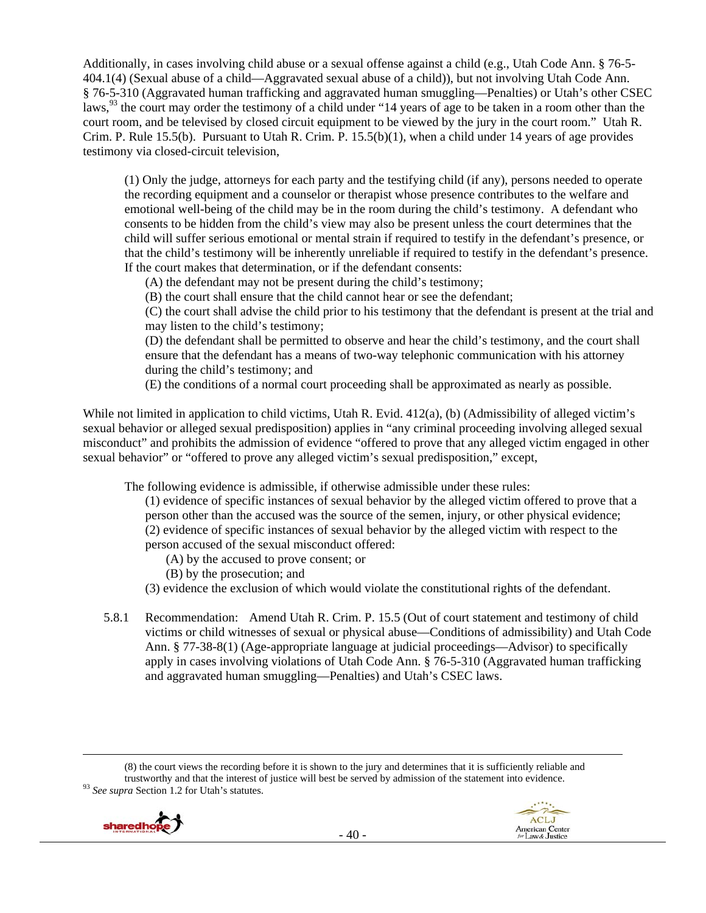Additionally, in cases involving child abuse or a sexual offense against a child (e.g., Utah Code Ann. § 76-5-404.1(4) (Sexual abuse of a child—Aggravated sexual abuse of a child)), but not involving Utah Code Ann. § 76-5-310 (Aggravated human trafficking and aggravated human smuggling—Penalties) or Utah's other CSEC laws,[93] the court may order the testimony of a child under "14 years of age to be taken in a room other than the court room, and be televised by closed circuit equipment to be viewed by the jury in the court room." Utah R. Crim. P. Rule 15.5(b). Pursuant to Utah R. Crim. P. 15.5(b)(1), when a child under 14 years of age provides testimony via closed-circuit television,

> (1) Only the judge, attorneys for each party and the testifying child (if any), persons needed to operate the recording equipment and a counselor or therapist whose presence contributes to the welfare and emotional well-being of the child may be in the room during the child's testimony. A defendant who consents to be hidden from the child's view may also be present unless the court determines that the child will suffer serious emotional or mental strain if required to testify in the defendant's presence, or that the child's testimony will be inherently unreliable if required to testify in the defendant's presence. If the court makes that determination, or if the defendant consents:
>
> (A) the defendant may not be present during the child's testimony;
>
> (B) the court shall ensure that the child cannot hear or see the defendant;
>
> (C) the court shall advise the child prior to his testimony that the defendant is present at the trial and may listen to the child's testimony;
>
> (D) the defendant shall be permitted to observe and hear the child's testimony, and the court shall ensure that the defendant has a means of two-way telephonic communication with his attorney during the child's testimony; and
>
> (E) the conditions of a normal court proceeding shall be approximated as nearly as possible.

While not limited in application to child victims, Utah R. Evid. 412(a), (b) (Admissibility of alleged victim's sexual behavior or alleged sexual predisposition) applies in "any criminal proceeding involving alleged sexual misconduct" and prohibits the admission of evidence "offered to prove that any alleged victim engaged in other sexual behavior" or "offered to prove any alleged victim's sexual predisposition," except,

> The following evidence is admissible, if otherwise admissible under these rules:
>
> (1) evidence of specific instances of sexual behavior by the alleged victim offered to prove that a person other than the accused was the source of the semen, injury, or other physical evidence;
>
> (2) evidence of specific instances of sexual behavior by the alleged victim with respect to the person accused of the sexual misconduct offered:
>
> (A) by the accused to prove consent; or
>
> (B) by the prosecution; and
>
> (3) evidence the exclusion of which would violate the constitutional rights of the defendant.

5.8.1 Recommendation: Amend Utah R. Crim. P. 15.5 (Out of court statement and testimony of child victims or child witnesses of sexual or physical abuse—Conditions of admissibility) and Utah Code Ann. § 77-38-8(1) (Age-appropriate language at judicial proceedings—Advisor) to specifically apply in cases involving violations of Utah Code Ann. § 76-5-310 (Aggravated human trafficking and aggravated human smuggling—Penalties) and Utah's CSEC laws.

---

(8) the court views the recording before it is shown to the jury and determines that it is sufficiently reliable and trustworthy and that the interest of justice will best be served by admission of the statement into evidence.

[93] *See supra* Section 1.2 for Utah's statutes.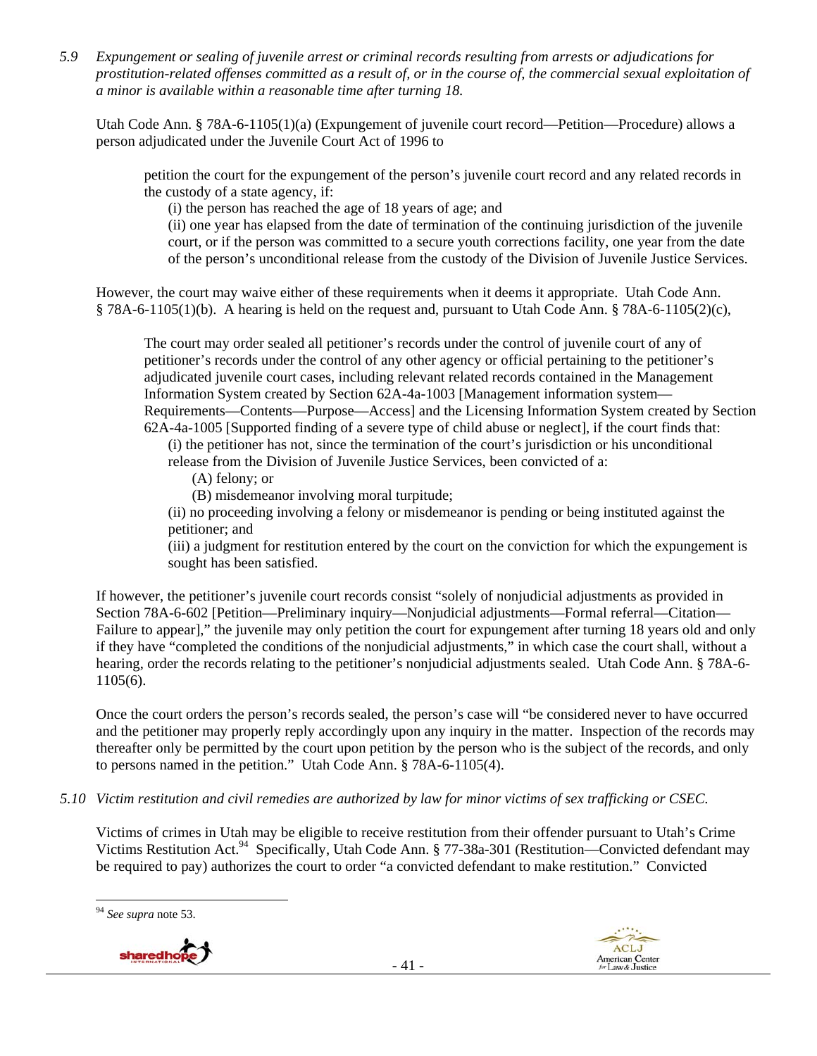*5.9 Expungement or sealing of juvenile arrest or criminal records resulting from arrests or adjudications for prostitution-related offenses committed as a result of, or in the course of, the commercial sexual exploitation of a minor is available within a reasonable time after turning 18.*

Utah Code Ann. § 78A-6-1105(1)(a) (Expungement of juvenile court record—Petition—Procedure) allows a person adjudicated under the Juvenile Court Act of 1996 to

> petition the court for the expungement of the person's juvenile court record and any related records in the custody of a state agency, if:
>
> (i) the person has reached the age of 18 years of age; and
>
> (ii) one year has elapsed from the date of termination of the continuing jurisdiction of the juvenile court, or if the person was committed to a secure youth corrections facility, one year from the date of the person's unconditional release from the custody of the Division of Juvenile Justice Services.

However, the court may waive either of these requirements when it deems it appropriate. Utah Code Ann. § 78A-6-1105(1)(b). A hearing is held on the request and, pursuant to Utah Code Ann. § 78A-6-1105(2)(c),

> The court may order sealed all petitioner's records under the control of juvenile court of any of petitioner's records under the control of any other agency or official pertaining to the petitioner's adjudicated juvenile court cases, including relevant related records contained in the Management Information System created by Section 62A-4a-1003 [Management information system—Requirements—Contents—Purpose—Access] and the Licensing Information System created by Section 62A-4a-1005 [Supported finding of a severe type of child abuse or neglect], if the court finds that:
>
> (i) the petitioner has not, since the termination of the court's jurisdiction or his unconditional release from the Division of Juvenile Justice Services, been convicted of a:
>
> (A) felony; or
>
> (B) misdemeanor involving moral turpitude;
>
> (ii) no proceeding involving a felony or misdemeanor is pending or being instituted against the petitioner; and
>
> (iii) a judgment for restitution entered by the court on the conviction for which the expungement is sought has been satisfied.

If however, the petitioner's juvenile court records consist "solely of nonjudicial adjustments as provided in Section 78A-6-602 [Petition—Preliminary inquiry—Nonjudicial adjustments—Formal referral—Citation—Failure to appear]," the juvenile may only petition the court for expungement after turning 18 years old and only if they have "completed the conditions of the nonjudicial adjustments," in which case the court shall, without a hearing, order the records relating to the petitioner's nonjudicial adjustments sealed. Utah Code Ann. § 78A-6-1105(6).

Once the court orders the person's records sealed, the person's case will "be considered never to have occurred and the petitioner may properly reply accordingly upon any inquiry in the matter. Inspection of the records may thereafter only be permitted by the court upon petition by the person who is the subject of the records, and only to persons named in the petition." Utah Code Ann. § 78A-6-1105(4).

*5.10 Victim restitution and civil remedies are authorized by law for minor victims of sex trafficking or CSEC.*

Victims of crimes in Utah may be eligible to receive restitution from their offender pursuant to Utah's Crime Victims Restitution Act.[94] Specifically, Utah Code Ann. § 77-38a-301 (Restitution—Convicted defendant may be required to pay) authorizes the court to order "a convicted defendant to make restitution." Convicted

---

[94] *See supra* note 53.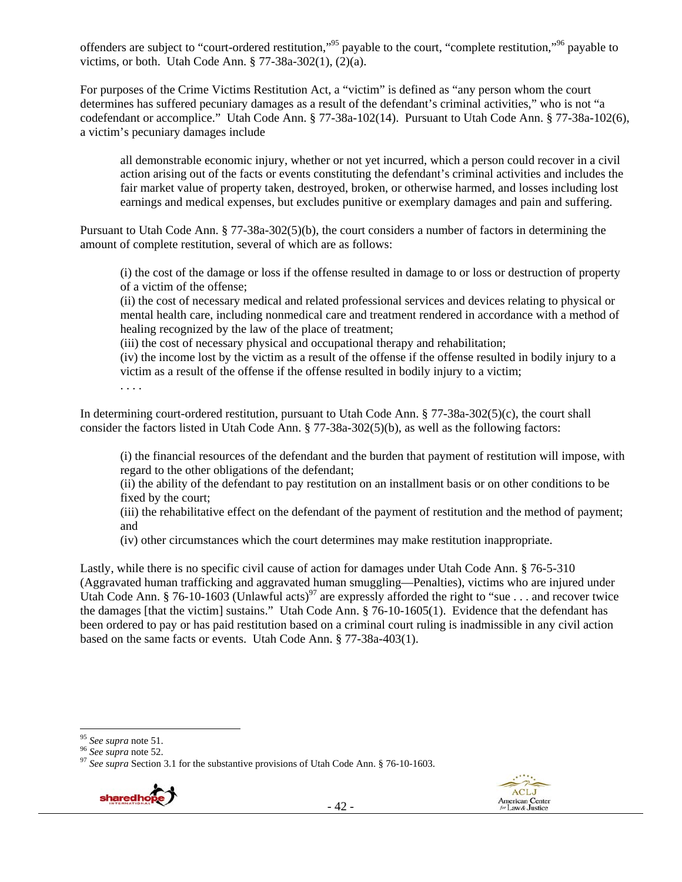offenders are subject to "court-ordered restitution,"[95] payable to the court, "complete restitution,"[96] payable to victims, or both. Utah Code Ann. § 77-38a-302(1), (2)(a).

For purposes of the Crime Victims Restitution Act, a "victim" is defined as "any person whom the court determines has suffered pecuniary damages as a result of the defendant's criminal activities," who is not "a codefendant or accomplice." Utah Code Ann. § 77-38a-102(14). Pursuant to Utah Code Ann. § 77-38a-102(6), a victim's pecuniary damages include

> all demonstrable economic injury, whether or not yet incurred, which a person could recover in a civil action arising out of the facts or events constituting the defendant's criminal activities and includes the fair market value of property taken, destroyed, broken, or otherwise harmed, and losses including lost earnings and medical expenses, but excludes punitive or exemplary damages and pain and suffering.

Pursuant to Utah Code Ann. § 77-38a-302(5)(b), the court considers a number of factors in determining the amount of complete restitution, several of which are as follows:

> (i) the cost of the damage or loss if the offense resulted in damage to or loss or destruction of property of a victim of the offense;
> (ii) the cost of necessary medical and related professional services and devices relating to physical or mental health care, including nonmedical care and treatment rendered in accordance with a method of healing recognized by the law of the place of treatment;
> (iii) the cost of necessary physical and occupational therapy and rehabilitation;
> (iv) the income lost by the victim as a result of the offense if the offense resulted in bodily injury to a victim as a result of the offense if the offense resulted in bodily injury to a victim;
> . . . .

In determining court-ordered restitution, pursuant to Utah Code Ann. § 77-38a-302(5)(c), the court shall consider the factors listed in Utah Code Ann. § 77-38a-302(5)(b), as well as the following factors:

> (i) the financial resources of the defendant and the burden that payment of restitution will impose, with regard to the other obligations of the defendant;
> (ii) the ability of the defendant to pay restitution on an installment basis or on other conditions to be fixed by the court;
> (iii) the rehabilitative effect on the defendant of the payment of restitution and the method of payment; and
> (iv) other circumstances which the court determines may make restitution inappropriate.

Lastly, while there is no specific civil cause of action for damages under Utah Code Ann. § 76-5-310 (Aggravated human trafficking and aggravated human smuggling—Penalties), victims who are injured under Utah Code Ann. § 76-10-1603 (Unlawful acts)[97] are expressly afforded the right to "sue . . . and recover twice the damages [that the victim] sustains." Utah Code Ann. § 76-10-1605(1). Evidence that the defendant has been ordered to pay or has paid restitution based on a criminal court ruling is inadmissible in any civil action based on the same facts or events. Utah Code Ann. § 77-38a-403(1).

---

[95] *See supra* note 51.
[96] *See supra* note 52.
[97] *See supra* Section 3.1 for the substantive provisions of Utah Code Ann. § 76-10-1603.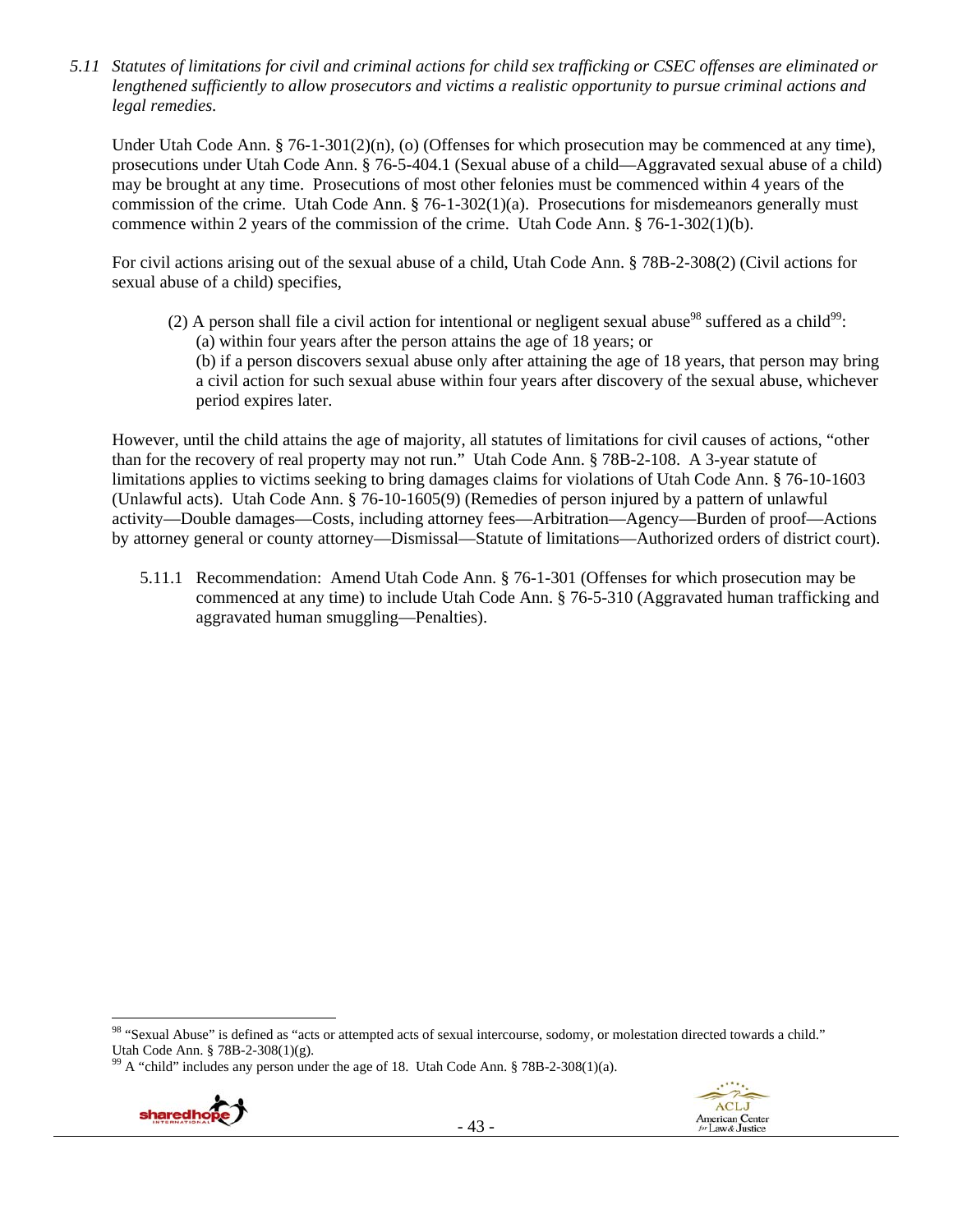*5.11 Statutes of limitations for civil and criminal actions for child sex trafficking or CSEC offenses are eliminated or lengthened sufficiently to allow prosecutors and victims a realistic opportunity to pursue criminal actions and legal remedies.*

Under Utah Code Ann. § 76-1-301(2)(n), (o) (Offenses for which prosecution may be commenced at any time), prosecutions under Utah Code Ann. § 76-5-404.1 (Sexual abuse of a child—Aggravated sexual abuse of a child) may be brought at any time. Prosecutions of most other felonies must be commenced within 4 years of the commission of the crime. Utah Code Ann. § 76-1-302(1)(a). Prosecutions for misdemeanors generally must commence within 2 years of the commission of the crime. Utah Code Ann. § 76-1-302(1)(b).

For civil actions arising out of the sexual abuse of a child, Utah Code Ann. § 78B-2-308(2) (Civil actions for sexual abuse of a child) specifies,

> (2) A person shall file a civil action for intentional or negligent sexual abuse[98] suffered as a child[99]:
> (a) within four years after the person attains the age of 18 years; or
> (b) if a person discovers sexual abuse only after attaining the age of 18 years, that person may bring a civil action for such sexual abuse within four years after discovery of the sexual abuse, whichever period expires later.

However, until the child attains the age of majority, all statutes of limitations for civil causes of actions, "other than for the recovery of real property may not run." Utah Code Ann. § 78B-2-108. A 3-year statute of limitations applies to victims seeking to bring damages claims for violations of Utah Code Ann. § 76-10-1603 (Unlawful acts). Utah Code Ann. § 76-10-1605(9) (Remedies of person injured by a pattern of unlawful activity—Double damages—Costs, including attorney fees—Arbitration—Agency—Burden of proof—Actions by attorney general or county attorney—Dismissal—Statute of limitations—Authorized orders of district court).

5.11.1 Recommendation: Amend Utah Code Ann. § 76-1-301 (Offenses for which prosecution may be commenced at any time) to include Utah Code Ann. § 76-5-310 (Aggravated human trafficking and aggravated human smuggling—Penalties).

---

[98] "Sexual Abuse" is defined as "acts or attempted acts of sexual intercourse, sodomy, or molestation directed towards a child." Utah Code Ann. § 78B-2-308(1)(g).

[99] A "child" includes any person under the age of 18. Utah Code Ann. § 78B-2-308(1)(a).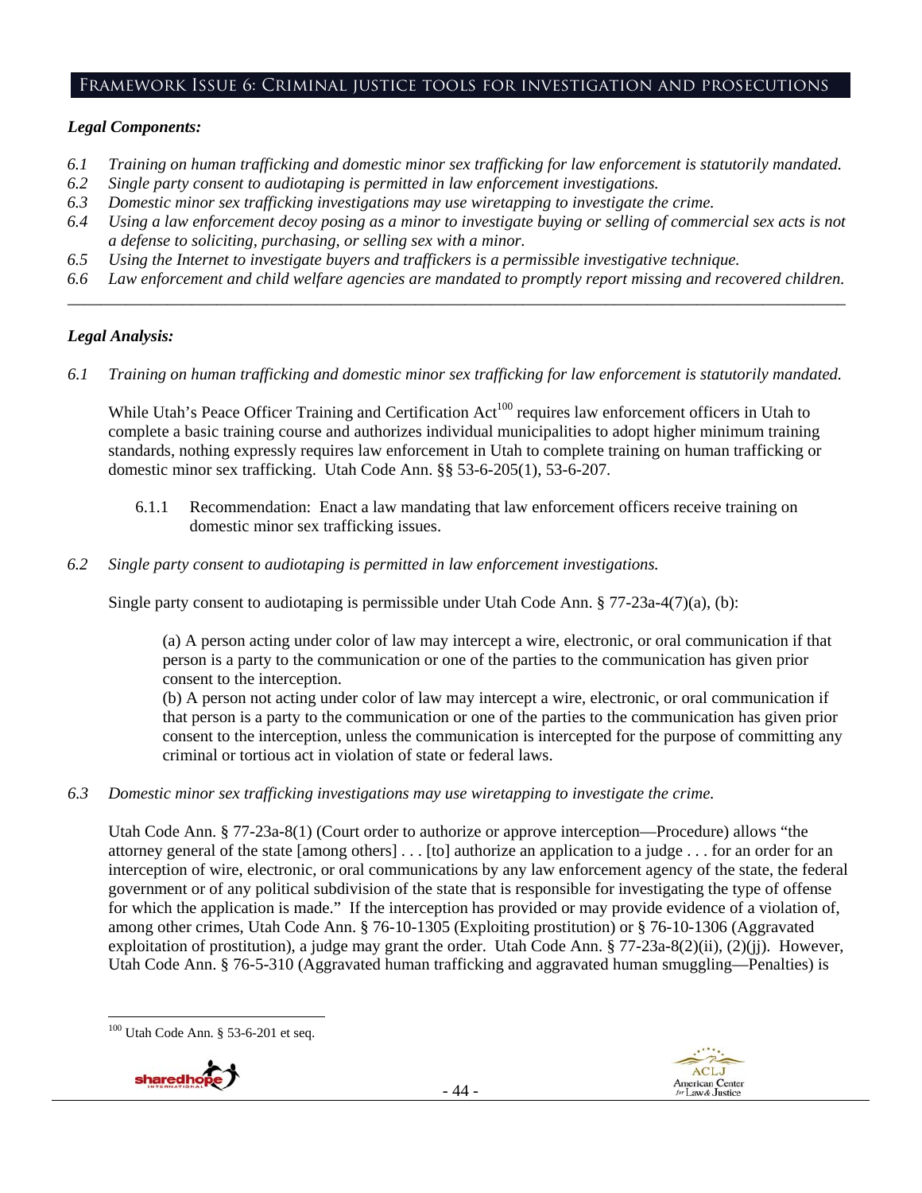## Framework Issue 6: Criminal justice tools for investigation and prosecutions

***Legal Components:***

*6.1 Training on human trafficking and domestic minor sex trafficking for law enforcement is statutorily mandated.*
*6.2 Single party consent to audiotaping is permitted in law enforcement investigations.*
*6.3 Domestic minor sex trafficking investigations may use wiretapping to investigate the crime.*
*6.4 Using a law enforcement decoy posing as a minor to investigate buying or selling of commercial sex acts is not a defense to soliciting, purchasing, or selling sex with a minor.*
*6.5 Using the Internet to investigate buyers and traffickers is a permissible investigative technique.*
*6.6 Law enforcement and child welfare agencies are mandated to promptly report missing and recovered children.*

---

***Legal Analysis:***

*6.1 Training on human trafficking and domestic minor sex trafficking for law enforcement is statutorily mandated.*

While Utah's Peace Officer Training and Certification Act[100] requires law enforcement officers in Utah to complete a basic training course and authorizes individual municipalities to adopt higher minimum training standards, nothing expressly requires law enforcement in Utah to complete training on human trafficking or domestic minor sex trafficking. Utah Code Ann. §§ 53-6-205(1), 53-6-207.

6.1.1 Recommendation: Enact a law mandating that law enforcement officers receive training on domestic minor sex trafficking issues.

*6.2 Single party consent to audiotaping is permitted in law enforcement investigations.*

Single party consent to audiotaping is permissible under Utah Code Ann. § 77-23a-4(7)(a), (b):

> (a) A person acting under color of law may intercept a wire, electronic, or oral communication if that person is a party to the communication or one of the parties to the communication has given prior consent to the interception.
> (b) A person not acting under color of law may intercept a wire, electronic, or oral communication if that person is a party to the communication or one of the parties to the communication has given prior consent to the interception, unless the communication is intercepted for the purpose of committing any criminal or tortious act in violation of state or federal laws.

*6.3 Domestic minor sex trafficking investigations may use wiretapping to investigate the crime.*

Utah Code Ann. § 77-23a-8(1) (Court order to authorize or approve interception—Procedure) allows "the attorney general of the state [among others] . . . [to] authorize an application to a judge . . . for an order for an interception of wire, electronic, or oral communications by any law enforcement agency of the state, the federal government or of any political subdivision of the state that is responsible for investigating the type of offense for which the application is made." If the interception has provided or may provide evidence of a violation of, among other crimes, Utah Code Ann. § 76-10-1305 (Exploiting prostitution) or § 76-10-1306 (Aggravated exploitation of prostitution), a judge may grant the order. Utah Code Ann. § 77-23a-8(2)(ii), (2)(jj). However, Utah Code Ann. § 76-5-310 (Aggravated human trafficking and aggravated human smuggling—Penalties) is

---

[100] Utah Code Ann. § 53-6-201 et seq.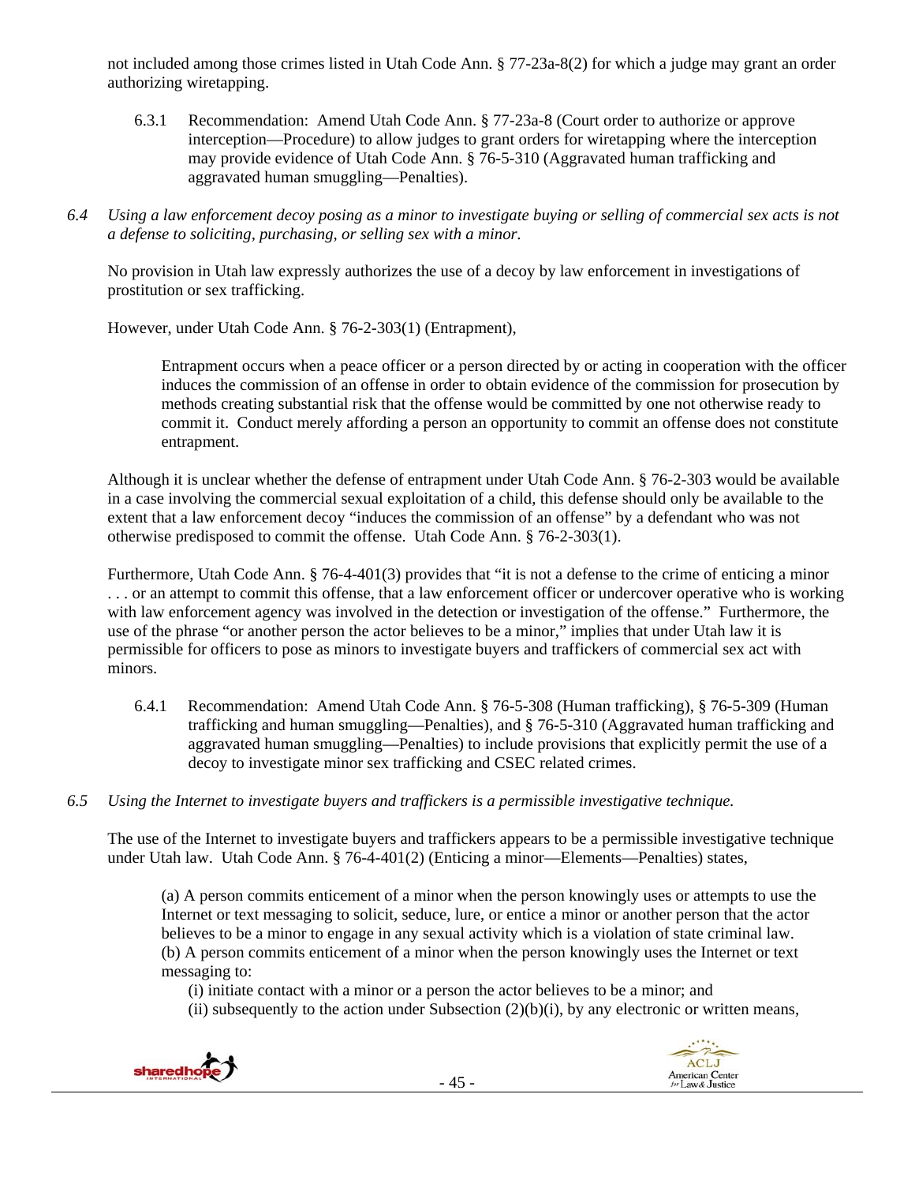not included among those crimes listed in Utah Code Ann. § 77-23a-8(2) for which a judge may grant an order authorizing wiretapping.

6.3.1 Recommendation: Amend Utah Code Ann. § 77-23a-8 (Court order to authorize or approve interception—Procedure) to allow judges to grant orders for wiretapping where the interception may provide evidence of Utah Code Ann. § 76-5-310 (Aggravated human trafficking and aggravated human smuggling—Penalties).

*6.4 Using a law enforcement decoy posing as a minor to investigate buying or selling of commercial sex acts is not a defense to soliciting, purchasing, or selling sex with a minor.*

No provision in Utah law expressly authorizes the use of a decoy by law enforcement in investigations of prostitution or sex trafficking.

However, under Utah Code Ann. § 76-2-303(1) (Entrapment),

> Entrapment occurs when a peace officer or a person directed by or acting in cooperation with the officer induces the commission of an offense in order to obtain evidence of the commission for prosecution by methods creating substantial risk that the offense would be committed by one not otherwise ready to commit it. Conduct merely affording a person an opportunity to commit an offense does not constitute entrapment.

Although it is unclear whether the defense of entrapment under Utah Code Ann. § 76-2-303 would be available in a case involving the commercial sexual exploitation of a child, this defense should only be available to the extent that a law enforcement decoy "induces the commission of an offense" by a defendant who was not otherwise predisposed to commit the offense. Utah Code Ann. § 76-2-303(1).

Furthermore, Utah Code Ann. § 76-4-401(3) provides that "it is not a defense to the crime of enticing a minor . . . or an attempt to commit this offense, that a law enforcement officer or undercover operative who is working with law enforcement agency was involved in the detection or investigation of the offense." Furthermore, the use of the phrase "or another person the actor believes to be a minor," implies that under Utah law it is permissible for officers to pose as minors to investigate buyers and traffickers of commercial sex act with minors.

6.4.1 Recommendation: Amend Utah Code Ann. § 76-5-308 (Human trafficking), § 76-5-309 (Human trafficking and human smuggling—Penalties), and § 76-5-310 (Aggravated human trafficking and aggravated human smuggling—Penalties) to include provisions that explicitly permit the use of a decoy to investigate minor sex trafficking and CSEC related crimes.

*6.5 Using the Internet to investigate buyers and traffickers is a permissible investigative technique.*

The use of the Internet to investigate buyers and traffickers appears to be a permissible investigative technique under Utah law. Utah Code Ann. § 76-4-401(2) (Enticing a minor—Elements—Penalties) states,

> (a) A person commits enticement of a minor when the person knowingly uses or attempts to use the Internet or text messaging to solicit, seduce, lure, or entice a minor or another person that the actor believes to be a minor to engage in any sexual activity which is a violation of state criminal law.
> (b) A person commits enticement of a minor when the person knowingly uses the Internet or text messaging to:
> (i) initiate contact with a minor or a person the actor believes to be a minor; and
> (ii) subsequently to the action under Subsection (2)(b)(i), by any electronic or written means,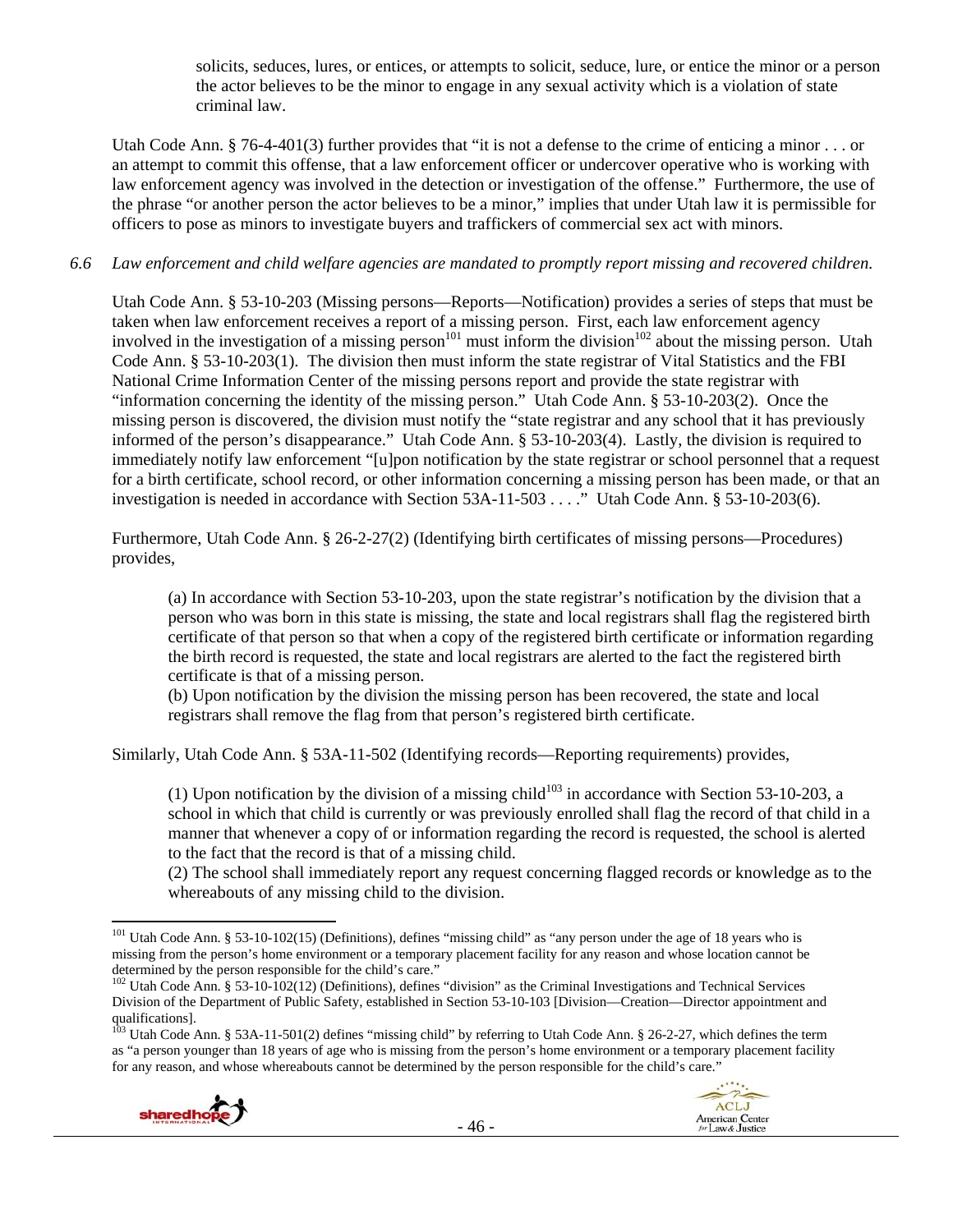solicits, seduces, lures, or entices, or attempts to solicit, seduce, lure, or entice the minor or a person the actor believes to be the minor to engage in any sexual activity which is a violation of state criminal law.

Utah Code Ann. § 76-4-401(3) further provides that "it is not a defense to the crime of enticing a minor . . . or an attempt to commit this offense, that a law enforcement officer or undercover operative who is working with law enforcement agency was involved in the detection or investigation of the offense." Furthermore, the use of the phrase "or another person the actor believes to be a minor," implies that under Utah law it is permissible for officers to pose as minors to investigate buyers and traffickers of commercial sex act with minors.

*6.6 Law enforcement and child welfare agencies are mandated to promptly report missing and recovered children.*

Utah Code Ann. § 53-10-203 (Missing persons—Reports—Notification) provides a series of steps that must be taken when law enforcement receives a report of a missing person. First, each law enforcement agency involved in the investigation of a missing person[101] must inform the division[102] about the missing person. Utah Code Ann. § 53-10-203(1). The division then must inform the state registrar of Vital Statistics and the FBI National Crime Information Center of the missing persons report and provide the state registrar with "information concerning the identity of the missing person." Utah Code Ann. § 53-10-203(2). Once the missing person is discovered, the division must notify the "state registrar and any school that it has previously informed of the person's disappearance." Utah Code Ann. § 53-10-203(4). Lastly, the division is required to immediately notify law enforcement "[u]pon notification by the state registrar or school personnel that a request for a birth certificate, school record, or other information concerning a missing person has been made, or that an investigation is needed in accordance with Section 53A-11-503 . . . ." Utah Code Ann. § 53-10-203(6).

Furthermore, Utah Code Ann. § 26-2-27(2) (Identifying birth certificates of missing persons—Procedures) provides,

> (a) In accordance with Section 53-10-203, upon the state registrar's notification by the division that a person who was born in this state is missing, the state and local registrars shall flag the registered birth certificate of that person so that when a copy of the registered birth certificate or information regarding the birth record is requested, the state and local registrars are alerted to the fact the registered birth certificate is that of a missing person.
> (b) Upon notification by the division the missing person has been recovered, the state and local registrars shall remove the flag from that person's registered birth certificate.

Similarly, Utah Code Ann. § 53A-11-502 (Identifying records—Reporting requirements) provides,

> (1) Upon notification by the division of a missing child[103] in accordance with Section 53-10-203, a school in which that child is currently or was previously enrolled shall flag the record of that child in a manner that whenever a copy of or information regarding the record is requested, the school is alerted to the fact that the record is that of a missing child.
> (2) The school shall immediately report any request concerning flagged records or knowledge as to the whereabouts of any missing child to the division.

---

[101] Utah Code Ann. § 53-10-102(15) (Definitions), defines "missing child" as "any person under the age of 18 years who is missing from the person's home environment or a temporary placement facility for any reason and whose location cannot be determined by the person responsible for the child's care."

[102] Utah Code Ann. § 53-10-102(12) (Definitions), defines "division" as the Criminal Investigations and Technical Services Division of the Department of Public Safety, established in Section 53-10-103 [Division—Creation—Director appointment and qualifications].

[103] Utah Code Ann. § 53A-11-501(2) defines "missing child" by referring to Utah Code Ann. § 26-2-27, which defines the term as "a person younger than 18 years of age who is missing from the person's home environment or a temporary placement facility for any reason, and whose whereabouts cannot be determined by the person responsible for the child's care."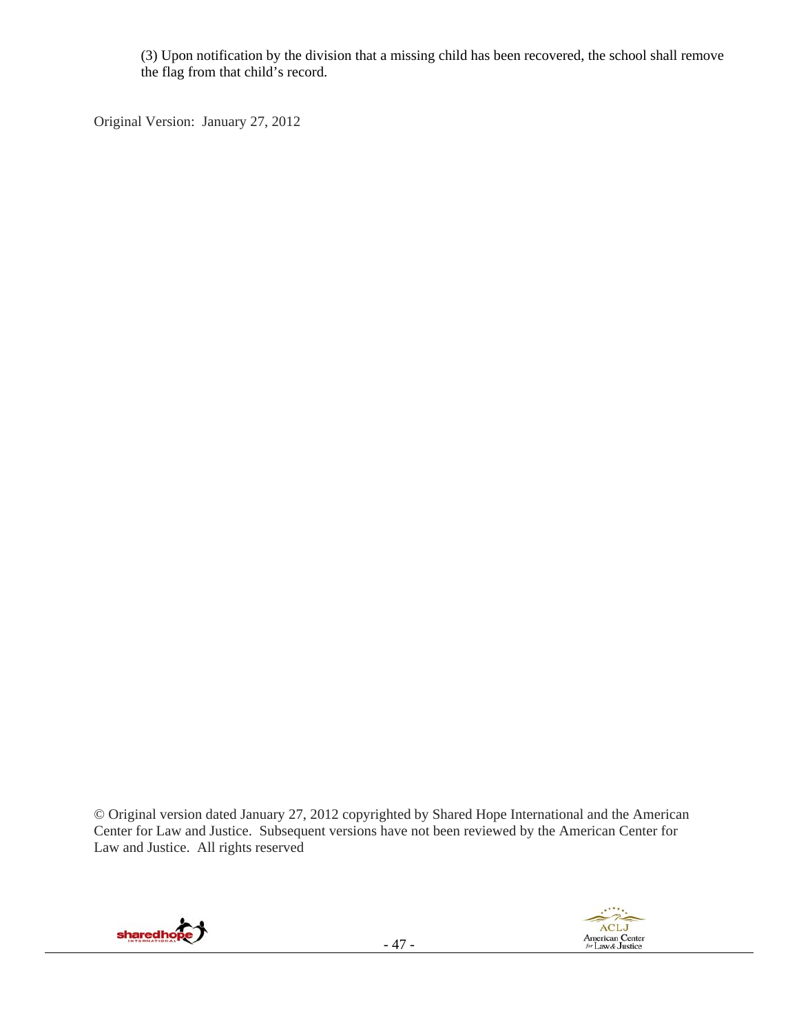(3) Upon notification by the division that a missing child has been recovered, the school shall remove the flag from that child's record.

Original Version: January 27, 2012

© Original version dated January 27, 2012 copyrighted by Shared Hope International and the American Center for Law and Justice. Subsequent versions have not been reviewed by the American Center for Law and Justice. All rights reserved